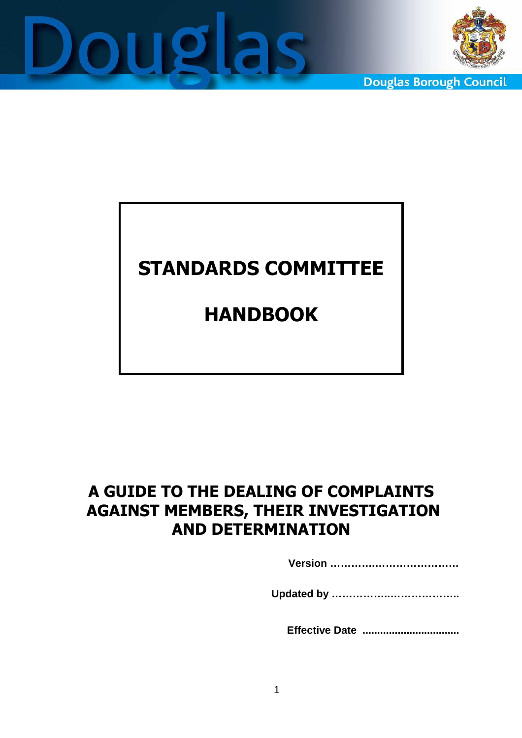Douglas

Douglas Borough Council

# STANDARDS COMMITTEE

# HANDBOOK

## A GUIDE TO THE DEALING OF COMPLAINTS AGAINST MEMBERS, THEIR INVESTIGATION AND DETERMINATION

**Version …………..……………………**

**Updated by ………………..……………..**

**Effective Date .................................**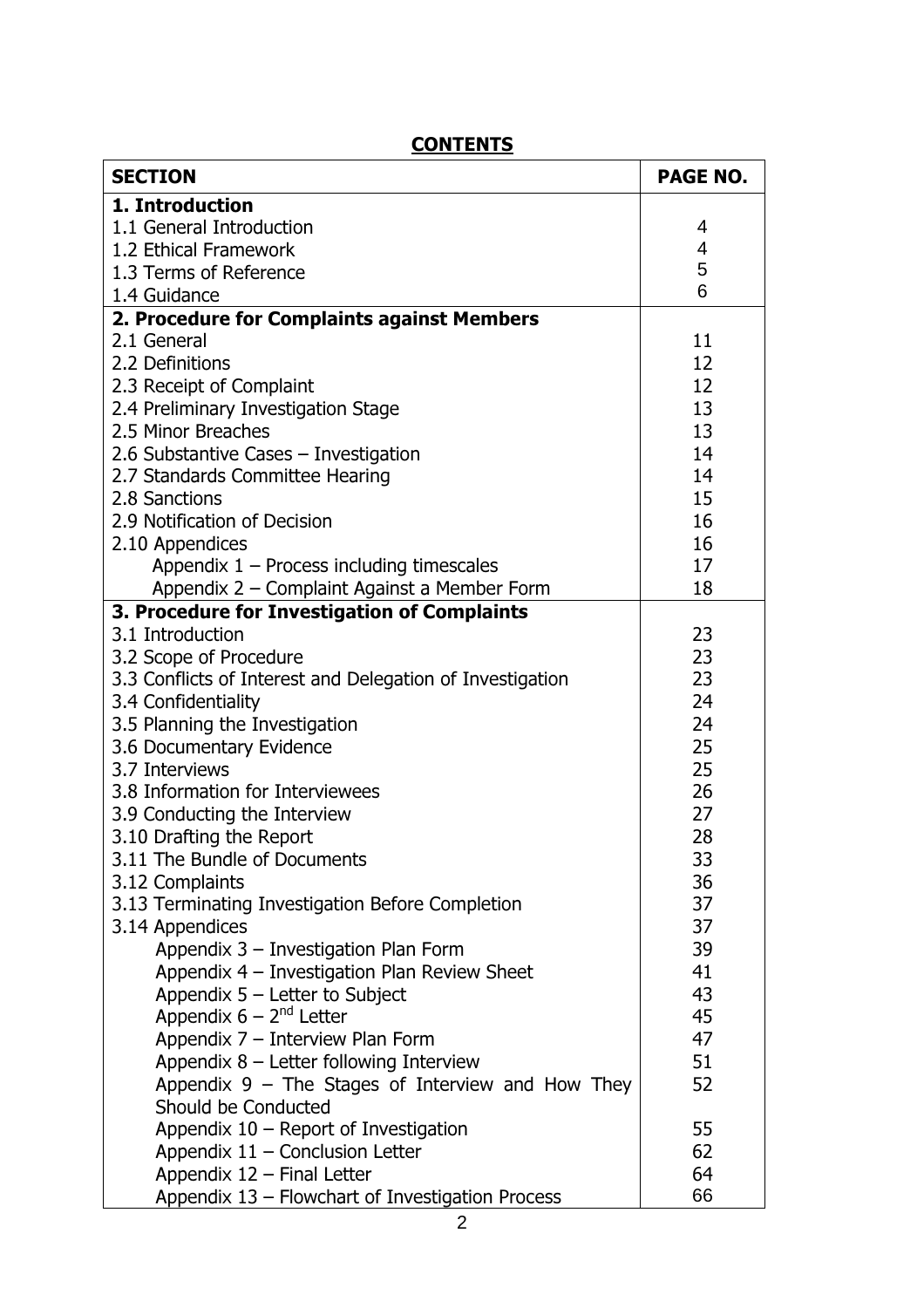# CONTENTS

| SECTION | PAGE NO. |
|---|---|
| **1. Introduction** | |
| 1.1 General Introduction | 4 |
| 1.2 Ethical Framework | 4 |
| 1.3 Terms of Reference | 5 |
| 1.4 Guidance | 6 |
| **2. Procedure for Complaints against Members** | |
| 2.1 General | 11 |
| 2.2 Definitions | 12 |
| 2.3 Receipt of Complaint | 12 |
| 2.4 Preliminary Investigation Stage | 13 |
| 2.5 Minor Breaches | 13 |
| 2.6 Substantive Cases – Investigation | 14 |
| 2.7 Standards Committee Hearing | 14 |
| 2.8 Sanctions | 15 |
| 2.9 Notification of Decision | 16 |
| 2.10 Appendices | 16 |
| Appendix 1 – Process including timescales | 17 |
| Appendix 2 – Complaint Against a Member Form | 18 |
| **3. Procedure for Investigation of Complaints** | |
| 3.1 Introduction | 23 |
| 3.2 Scope of Procedure | 23 |
| 3.3 Conflicts of Interest and Delegation of Investigation | 23 |
| 3.4 Confidentiality | 24 |
| 3.5 Planning the Investigation | 24 |
| 3.6 Documentary Evidence | 25 |
| 3.7 Interviews | 25 |
| 3.8 Information for Interviewees | 26 |
| 3.9 Conducting the Interview | 27 |
| 3.10 Drafting the Report | 28 |
| 3.11 The Bundle of Documents | 33 |
| 3.12 Complaints | 36 |
| 3.13 Terminating Investigation Before Completion | 37 |
| 3.14 Appendices | 37 |
| Appendix 3 – Investigation Plan Form | 39 |
| Appendix 4 – Investigation Plan Review Sheet | 41 |
| Appendix 5 – Letter to Subject | 43 |
| Appendix 6 – 2nd Letter | 45 |
| Appendix 7 – Interview Plan Form | 47 |
| Appendix 8 – Letter following Interview | 51 |
| Appendix 9 – The Stages of Interview and How They Should be Conducted | 52 |
| Appendix 10 – Report of Investigation | 55 |
| Appendix 11 – Conclusion Letter | 62 |
| Appendix 12 – Final Letter | 64 |
| Appendix 13 – Flowchart of Investigation Process | 66 |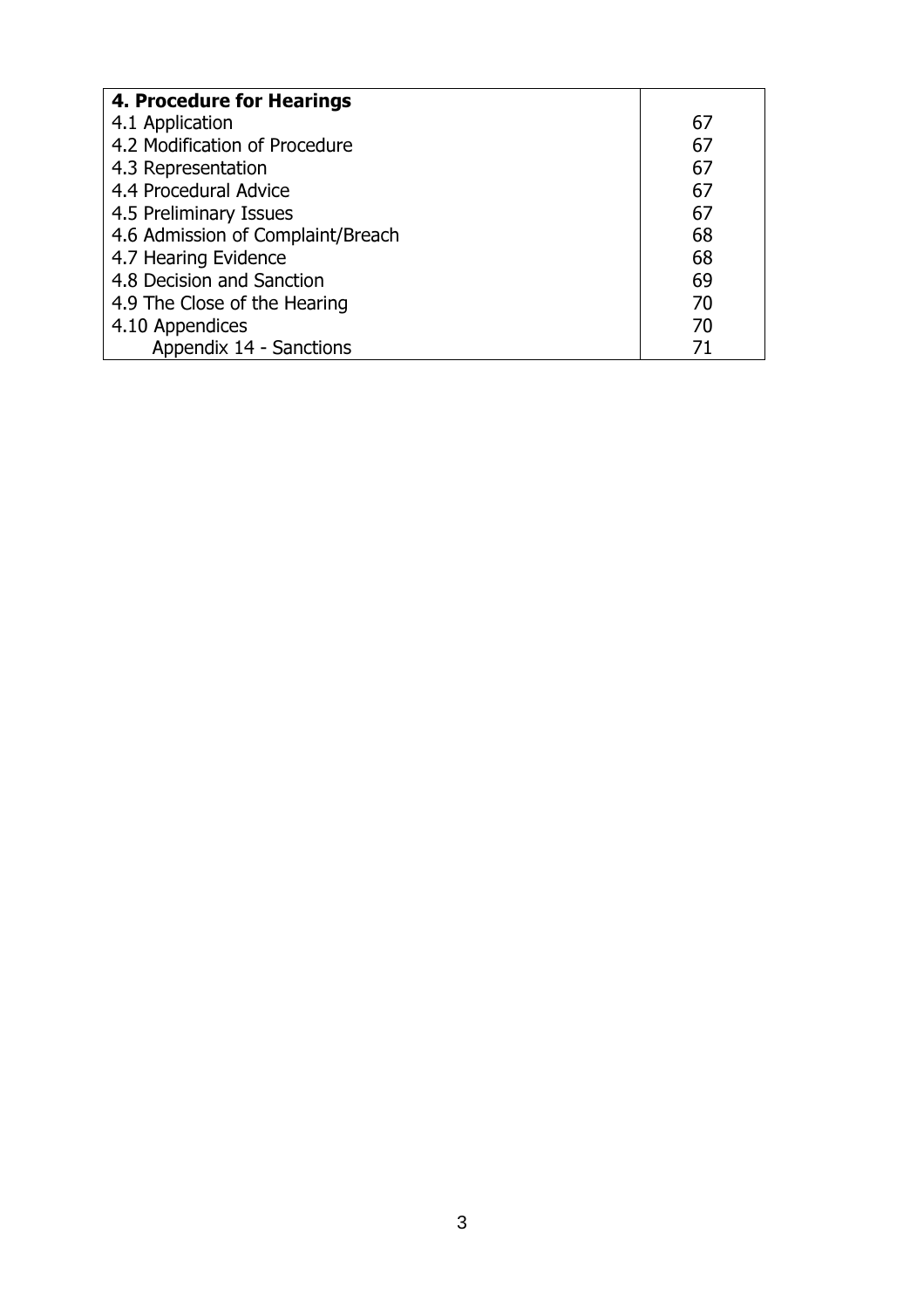| **4. Procedure for Hearings** | |
|---|---|
| 4.1 Application | 67 |
| 4.2 Modification of Procedure | 67 |
| 4.3 Representation | 67 |
| 4.4 Procedural Advice | 67 |
| 4.5 Preliminary Issues | 67 |
| 4.6 Admission of Complaint/Breach | 68 |
| 4.7 Hearing Evidence | 68 |
| 4.8 Decision and Sanction | 69 |
| 4.9 The Close of the Hearing | 70 |
| 4.10 Appendices | 70 |
| Appendix 14 - Sanctions | 71 |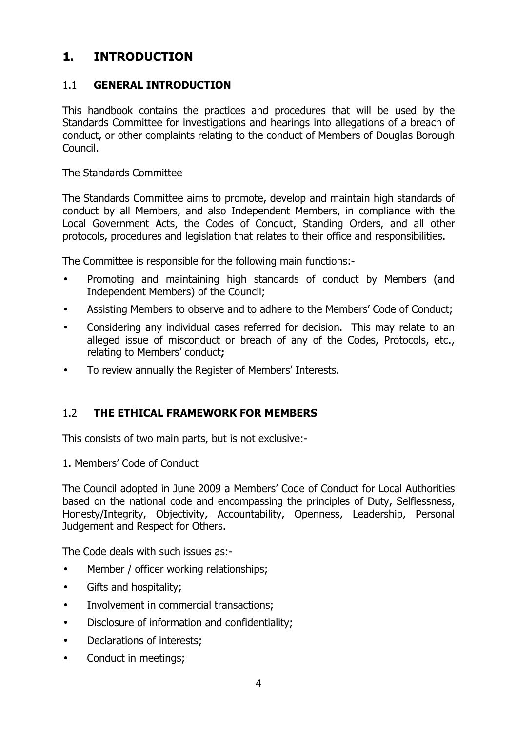# 1. INTRODUCTION

## 1.1 GENERAL INTRODUCTION

This handbook contains the practices and procedures that will be used by the Standards Committee for investigations and hearings into allegations of a breach of conduct, or other complaints relating to the conduct of Members of Douglas Borough Council.

<u>The Standards Committee</u>

The Standards Committee aims to promote, develop and maintain high standards of conduct by all Members, and also Independent Members, in compliance with the Local Government Acts, the Codes of Conduct, Standing Orders, and all other protocols, procedures and legislation that relates to their office and responsibilities.

The Committee is responsible for the following main functions:-

- Promoting and maintaining high standards of conduct by Members (and Independent Members) of the Council;
- Assisting Members to observe and to adhere to the Members' Code of Conduct;
- Considering any individual cases referred for decision. This may relate to an alleged issue of misconduct or breach of any of the Codes, Protocols, etc., relating to Members' conduct**;**
- To review annually the Register of Members' Interests.

## 1.2 THE ETHICAL FRAMEWORK FOR MEMBERS

This consists of two main parts, but is not exclusive:-

1. Members' Code of Conduct

The Council adopted in June 2009 a Members' Code of Conduct for Local Authorities based on the national code and encompassing the principles of Duty, Selflessness, Honesty/Integrity, Objectivity, Accountability, Openness, Leadership, Personal Judgement and Respect for Others.

The Code deals with such issues as:-

- Member / officer working relationships;
- Gifts and hospitality;
- Involvement in commercial transactions;
- Disclosure of information and confidentiality;
- Declarations of interests;
- Conduct in meetings;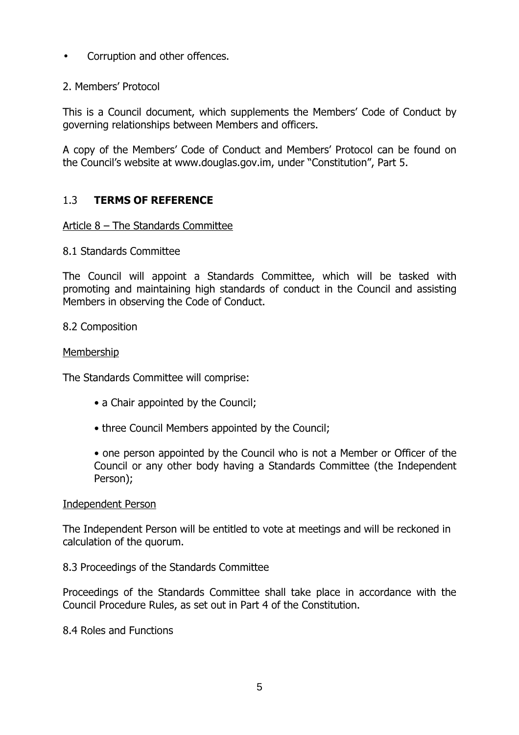- Corruption and other offences.

2. Members' Protocol

This is a Council document, which supplements the Members' Code of Conduct by governing relationships between Members and officers.

A copy of the Members' Code of Conduct and Members' Protocol can be found on the Council's website at www.douglas.gov.im, under "Constitution", Part 5.

## 1.3 **TERMS OF REFERENCE**

Article 8 – The Standards Committee

8.1 Standards Committee

The Council will appoint a Standards Committee, which will be tasked with promoting and maintaining high standards of conduct in the Council and assisting Members in observing the Code of Conduct.

8.2 Composition

Membership

The Standards Committee will comprise:

- a Chair appointed by the Council;
- three Council Members appointed by the Council;
- one person appointed by the Council who is not a Member or Officer of the Council or any other body having a Standards Committee (the Independent Person);

Independent Person

The Independent Person will be entitled to vote at meetings and will be reckoned in calculation of the quorum.

8.3 Proceedings of the Standards Committee

Proceedings of the Standards Committee shall take place in accordance with the Council Procedure Rules, as set out in Part 4 of the Constitution.

8.4 Roles and Functions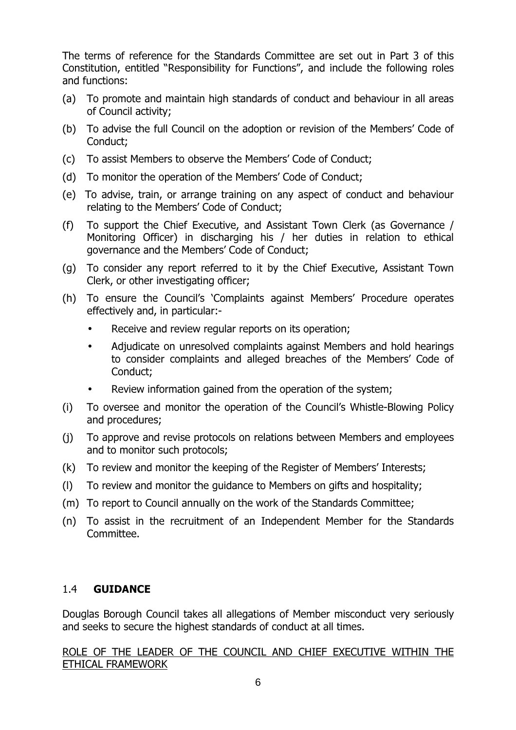The terms of reference for the Standards Committee are set out in Part 3 of this Constitution, entitled "Responsibility for Functions", and include the following roles and functions:

(a) To promote and maintain high standards of conduct and behaviour in all areas of Council activity;

(b) To advise the full Council on the adoption or revision of the Members' Code of Conduct;

(c) To assist Members to observe the Members' Code of Conduct;

(d) To monitor the operation of the Members' Code of Conduct;

(e) To advise, train, or arrange training on any aspect of conduct and behaviour relating to the Members' Code of Conduct;

(f) To support the Chief Executive, and Assistant Town Clerk (as Governance / Monitoring Officer) in discharging his / her duties in relation to ethical governance and the Members' Code of Conduct;

(g) To consider any report referred to it by the Chief Executive, Assistant Town Clerk, or other investigating officer;

(h) To ensure the Council's 'Complaints against Members' Procedure operates effectively and, in particular:-

- Receive and review regular reports on its operation;
- Adjudicate on unresolved complaints against Members and hold hearings to consider complaints and alleged breaches of the Members' Code of Conduct;
- Review information gained from the operation of the system;

(i) To oversee and monitor the operation of the Council's Whistle-Blowing Policy and procedures;

(j) To approve and revise protocols on relations between Members and employees and to monitor such protocols;

(k) To review and monitor the keeping of the Register of Members' Interests;

(l) To review and monitor the guidance to Members on gifts and hospitality;

(m) To report to Council annually on the work of the Standards Committee;

(n) To assist in the recruitment of an Independent Member for the Standards Committee.

## 1.4 **GUIDANCE**

Douglas Borough Council takes all allegations of Member misconduct very seriously and seeks to secure the highest standards of conduct at all times.

<u>ROLE OF THE LEADER OF THE COUNCIL AND CHIEF EXECUTIVE WITHIN THE ETHICAL FRAMEWORK</u>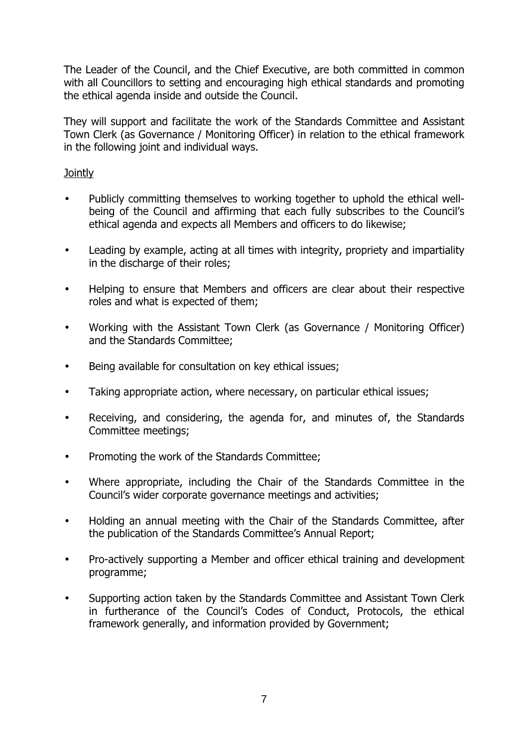The Leader of the Council, and the Chief Executive, are both committed in common with all Councillors to setting and encouraging high ethical standards and promoting the ethical agenda inside and outside the Council.

They will support and facilitate the work of the Standards Committee and Assistant Town Clerk (as Governance / Monitoring Officer) in relation to the ethical framework in the following joint and individual ways.

<u>Jointly</u>

- Publicly committing themselves to working together to uphold the ethical well-being of the Council and affirming that each fully subscribes to the Council's ethical agenda and expects all Members and officers to do likewise;
- Leading by example, acting at all times with integrity, propriety and impartiality in the discharge of their roles;
- Helping to ensure that Members and officers are clear about their respective roles and what is expected of them;
- Working with the Assistant Town Clerk (as Governance / Monitoring Officer) and the Standards Committee;
- Being available for consultation on key ethical issues;
- Taking appropriate action, where necessary, on particular ethical issues;
- Receiving, and considering, the agenda for, and minutes of, the Standards Committee meetings;
- Promoting the work of the Standards Committee;
- Where appropriate, including the Chair of the Standards Committee in the Council's wider corporate governance meetings and activities;
- Holding an annual meeting with the Chair of the Standards Committee, after the publication of the Standards Committee's Annual Report;
- Pro-actively supporting a Member and officer ethical training and development programme;
- Supporting action taken by the Standards Committee and Assistant Town Clerk in furtherance of the Council's Codes of Conduct, Protocols, the ethical framework generally, and information provided by Government;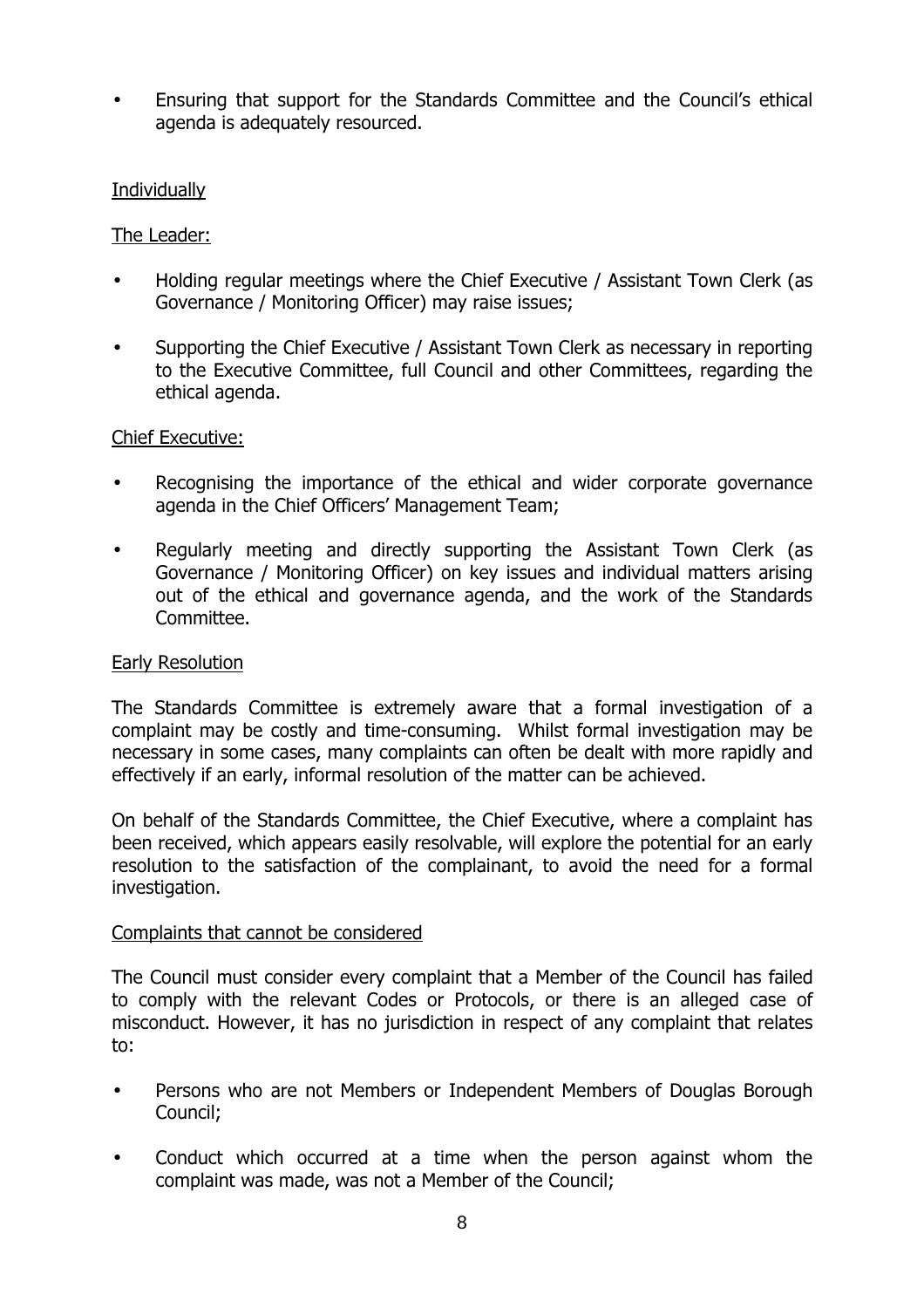- Ensuring that support for the Standards Committee and the Council's ethical agenda is adequately resourced.

Individually

The Leader:

- Holding regular meetings where the Chief Executive / Assistant Town Clerk (as Governance / Monitoring Officer) may raise issues;
- Supporting the Chief Executive / Assistant Town Clerk as necessary in reporting to the Executive Committee, full Council and other Committees, regarding the ethical agenda.

Chief Executive:

- Recognising the importance of the ethical and wider corporate governance agenda in the Chief Officers' Management Team;
- Regularly meeting and directly supporting the Assistant Town Clerk (as Governance / Monitoring Officer) on key issues and individual matters arising out of the ethical and governance agenda, and the work of the Standards Committee.

Early Resolution

The Standards Committee is extremely aware that a formal investigation of a complaint may be costly and time-consuming. Whilst formal investigation may be necessary in some cases, many complaints can often be dealt with more rapidly and effectively if an early, informal resolution of the matter can be achieved.

On behalf of the Standards Committee, the Chief Executive, where a complaint has been received, which appears easily resolvable, will explore the potential for an early resolution to the satisfaction of the complainant, to avoid the need for a formal investigation.

Complaints that cannot be considered

The Council must consider every complaint that a Member of the Council has failed to comply with the relevant Codes or Protocols, or there is an alleged case of misconduct. However, it has no jurisdiction in respect of any complaint that relates to:

- Persons who are not Members or Independent Members of Douglas Borough Council;
- Conduct which occurred at a time when the person against whom the complaint was made, was not a Member of the Council;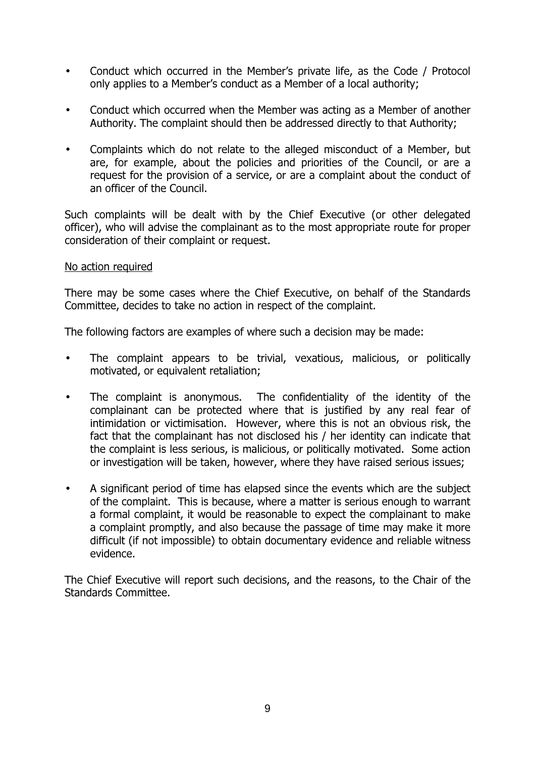- Conduct which occurred in the Member's private life, as the Code / Protocol only applies to a Member's conduct as a Member of a local authority;
- Conduct which occurred when the Member was acting as a Member of another Authority. The complaint should then be addressed directly to that Authority;
- Complaints which do not relate to the alleged misconduct of a Member, but are, for example, about the policies and priorities of the Council, or are a request for the provision of a service, or are a complaint about the conduct of an officer of the Council.

Such complaints will be dealt with by the Chief Executive (or other delegated officer), who will advise the complainant as to the most appropriate route for proper consideration of their complaint or request.

<u>No action required</u>

There may be some cases where the Chief Executive, on behalf of the Standards Committee, decides to take no action in respect of the complaint.

The following factors are examples of where such a decision may be made:

- The complaint appears to be trivial, vexatious, malicious, or politically motivated, or equivalent retaliation;
- The complaint is anonymous. The confidentiality of the identity of the complainant can be protected where that is justified by any real fear of intimidation or victimisation. However, where this is not an obvious risk, the fact that the complainant has not disclosed his / her identity can indicate that the complaint is less serious, is malicious, or politically motivated. Some action or investigation will be taken, however, where they have raised serious issues;
- A significant period of time has elapsed since the events which are the subject of the complaint. This is because, where a matter is serious enough to warrant a formal complaint, it would be reasonable to expect the complainant to make a complaint promptly, and also because the passage of time may make it more difficult (if not impossible) to obtain documentary evidence and reliable witness evidence.

The Chief Executive will report such decisions, and the reasons, to the Chair of the Standards Committee.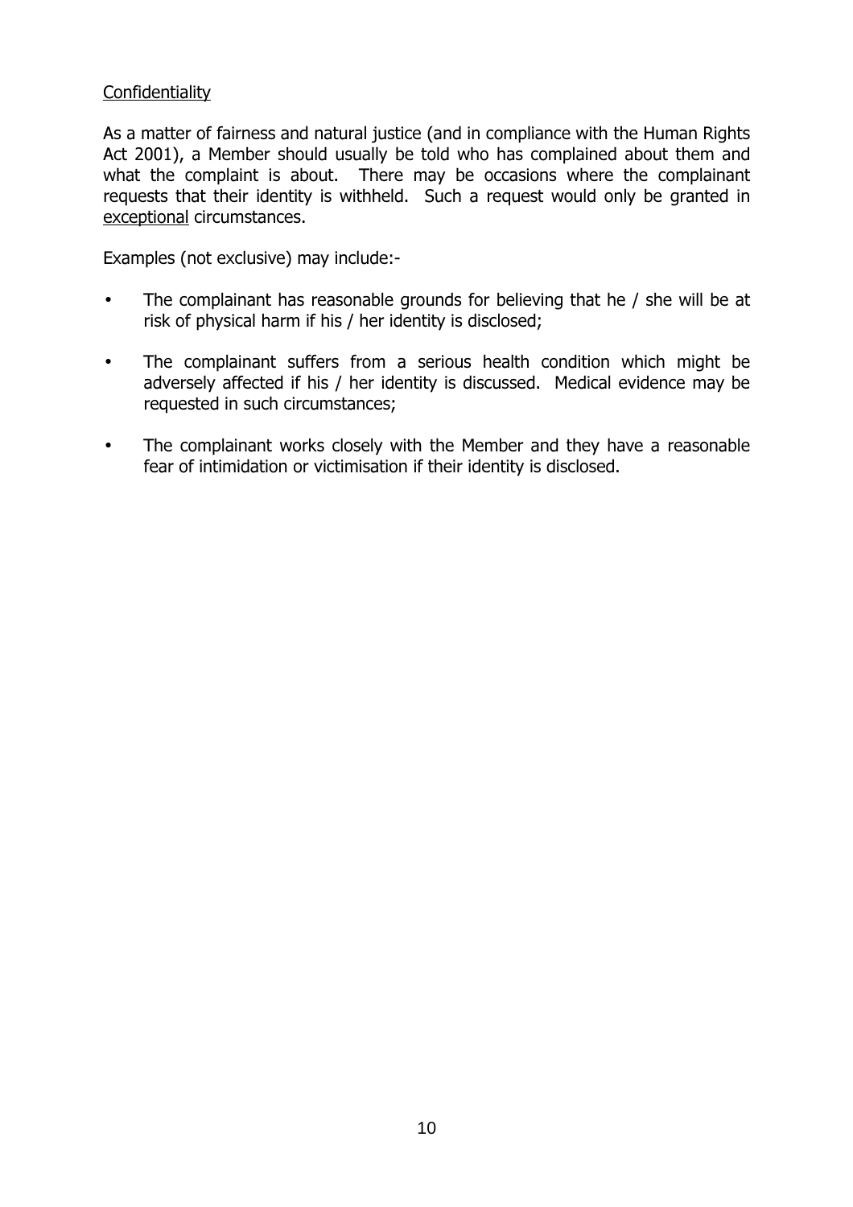<u>Confidentiality</u>

As a matter of fairness and natural justice (and in compliance with the Human Rights Act 2001), a Member should usually be told who has complained about them and what the complaint is about. There may be occasions where the complainant requests that their identity is withheld. Such a request would only be granted in <u>exceptional</u> circumstances.

Examples (not exclusive) may include:-

- The complainant has reasonable grounds for believing that he / she will be at risk of physical harm if his / her identity is disclosed;
- The complainant suffers from a serious health condition which might be adversely affected if his / her identity is discussed. Medical evidence may be requested in such circumstances;
- The complainant works closely with the Member and they have a reasonable fear of intimidation or victimisation if their identity is disclosed.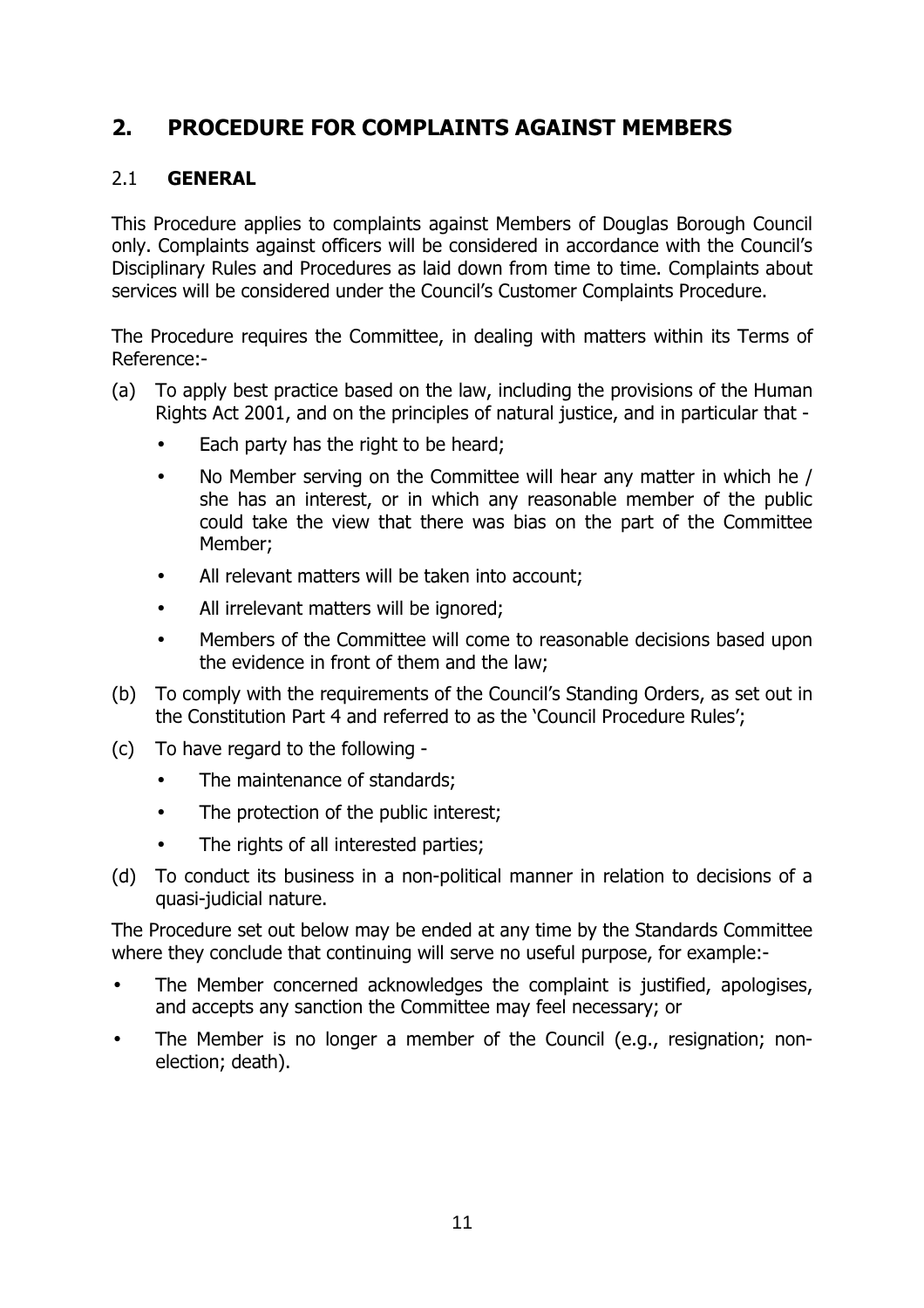## 2. PROCEDURE FOR COMPLAINTS AGAINST MEMBERS

### 2.1 GENERAL

This Procedure applies to complaints against Members of Douglas Borough Council only. Complaints against officers will be considered in accordance with the Council's Disciplinary Rules and Procedures as laid down from time to time. Complaints about services will be considered under the Council's Customer Complaints Procedure.

The Procedure requires the Committee, in dealing with matters within its Terms of Reference:-

(a) To apply best practice based on the law, including the provisions of the Human Rights Act 2001, and on the principles of natural justice, and in particular that -

- Each party has the right to be heard;
- No Member serving on the Committee will hear any matter in which he / she has an interest, or in which any reasonable member of the public could take the view that there was bias on the part of the Committee Member;
- All relevant matters will be taken into account;
- All irrelevant matters will be ignored;
- Members of the Committee will come to reasonable decisions based upon the evidence in front of them and the law;

(b) To comply with the requirements of the Council's Standing Orders, as set out in the Constitution Part 4 and referred to as the 'Council Procedure Rules';

(c) To have regard to the following -

- The maintenance of standards;
- The protection of the public interest;
- The rights of all interested parties;

(d) To conduct its business in a non-political manner in relation to decisions of a quasi-judicial nature.

The Procedure set out below may be ended at any time by the Standards Committee where they conclude that continuing will serve no useful purpose, for example:-

- The Member concerned acknowledges the complaint is justified, apologises, and accepts any sanction the Committee may feel necessary; or
- The Member is no longer a member of the Council (e.g., resignation; non-election; death).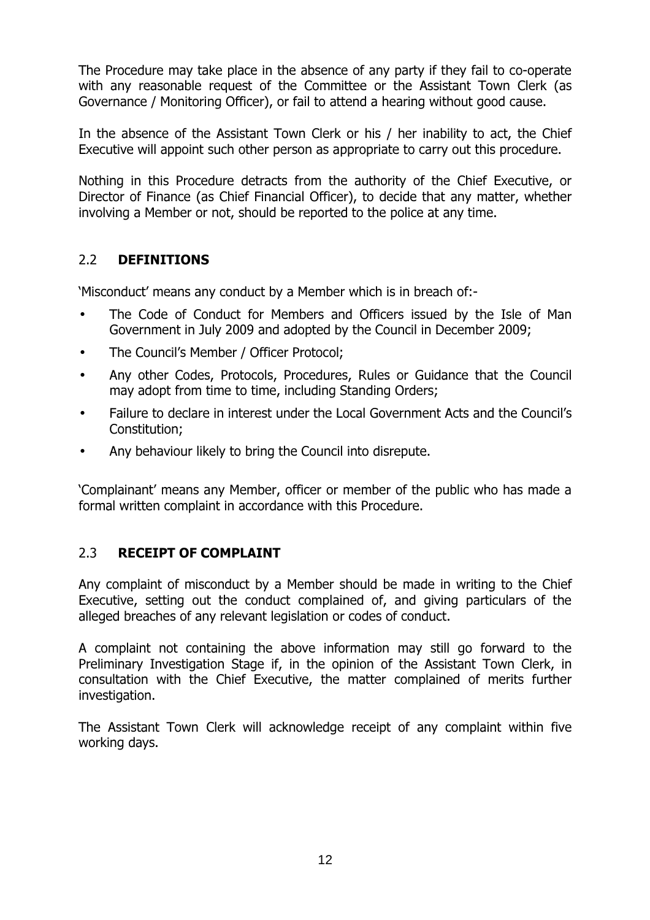The Procedure may take place in the absence of any party if they fail to co-operate with any reasonable request of the Committee or the Assistant Town Clerk (as Governance / Monitoring Officer), or fail to attend a hearing without good cause.

In the absence of the Assistant Town Clerk or his / her inability to act, the Chief Executive will appoint such other person as appropriate to carry out this procedure.

Nothing in this Procedure detracts from the authority of the Chief Executive, or Director of Finance (as Chief Financial Officer), to decide that any matter, whether involving a Member or not, should be reported to the police at any time.

## 2.2 DEFINITIONS

'Misconduct' means any conduct by a Member which is in breach of:-

- The Code of Conduct for Members and Officers issued by the Isle of Man Government in July 2009 and adopted by the Council in December 2009;
- The Council's Member / Officer Protocol;
- Any other Codes, Protocols, Procedures, Rules or Guidance that the Council may adopt from time to time, including Standing Orders;
- Failure to declare in interest under the Local Government Acts and the Council's Constitution;
- Any behaviour likely to bring the Council into disrepute.

'Complainant' means any Member, officer or member of the public who has made a formal written complaint in accordance with this Procedure.

## 2.3 RECEIPT OF COMPLAINT

Any complaint of misconduct by a Member should be made in writing to the Chief Executive, setting out the conduct complained of, and giving particulars of the alleged breaches of any relevant legislation or codes of conduct.

A complaint not containing the above information may still go forward to the Preliminary Investigation Stage if, in the opinion of the Assistant Town Clerk, in consultation with the Chief Executive, the matter complained of merits further investigation.

The Assistant Town Clerk will acknowledge receipt of any complaint within five working days.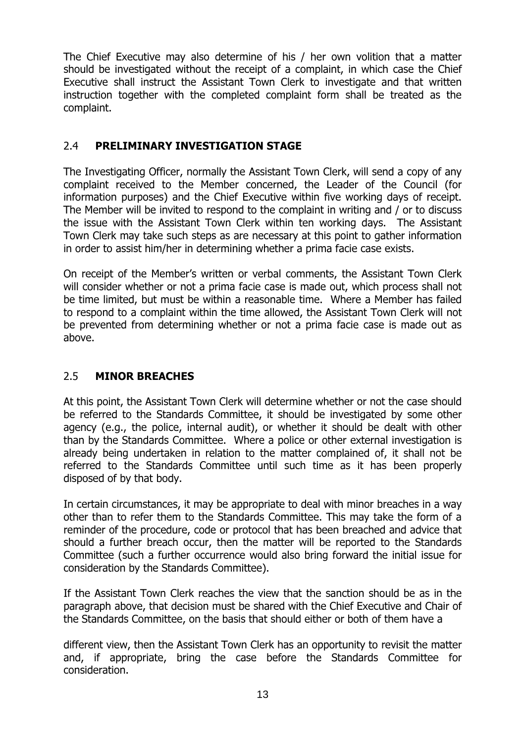The Chief Executive may also determine of his / her own volition that a matter should be investigated without the receipt of a complaint, in which case the Chief Executive shall instruct the Assistant Town Clerk to investigate and that written instruction together with the completed complaint form shall be treated as the complaint.

## 2.4 **PRELIMINARY INVESTIGATION STAGE**

The Investigating Officer, normally the Assistant Town Clerk, will send a copy of any complaint received to the Member concerned, the Leader of the Council (for information purposes) and the Chief Executive within five working days of receipt. The Member will be invited to respond to the complaint in writing and / or to discuss the issue with the Assistant Town Clerk within ten working days. The Assistant Town Clerk may take such steps as are necessary at this point to gather information in order to assist him/her in determining whether a prima facie case exists.

On receipt of the Member's written or verbal comments, the Assistant Town Clerk will consider whether or not a prima facie case is made out, which process shall not be time limited, but must be within a reasonable time. Where a Member has failed to respond to a complaint within the time allowed, the Assistant Town Clerk will not be prevented from determining whether or not a prima facie case is made out as above.

## 2.5 **MINOR BREACHES**

At this point, the Assistant Town Clerk will determine whether or not the case should be referred to the Standards Committee, it should be investigated by some other agency (e.g., the police, internal audit), or whether it should be dealt with other than by the Standards Committee. Where a police or other external investigation is already being undertaken in relation to the matter complained of, it shall not be referred to the Standards Committee until such time as it has been properly disposed of by that body.

In certain circumstances, it may be appropriate to deal with minor breaches in a way other than to refer them to the Standards Committee. This may take the form of a reminder of the procedure, code or protocol that has been breached and advice that should a further breach occur, then the matter will be reported to the Standards Committee (such a further occurrence would also bring forward the initial issue for consideration by the Standards Committee).

If the Assistant Town Clerk reaches the view that the sanction should be as in the paragraph above, that decision must be shared with the Chief Executive and Chair of the Standards Committee, on the basis that should either or both of them have a different view, then the Assistant Town Clerk has an opportunity to revisit the matter and, if appropriate, bring the case before the Standards Committee for consideration.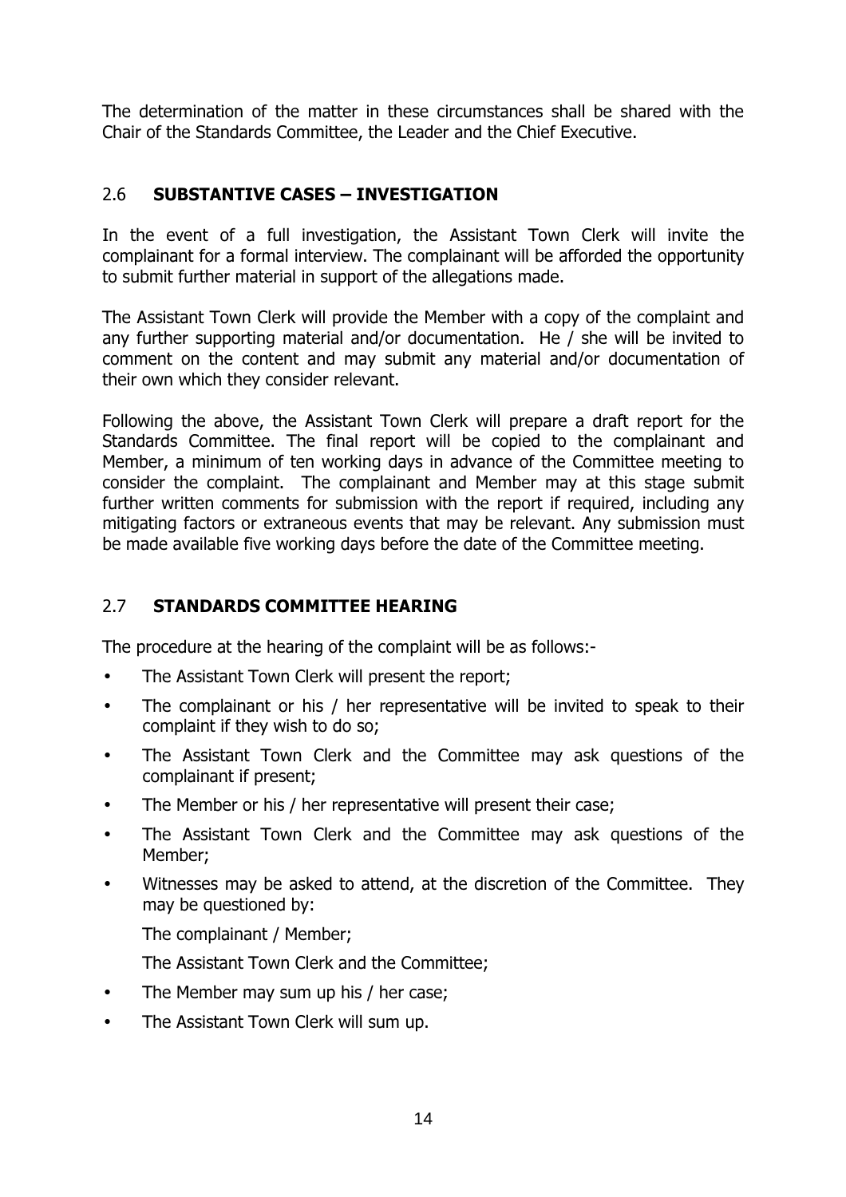The determination of the matter in these circumstances shall be shared with the Chair of the Standards Committee, the Leader and the Chief Executive.

## 2.6 SUBSTANTIVE CASES – INVESTIGATION

In the event of a full investigation, the Assistant Town Clerk will invite the complainant for a formal interview. The complainant will be afforded the opportunity to submit further material in support of the allegations made.

The Assistant Town Clerk will provide the Member with a copy of the complaint and any further supporting material and/or documentation. He / she will be invited to comment on the content and may submit any material and/or documentation of their own which they consider relevant.

Following the above, the Assistant Town Clerk will prepare a draft report for the Standards Committee. The final report will be copied to the complainant and Member, a minimum of ten working days in advance of the Committee meeting to consider the complaint. The complainant and Member may at this stage submit further written comments for submission with the report if required, including any mitigating factors or extraneous events that may be relevant. Any submission must be made available five working days before the date of the Committee meeting.

## 2.7 STANDARDS COMMITTEE HEARING

The procedure at the hearing of the complaint will be as follows:-

- The Assistant Town Clerk will present the report;
- The complainant or his / her representative will be invited to speak to their complaint if they wish to do so;
- The Assistant Town Clerk and the Committee may ask questions of the complainant if present;
- The Member or his / her representative will present their case;
- The Assistant Town Clerk and the Committee may ask questions of the Member;
- Witnesses may be asked to attend, at the discretion of the Committee. They may be questioned by:

  The complainant / Member;

  The Assistant Town Clerk and the Committee;
- The Member may sum up his / her case;
- The Assistant Town Clerk will sum up.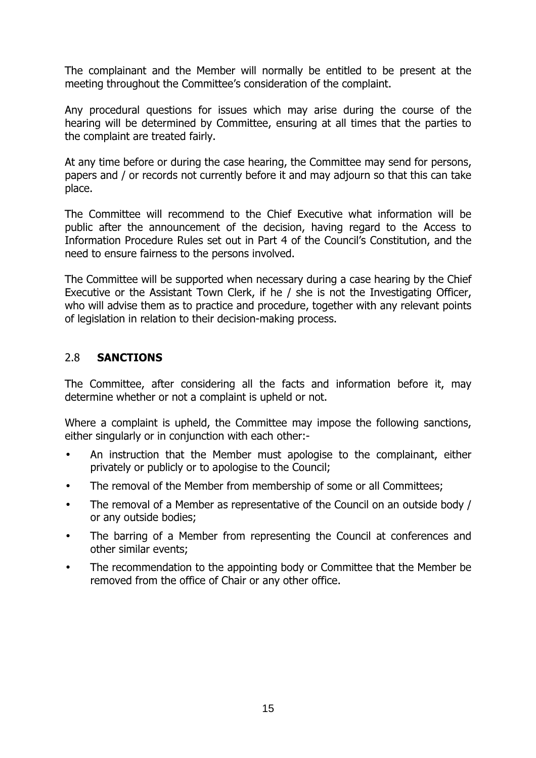The complainant and the Member will normally be entitled to be present at the meeting throughout the Committee's consideration of the complaint.

Any procedural questions for issues which may arise during the course of the hearing will be determined by Committee, ensuring at all times that the parties to the complaint are treated fairly.

At any time before or during the case hearing, the Committee may send for persons, papers and / or records not currently before it and may adjourn so that this can take place.

The Committee will recommend to the Chief Executive what information will be public after the announcement of the decision, having regard to the Access to Information Procedure Rules set out in Part 4 of the Council's Constitution, and the need to ensure fairness to the persons involved.

The Committee will be supported when necessary during a case hearing by the Chief Executive or the Assistant Town Clerk, if he / she is not the Investigating Officer, who will advise them as to practice and procedure, together with any relevant points of legislation in relation to their decision-making process.

## 2.8 **SANCTIONS**

The Committee, after considering all the facts and information before it, may determine whether or not a complaint is upheld or not.

Where a complaint is upheld, the Committee may impose the following sanctions, either singularly or in conjunction with each other:-

- An instruction that the Member must apologise to the complainant, either privately or publicly or to apologise to the Council;
- The removal of the Member from membership of some or all Committees;
- The removal of a Member as representative of the Council on an outside body / or any outside bodies;
- The barring of a Member from representing the Council at conferences and other similar events;
- The recommendation to the appointing body or Committee that the Member be removed from the office of Chair or any other office.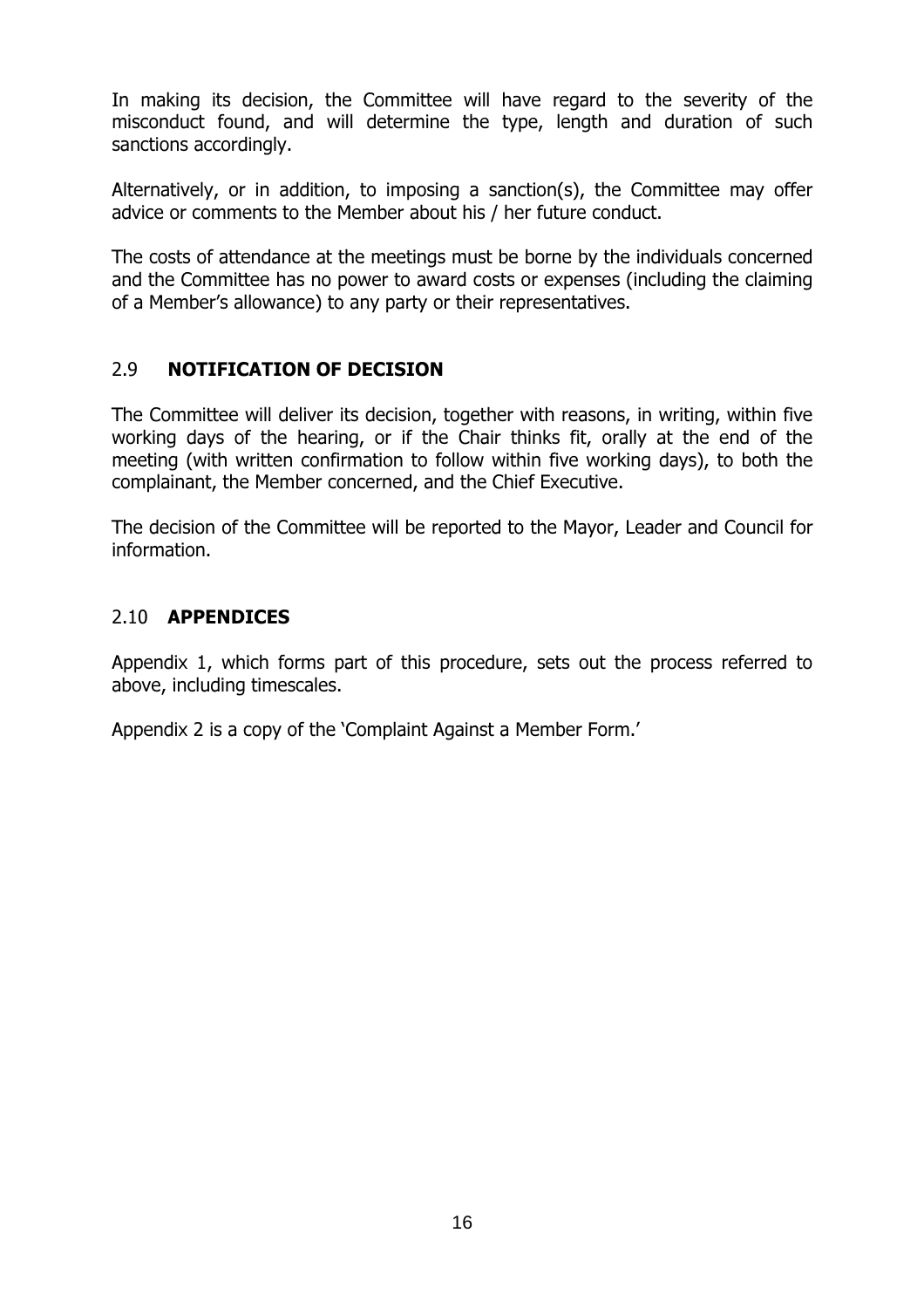In making its decision, the Committee will have regard to the severity of the misconduct found, and will determine the type, length and duration of such sanctions accordingly.

Alternatively, or in addition, to imposing a sanction(s), the Committee may offer advice or comments to the Member about his / her future conduct.

The costs of attendance at the meetings must be borne by the individuals concerned and the Committee has no power to award costs or expenses (including the claiming of a Member's allowance) to any party or their representatives.

## 2.9 **NOTIFICATION OF DECISION**

The Committee will deliver its decision, together with reasons, in writing, within five working days of the hearing, or if the Chair thinks fit, orally at the end of the meeting (with written confirmation to follow within five working days), to both the complainant, the Member concerned, and the Chief Executive.

The decision of the Committee will be reported to the Mayor, Leader and Council for information.

## 2.10 **APPENDICES**

Appendix 1, which forms part of this procedure, sets out the process referred to above, including timescales.

Appendix 2 is a copy of the 'Complaint Against a Member Form.'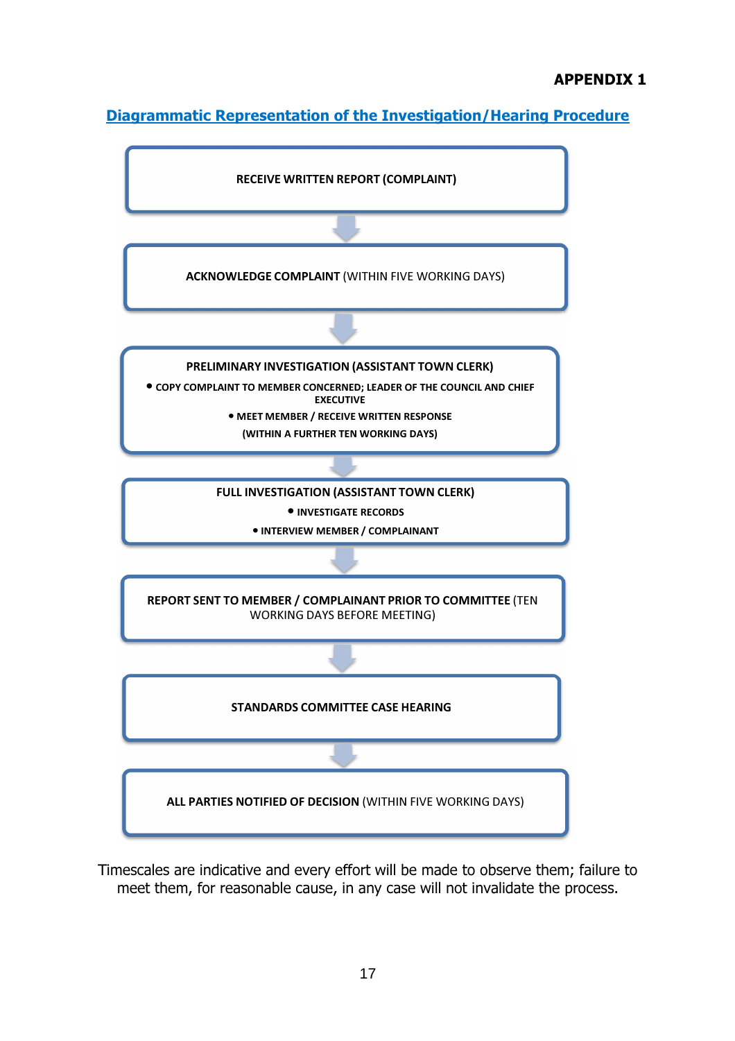**APPENDIX 1**

## Diagrammatic Representation of the Investigation/Hearing Procedure

**RECEIVE WRITTEN REPORT (COMPLAINT)**

↓

**ACKNOWLEDGE COMPLAINT** (WITHIN FIVE WORKING DAYS)

↓

**PRELIMINARY INVESTIGATION (ASSISTANT TOWN CLERK)**

- **COPY COMPLAINT TO MEMBER CONCERNED; LEADER OF THE COUNCIL AND CHIEF EXECUTIVE**
- **MEET MEMBER / RECEIVE WRITTEN RESPONSE**

**(WITHIN A FURTHER TEN WORKING DAYS)**

↓

**FULL INVESTIGATION (ASSISTANT TOWN CLERK)**

- **INVESTIGATE RECORDS**
- **INTERVIEW MEMBER / COMPLAINANT**

↓

**REPORT SENT TO MEMBER / COMPLAINANT PRIOR TO COMMITTEE** (TEN WORKING DAYS BEFORE MEETING)

↓

**STANDARDS COMMITTEE CASE HEARING**

↓

**ALL PARTIES NOTIFIED OF DECISION** (WITHIN FIVE WORKING DAYS)

Timescales are indicative and every effort will be made to observe them; failure to meet them, for reasonable cause, in any case will not invalidate the process.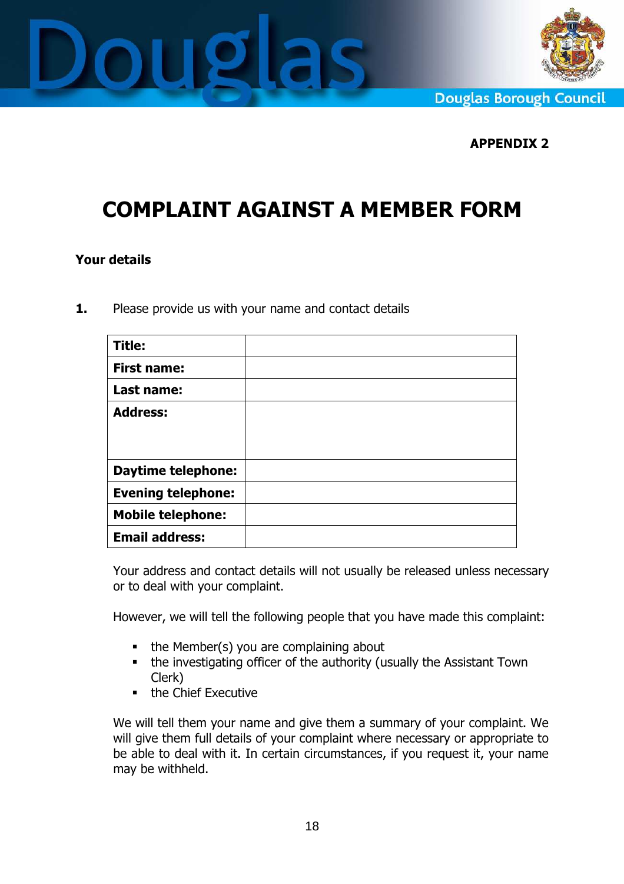APPENDIX 2

# COMPLAINT AGAINST A MEMBER FORM

**Your details**

**1.** Please provide us with your name and contact details

| | |
|---|---|
| **Title:** | |
| **First name:** | |
| **Last name:** | |
| **Address:** | |
| **Daytime telephone:** | |
| **Evening telephone:** | |
| **Mobile telephone:** | |
| **Email address:** | |

Your address and contact details will not usually be released unless necessary or to deal with your complaint.

However, we will tell the following people that you have made this complaint:

- the Member(s) you are complaining about
- the investigating officer of the authority (usually the Assistant Town Clerk)
- the Chief Executive

We will tell them your name and give them a summary of your complaint. We will give them full details of your complaint where necessary or appropriate to be able to deal with it. In certain circumstances, if you request it, your name may be withheld.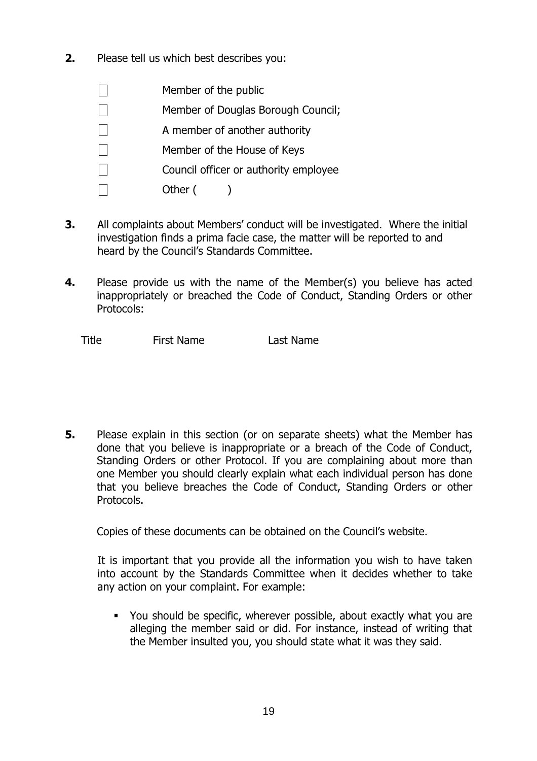**2.** Please tell us which best describes you:

- ☐ Member of the public
- ☐ Member of Douglas Borough Council;
- ☐ A member of another authority
- ☐ Member of the House of Keys
- ☐ Council officer or authority employee
- ☐ Other (        )

**3.** All complaints about Members' conduct will be investigated. Where the initial investigation finds a prima facie case, the matter will be reported to and heard by the Council's Standards Committee.

**4.** Please provide us with the name of the Member(s) you believe has acted inappropriately or breached the Code of Conduct, Standing Orders or other Protocols:

| Title | First Name | Last Name |
|---|---|---|
| | | |

**5.** Please explain in this section (or on separate sheets) what the Member has done that you believe is inappropriate or a breach of the Code of Conduct, Standing Orders or other Protocol. If you are complaining about more than one Member you should clearly explain what each individual person has done that you believe breaches the Code of Conduct, Standing Orders or other Protocols.

Copies of these documents can be obtained on the Council's website.

It is important that you provide all the information you wish to have taken into account by the Standards Committee when it decides whether to take any action on your complaint. For example:

- You should be specific, wherever possible, about exactly what you are alleging the member said or did. For instance, instead of writing that the Member insulted you, you should state what it was they said.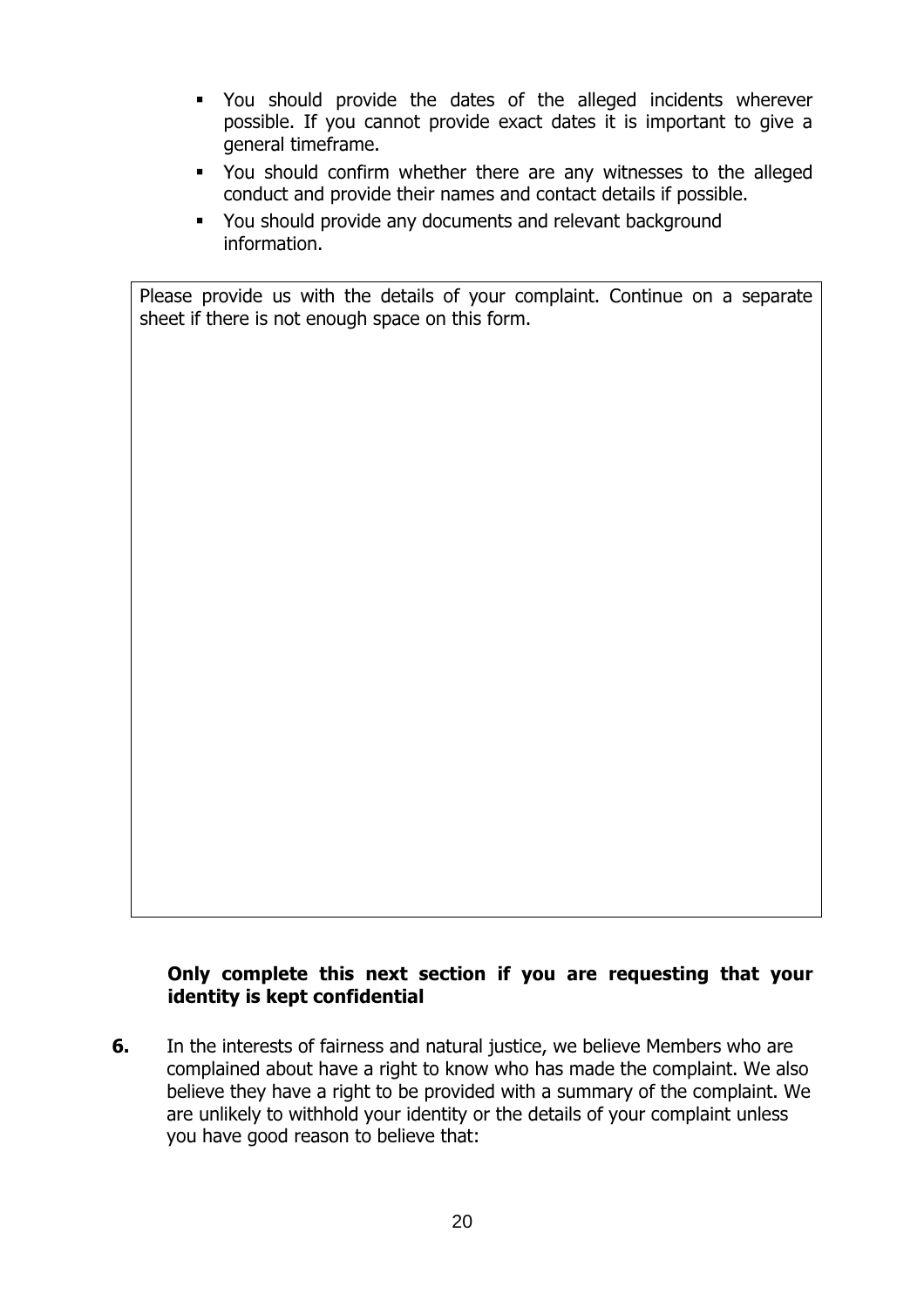- You should provide the dates of the alleged incidents wherever possible. If you cannot provide exact dates it is important to give a general timeframe.
- You should confirm whether there are any witnesses to the alleged conduct and provide their names and contact details if possible.
- You should provide any documents and relevant background information.

| Please provide us with the details of your complaint. Continue on a separate sheet if there is not enough space on this form. |
| --- |
| |

**Only complete this next section if you are requesting that your identity is kept confidential**

**6.** In the interests of fairness and natural justice, we believe Members who are complained about have a right to know who has made the complaint. We also believe they have a right to be provided with a summary of the complaint. We are unlikely to withhold your identity or the details of your complaint unless you have good reason to believe that: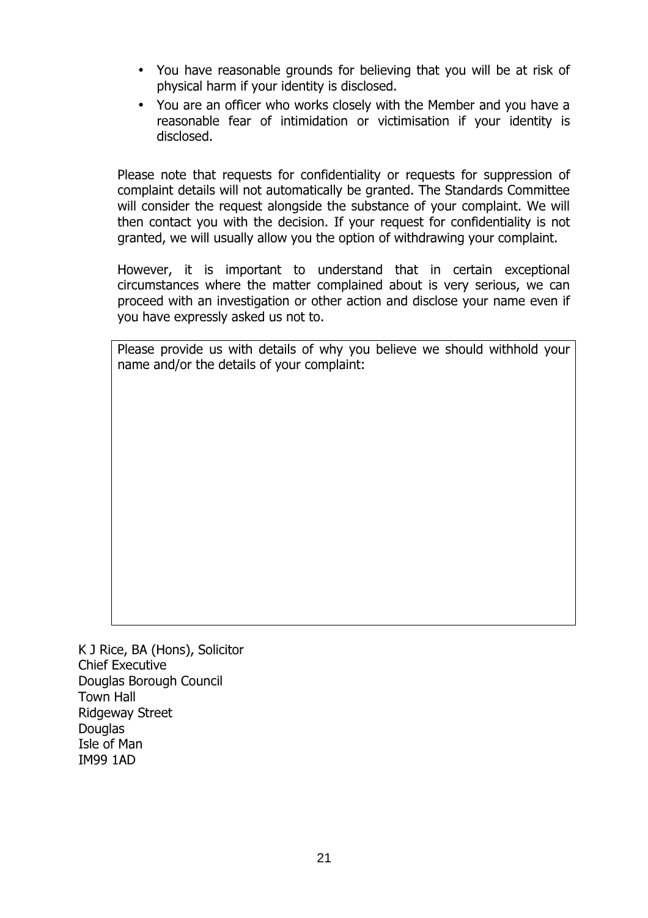- You have reasonable grounds for believing that you will be at risk of physical harm if your identity is disclosed.
- You are an officer who works closely with the Member and you have a reasonable fear of intimidation or victimisation if your identity is disclosed.

Please note that requests for confidentiality or requests for suppression of complaint details will not automatically be granted. The Standards Committee will consider the request alongside the substance of your complaint. We will then contact you with the decision. If your request for confidentiality is not granted, we will usually allow you the option of withdrawing your complaint.

However, it is important to understand that in certain exceptional circumstances where the matter complained about is very serious, we can proceed with an investigation or other action and disclose your name even if you have expressly asked us not to.

| Please provide us with details of why you believe we should withhold your name and/or the details of your complaint: |
| --- |
| |

K J Rice, BA (Hons), Solicitor
Chief Executive
Douglas Borough Council
Town Hall
Ridgeway Street
Douglas
Isle of Man
IM99 1AD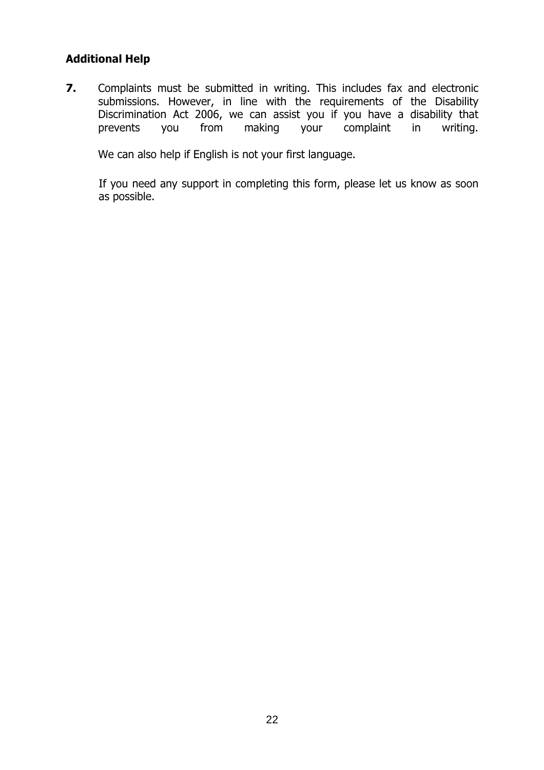### Additional Help

**7.** Complaints must be submitted in writing. This includes fax and electronic submissions. However, in line with the requirements of the Disability Discrimination Act 2006, we can assist you if you have a disability that prevents you from making your complaint in writing.

We can also help if English is not your first language.

If you need any support in completing this form, please let us know as soon as possible.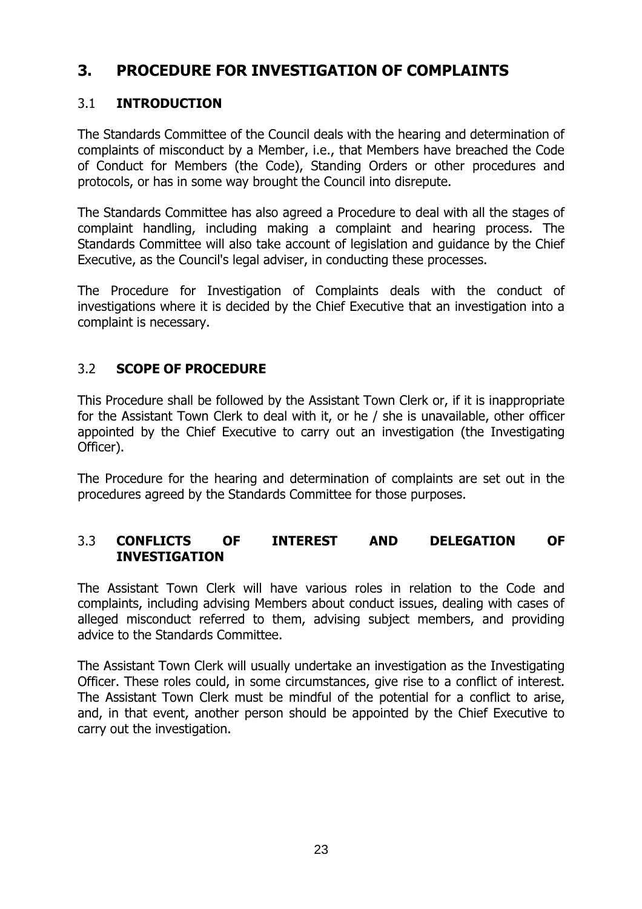# 3. PROCEDURE FOR INVESTIGATION OF COMPLAINTS

## 3.1 INTRODUCTION

The Standards Committee of the Council deals with the hearing and determination of complaints of misconduct by a Member, i.e., that Members have breached the Code of Conduct for Members (the Code), Standing Orders or other procedures and protocols, or has in some way brought the Council into disrepute.

The Standards Committee has also agreed a Procedure to deal with all the stages of complaint handling, including making a complaint and hearing process. The Standards Committee will also take account of legislation and guidance by the Chief Executive, as the Council's legal adviser, in conducting these processes.

The Procedure for Investigation of Complaints deals with the conduct of investigations where it is decided by the Chief Executive that an investigation into a complaint is necessary.

## 3.2 SCOPE OF PROCEDURE

This Procedure shall be followed by the Assistant Town Clerk or, if it is inappropriate for the Assistant Town Clerk to deal with it, or he / she is unavailable, other officer appointed by the Chief Executive to carry out an investigation (the Investigating Officer).

The Procedure for the hearing and determination of complaints are set out in the procedures agreed by the Standards Committee for those purposes.

## 3.3 CONFLICTS OF INTEREST AND DELEGATION OF INVESTIGATION

The Assistant Town Clerk will have various roles in relation to the Code and complaints, including advising Members about conduct issues, dealing with cases of alleged misconduct referred to them, advising subject members, and providing advice to the Standards Committee.

The Assistant Town Clerk will usually undertake an investigation as the Investigating Officer. These roles could, in some circumstances, give rise to a conflict of interest. The Assistant Town Clerk must be mindful of the potential for a conflict to arise, and, in that event, another person should be appointed by the Chief Executive to carry out the investigation.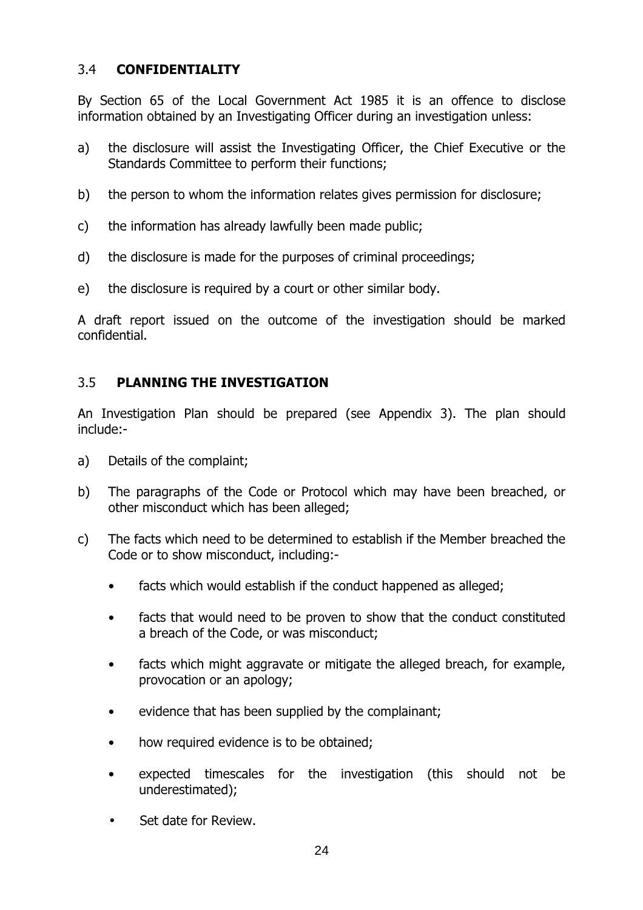## 3.4 CONFIDENTIALITY

By Section 65 of the Local Government Act 1985 it is an offence to disclose information obtained by an Investigating Officer during an investigation unless:

a) the disclosure will assist the Investigating Officer, the Chief Executive or the Standards Committee to perform their functions;

b) the person to whom the information relates gives permission for disclosure;

c) the information has already lawfully been made public;

d) the disclosure is made for the purposes of criminal proceedings;

e) the disclosure is required by a court or other similar body.

A draft report issued on the outcome of the investigation should be marked confidential.

## 3.5 PLANNING THE INVESTIGATION

An Investigation Plan should be prepared (see Appendix 3). The plan should include:-

a) Details of the complaint;

b) The paragraphs of the Code or Protocol which may have been breached, or other misconduct which has been alleged;

c) The facts which need to be determined to establish if the Member breached the Code or to show misconduct, including:-

- facts which would establish if the conduct happened as alleged;
- facts that would need to be proven to show that the conduct constituted a breach of the Code, or was misconduct;
- facts which might aggravate or mitigate the alleged breach, for example, provocation or an apology;
- evidence that has been supplied by the complainant;
- how required evidence is to be obtained;
- expected timescales for the investigation (this should not be underestimated);
- Set date for Review.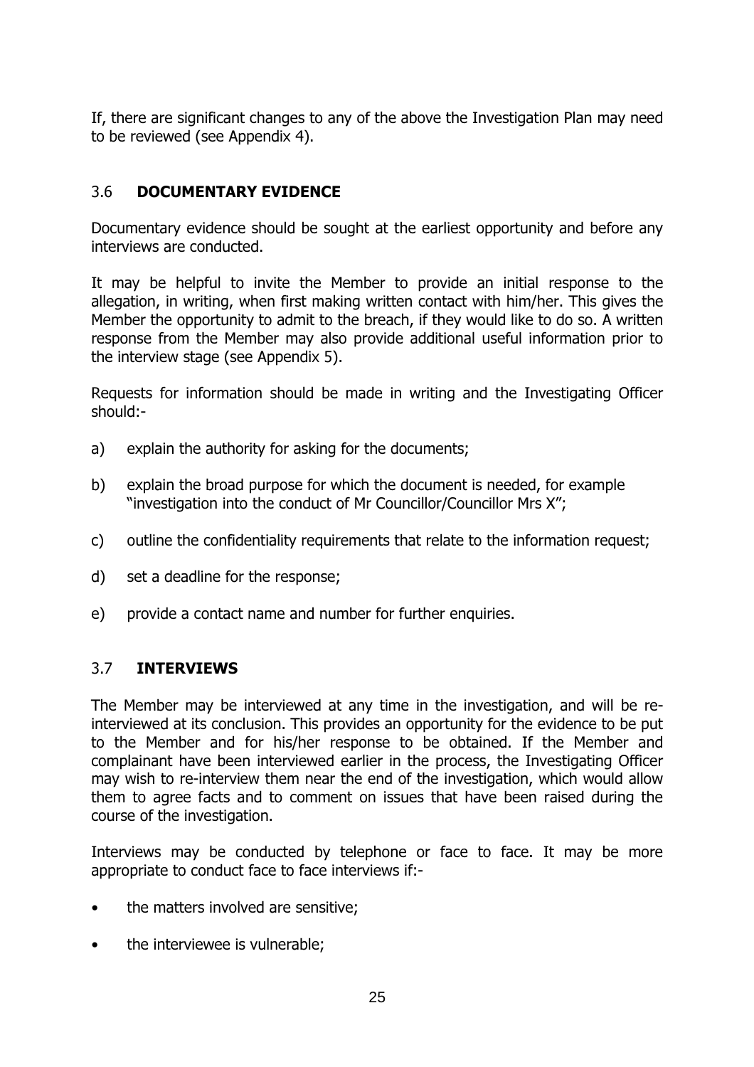If, there are significant changes to any of the above the Investigation Plan may need to be reviewed (see Appendix 4).

## 3.6 **DOCUMENTARY EVIDENCE**

Documentary evidence should be sought at the earliest opportunity and before any interviews are conducted.

It may be helpful to invite the Member to provide an initial response to the allegation, in writing, when first making written contact with him/her. This gives the Member the opportunity to admit to the breach, if they would like to do so. A written response from the Member may also provide additional useful information prior to the interview stage (see Appendix 5).

Requests for information should be made in writing and the Investigating Officer should:-

a) explain the authority for asking for the documents;

b) explain the broad purpose for which the document is needed, for example "investigation into the conduct of Mr Councillor/Councillor Mrs X";

c) outline the confidentiality requirements that relate to the information request;

d) set a deadline for the response;

e) provide a contact name and number for further enquiries.

## 3.7 **INTERVIEWS**

The Member may be interviewed at any time in the investigation, and will be re-interviewed at its conclusion. This provides an opportunity for the evidence to be put to the Member and for his/her response to be obtained. If the Member and complainant have been interviewed earlier in the process, the Investigating Officer may wish to re-interview them near the end of the investigation, which would allow them to agree facts and to comment on issues that have been raised during the course of the investigation.

Interviews may be conducted by telephone or face to face. It may be more appropriate to conduct face to face interviews if:-

- the matters involved are sensitive;
- the interviewee is vulnerable;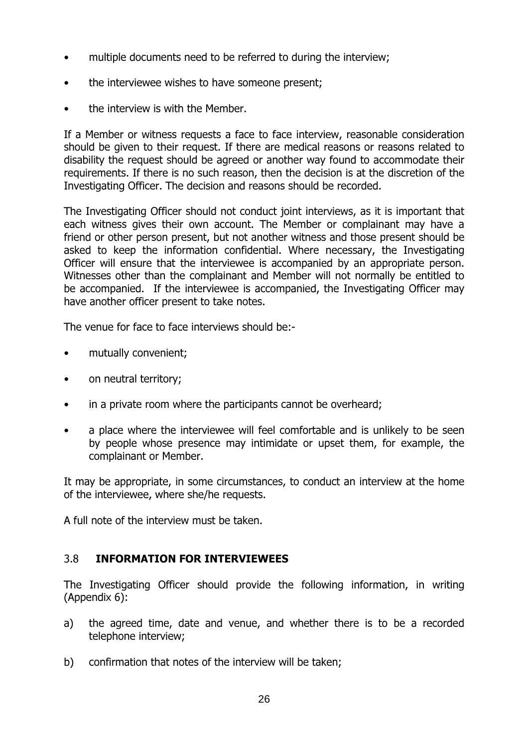- multiple documents need to be referred to during the interview;
- the interviewee wishes to have someone present;
- the interview is with the Member.

If a Member or witness requests a face to face interview, reasonable consideration should be given to their request. If there are medical reasons or reasons related to disability the request should be agreed or another way found to accommodate their requirements. If there is no such reason, then the decision is at the discretion of the Investigating Officer. The decision and reasons should be recorded.

The Investigating Officer should not conduct joint interviews, as it is important that each witness gives their own account. The Member or complainant may have a friend or other person present, but not another witness and those present should be asked to keep the information confidential. Where necessary, the Investigating Officer will ensure that the interviewee is accompanied by an appropriate person. Witnesses other than the complainant and Member will not normally be entitled to be accompanied. If the interviewee is accompanied, the Investigating Officer may have another officer present to take notes.

The venue for face to face interviews should be:-

- mutually convenient;
- on neutral territory;
- in a private room where the participants cannot be overheard;
- a place where the interviewee will feel comfortable and is unlikely to be seen by people whose presence may intimidate or upset them, for example, the complainant or Member.

It may be appropriate, in some circumstances, to conduct an interview at the home of the interviewee, where she/he requests.

A full note of the interview must be taken.

### 3.8 **INFORMATION FOR INTERVIEWEES**

The Investigating Officer should provide the following information, in writing (Appendix 6):

a) the agreed time, date and venue, and whether there is to be a recorded telephone interview;

b) confirmation that notes of the interview will be taken;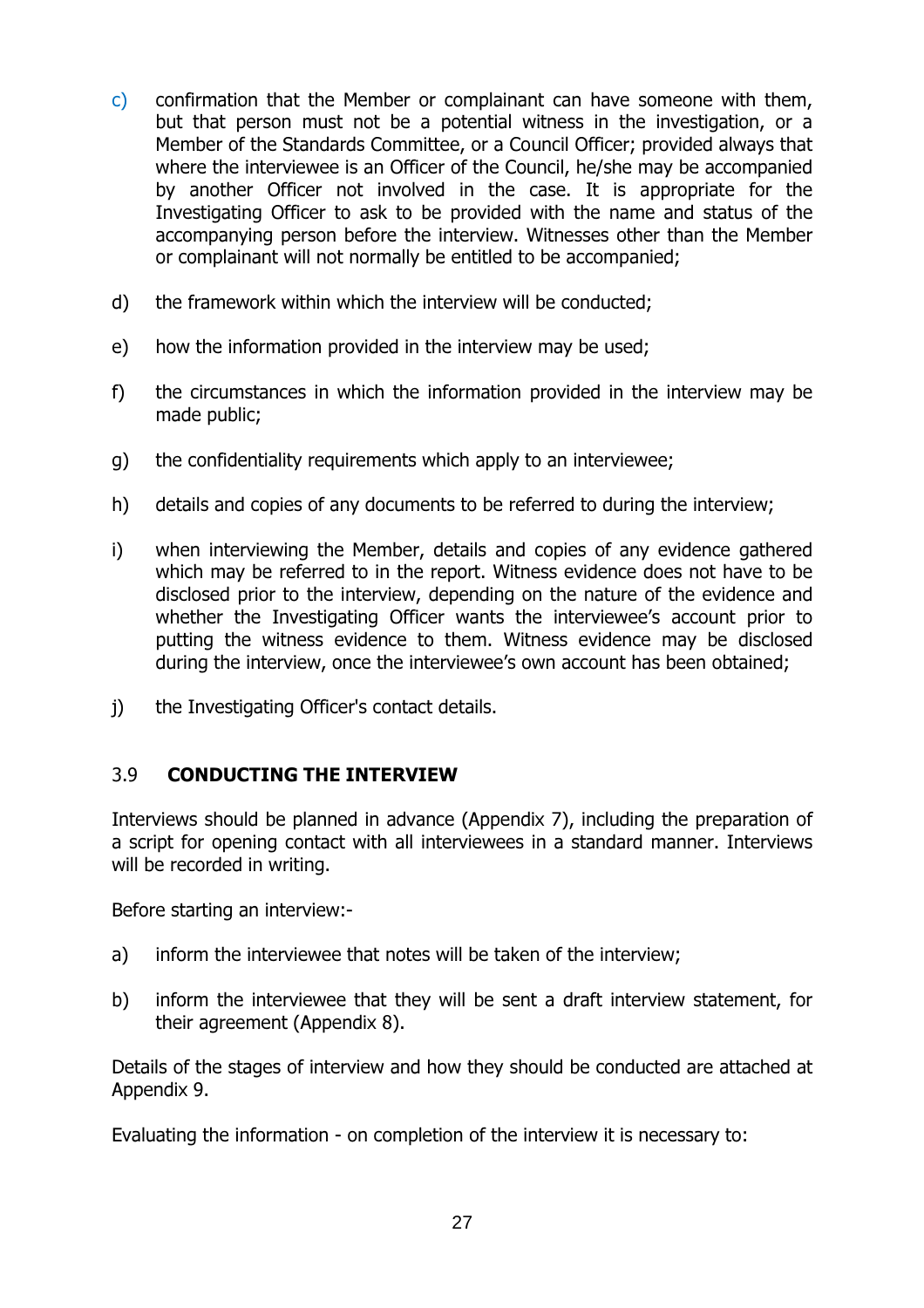c) confirmation that the Member or complainant can have someone with them, but that person must not be a potential witness in the investigation, or a Member of the Standards Committee, or a Council Officer; provided always that where the interviewee is an Officer of the Council, he/she may be accompanied by another Officer not involved in the case. It is appropriate for the Investigating Officer to ask to be provided with the name and status of the accompanying person before the interview. Witnesses other than the Member or complainant will not normally be entitled to be accompanied;

d) the framework within which the interview will be conducted;

e) how the information provided in the interview may be used;

f) the circumstances in which the information provided in the interview may be made public;

g) the confidentiality requirements which apply to an interviewee;

h) details and copies of any documents to be referred to during the interview;

i) when interviewing the Member, details and copies of any evidence gathered which may be referred to in the report. Witness evidence does not have to be disclosed prior to the interview, depending on the nature of the evidence and whether the Investigating Officer wants the interviewee's account prior to putting the witness evidence to them. Witness evidence may be disclosed during the interview, once the interviewee's own account has been obtained;

j) the Investigating Officer's contact details.

### 3.9 CONDUCTING THE INTERVIEW

Interviews should be planned in advance (Appendix 7), including the preparation of a script for opening contact with all interviewees in a standard manner. Interviews will be recorded in writing.

Before starting an interview:-

a) inform the interviewee that notes will be taken of the interview;

b) inform the interviewee that they will be sent a draft interview statement, for their agreement (Appendix 8).

Details of the stages of interview and how they should be conducted are attached at Appendix 9.

Evaluating the information - on completion of the interview it is necessary to: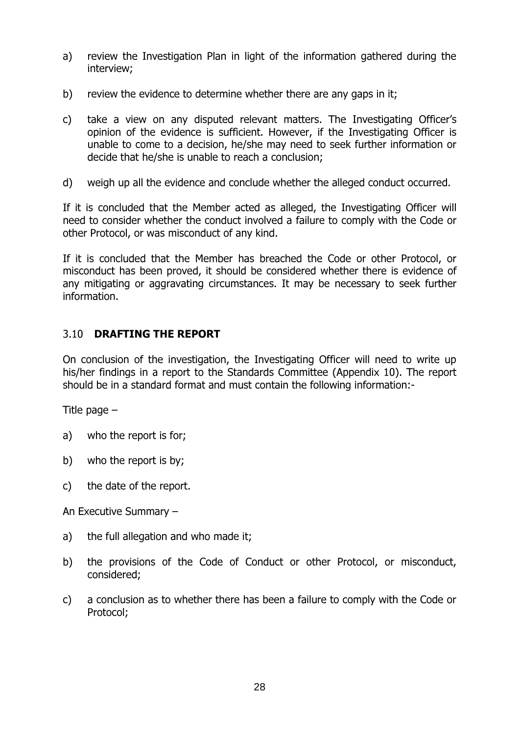a) review the Investigation Plan in light of the information gathered during the interview;

b) review the evidence to determine whether there are any gaps in it;

c) take a view on any disputed relevant matters. The Investigating Officer's opinion of the evidence is sufficient. However, if the Investigating Officer is unable to come to a decision, he/she may need to seek further information or decide that he/she is unable to reach a conclusion;

d) weigh up all the evidence and conclude whether the alleged conduct occurred.

If it is concluded that the Member acted as alleged, the Investigating Officer will need to consider whether the conduct involved a failure to comply with the Code or other Protocol, or was misconduct of any kind.

If it is concluded that the Member has breached the Code or other Protocol, or misconduct has been proved, it should be considered whether there is evidence of any mitigating or aggravating circumstances. It may be necessary to seek further information.

### 3.10 **DRAFTING THE REPORT**

On conclusion of the investigation, the Investigating Officer will need to write up his/her findings in a report to the Standards Committee (Appendix 10). The report should be in a standard format and must contain the following information:-

Title page –

a) who the report is for;

b) who the report is by;

c) the date of the report.

An Executive Summary –

a) the full allegation and who made it;

b) the provisions of the Code of Conduct or other Protocol, or misconduct, considered;

c) a conclusion as to whether there has been a failure to comply with the Code or Protocol;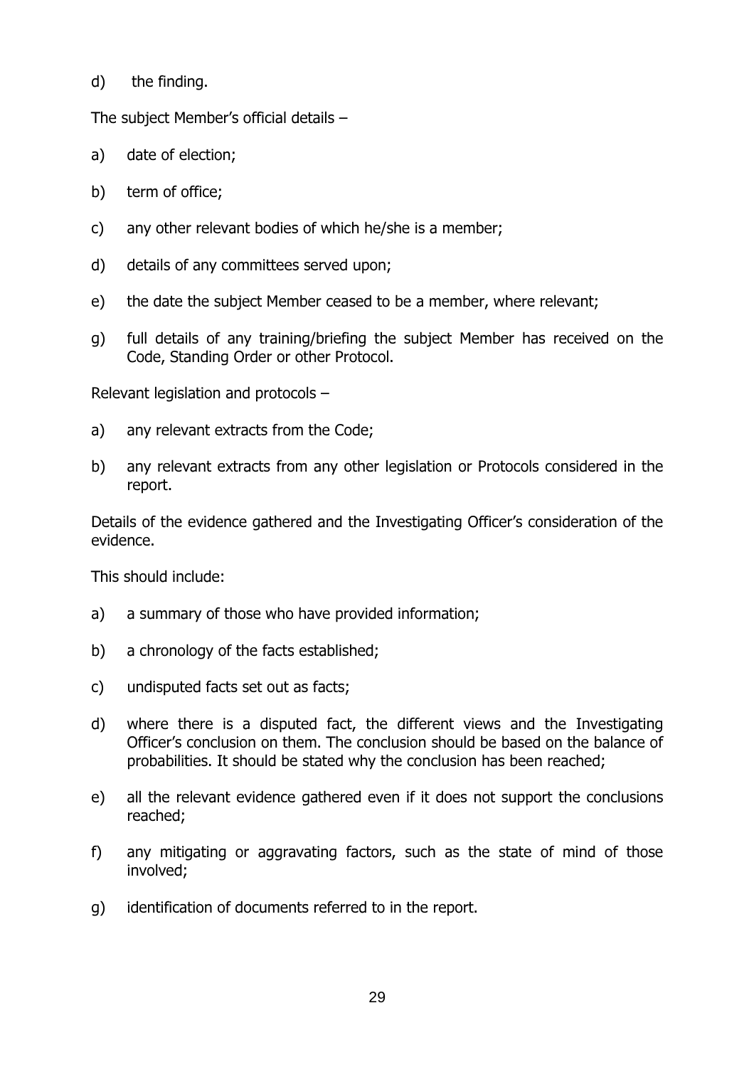d) the finding.

The subject Member's official details –

a) date of election;

b) term of office;

c) any other relevant bodies of which he/she is a member;

d) details of any committees served upon;

e) the date the subject Member ceased to be a member, where relevant;

g) full details of any training/briefing the subject Member has received on the Code, Standing Order or other Protocol.

Relevant legislation and protocols –

a) any relevant extracts from the Code;

b) any relevant extracts from any other legislation or Protocols considered in the report.

Details of the evidence gathered and the Investigating Officer's consideration of the evidence.

This should include:

a) a summary of those who have provided information;

b) a chronology of the facts established;

c) undisputed facts set out as facts;

d) where there is a disputed fact, the different views and the Investigating Officer's conclusion on them. The conclusion should be based on the balance of probabilities. It should be stated why the conclusion has been reached;

e) all the relevant evidence gathered even if it does not support the conclusions reached;

f) any mitigating or aggravating factors, such as the state of mind of those involved;

g) identification of documents referred to in the report.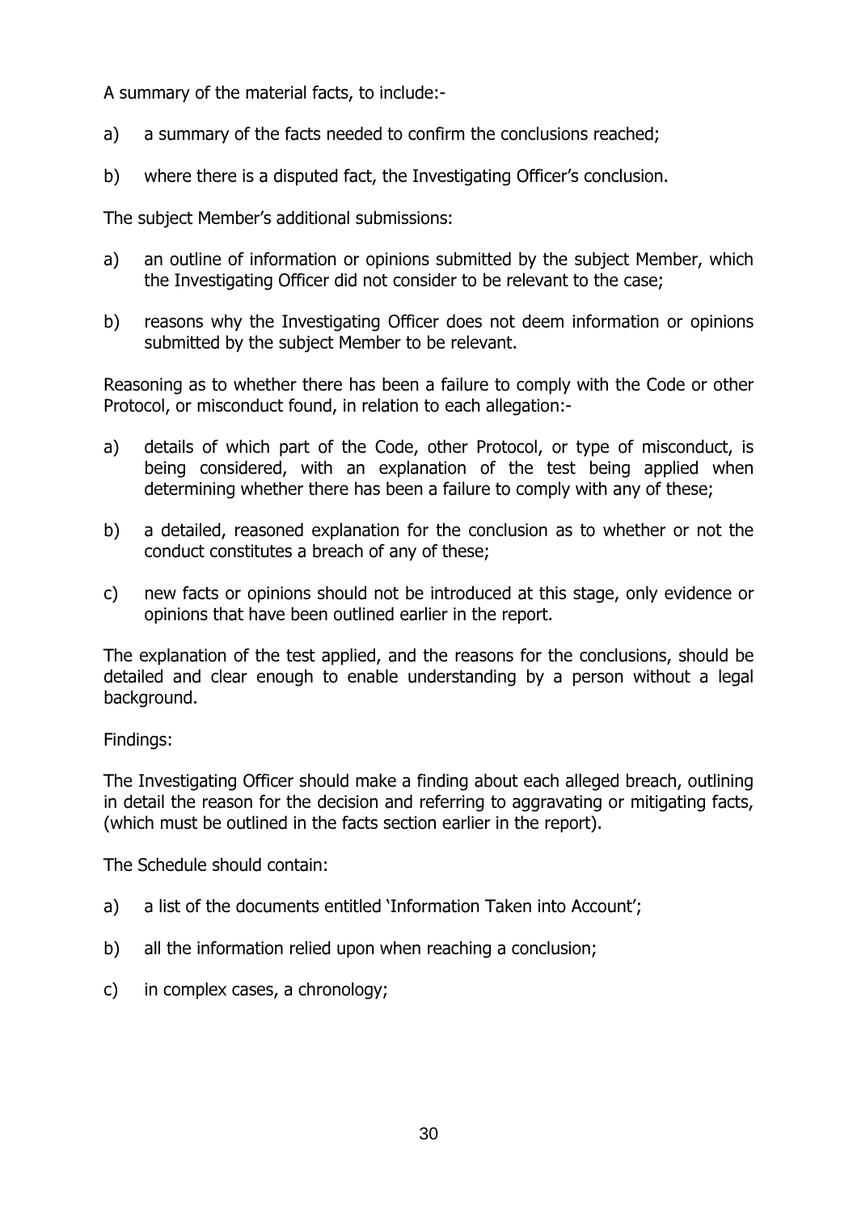A summary of the material facts, to include:-

a) a summary of the facts needed to confirm the conclusions reached;

b) where there is a disputed fact, the Investigating Officer's conclusion.

The subject Member's additional submissions:

a) an outline of information or opinions submitted by the subject Member, which the Investigating Officer did not consider to be relevant to the case;

b) reasons why the Investigating Officer does not deem information or opinions submitted by the subject Member to be relevant.

Reasoning as to whether there has been a failure to comply with the Code or other Protocol, or misconduct found, in relation to each allegation:-

a) details of which part of the Code, other Protocol, or type of misconduct, is being considered, with an explanation of the test being applied when determining whether there has been a failure to comply with any of these;

b) a detailed, reasoned explanation for the conclusion as to whether or not the conduct constitutes a breach of any of these;

c) new facts or opinions should not be introduced at this stage, only evidence or opinions that have been outlined earlier in the report.

The explanation of the test applied, and the reasons for the conclusions, should be detailed and clear enough to enable understanding by a person without a legal background.

Findings:

The Investigating Officer should make a finding about each alleged breach, outlining in detail the reason for the decision and referring to aggravating or mitigating facts, (which must be outlined in the facts section earlier in the report).

The Schedule should contain:

a) a list of the documents entitled 'Information Taken into Account';

b) all the information relied upon when reaching a conclusion;

c) in complex cases, a chronology;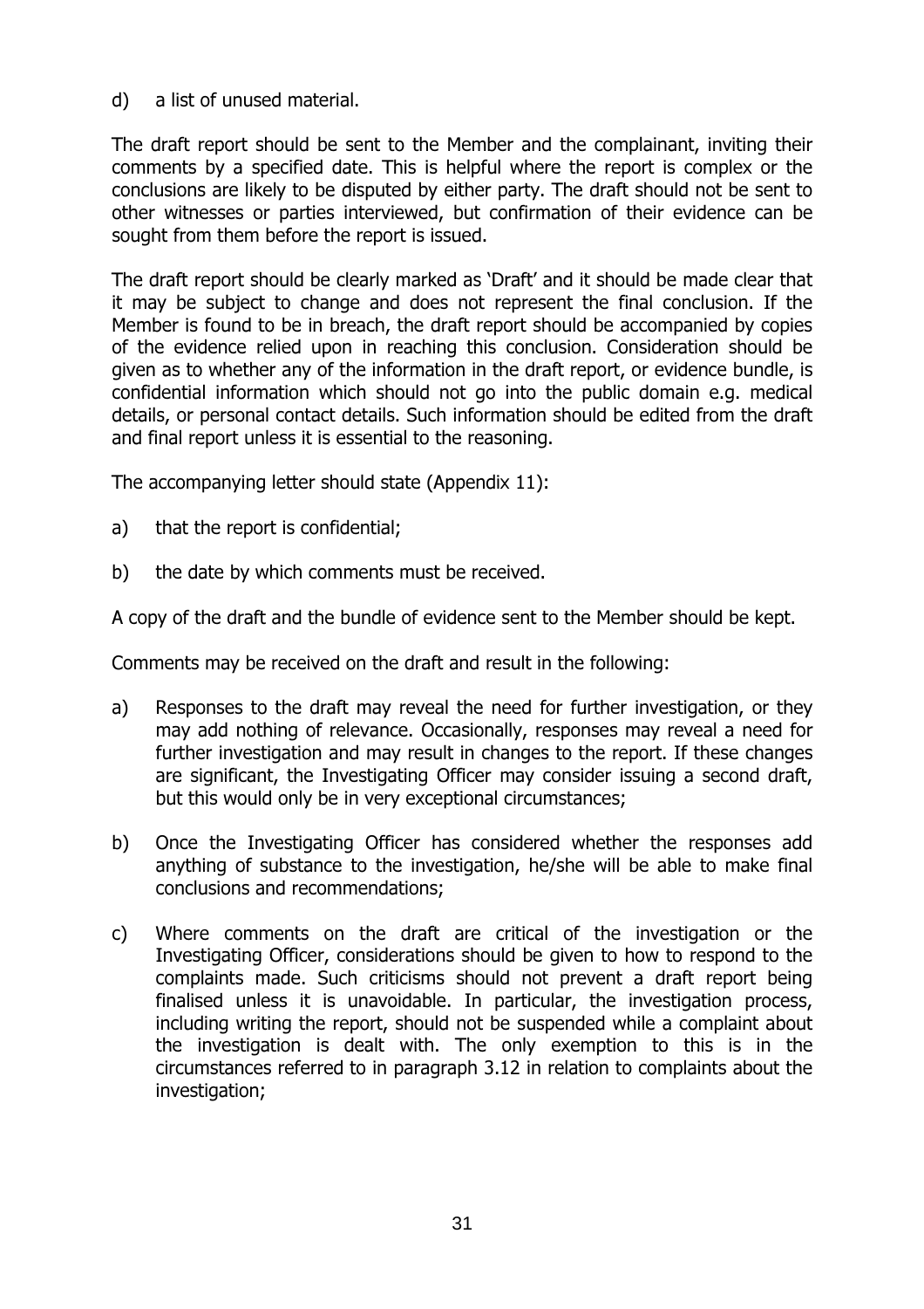d) a list of unused material.

The draft report should be sent to the Member and the complainant, inviting their comments by a specified date. This is helpful where the report is complex or the conclusions are likely to be disputed by either party. The draft should not be sent to other witnesses or parties interviewed, but confirmation of their evidence can be sought from them before the report is issued.

The draft report should be clearly marked as 'Draft' and it should be made clear that it may be subject to change and does not represent the final conclusion. If the Member is found to be in breach, the draft report should be accompanied by copies of the evidence relied upon in reaching this conclusion. Consideration should be given as to whether any of the information in the draft report, or evidence bundle, is confidential information which should not go into the public domain e.g. medical details, or personal contact details. Such information should be edited from the draft and final report unless it is essential to the reasoning.

The accompanying letter should state (Appendix 11):

a) that the report is confidential;

b) the date by which comments must be received.

A copy of the draft and the bundle of evidence sent to the Member should be kept.

Comments may be received on the draft and result in the following:

a) Responses to the draft may reveal the need for further investigation, or they may add nothing of relevance. Occasionally, responses may reveal a need for further investigation and may result in changes to the report. If these changes are significant, the Investigating Officer may consider issuing a second draft, but this would only be in very exceptional circumstances;

b) Once the Investigating Officer has considered whether the responses add anything of substance to the investigation, he/she will be able to make final conclusions and recommendations;

c) Where comments on the draft are critical of the investigation or the Investigating Officer, considerations should be given to how to respond to the complaints made. Such criticisms should not prevent a draft report being finalised unless it is unavoidable. In particular, the investigation process, including writing the report, should not be suspended while a complaint about the investigation is dealt with. The only exemption to this is in the circumstances referred to in paragraph 3.12 in relation to complaints about the investigation;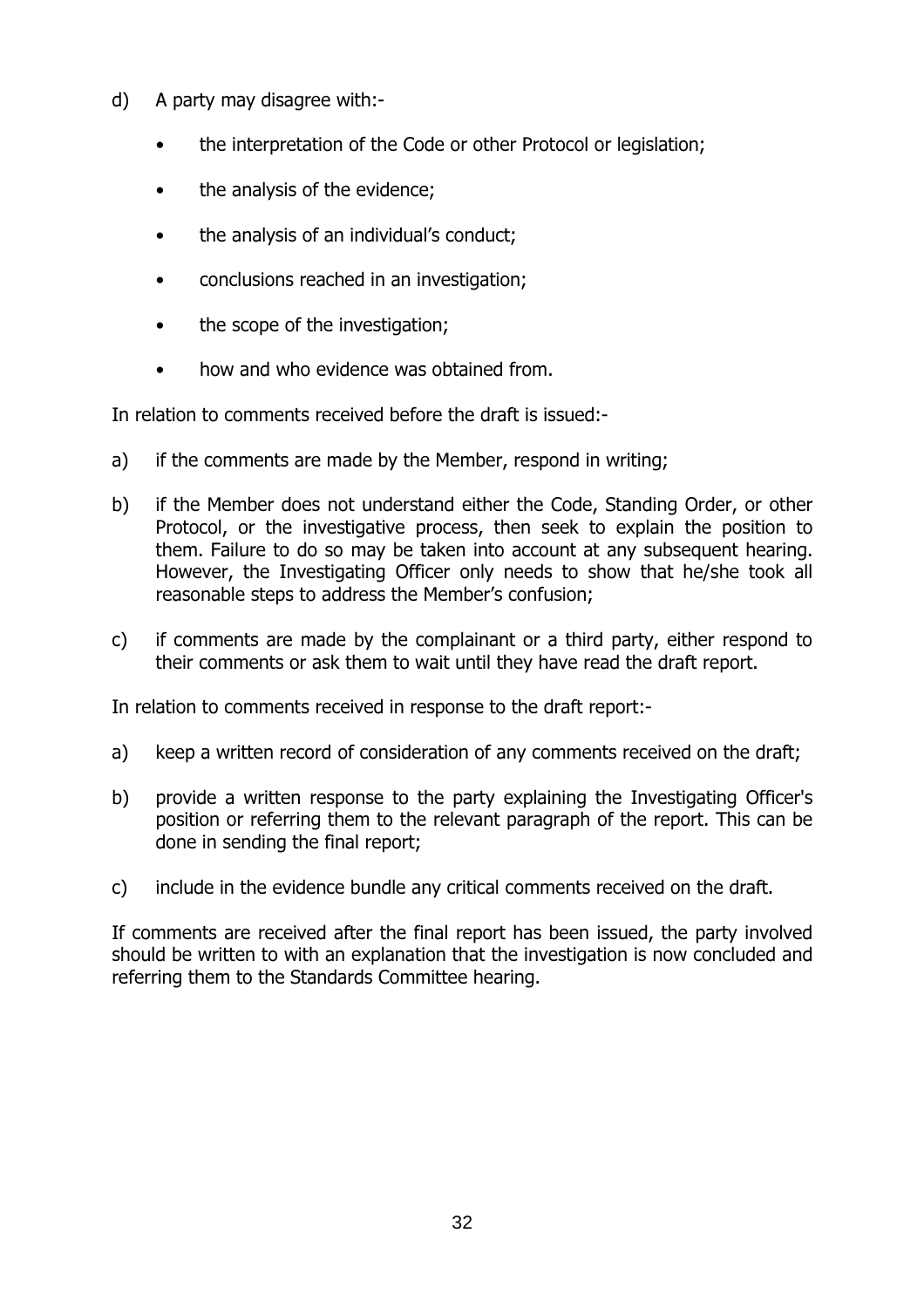d) A party may disagree with:-

- the interpretation of the Code or other Protocol or legislation;
- the analysis of the evidence;
- the analysis of an individual's conduct;
- conclusions reached in an investigation;
- the scope of the investigation;
- how and who evidence was obtained from.

In relation to comments received before the draft is issued:-

a) if the comments are made by the Member, respond in writing;

b) if the Member does not understand either the Code, Standing Order, or other Protocol, or the investigative process, then seek to explain the position to them. Failure to do so may be taken into account at any subsequent hearing. However, the Investigating Officer only needs to show that he/she took all reasonable steps to address the Member's confusion;

c) if comments are made by the complainant or a third party, either respond to their comments or ask them to wait until they have read the draft report.

In relation to comments received in response to the draft report:-

a) keep a written record of consideration of any comments received on the draft;

b) provide a written response to the party explaining the Investigating Officer's position or referring them to the relevant paragraph of the report. This can be done in sending the final report;

c) include in the evidence bundle any critical comments received on the draft.

If comments are received after the final report has been issued, the party involved should be written to with an explanation that the investigation is now concluded and referring them to the Standards Committee hearing.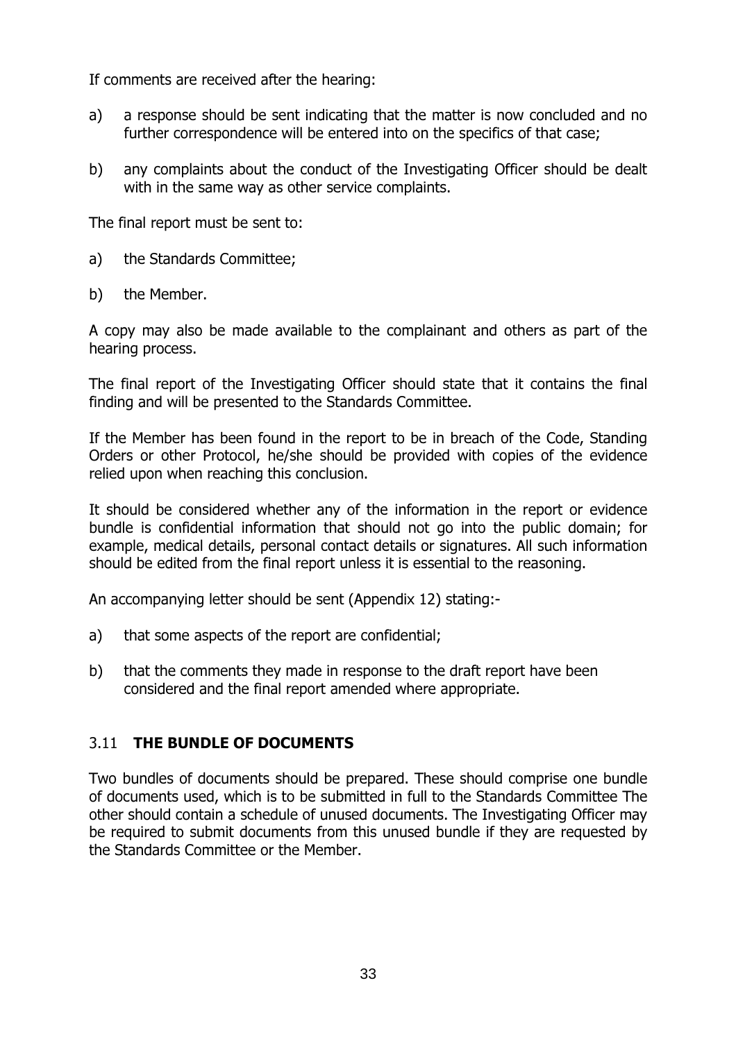If comments are received after the hearing:

a) a response should be sent indicating that the matter is now concluded and no further correspondence will be entered into on the specifics of that case;

b) any complaints about the conduct of the Investigating Officer should be dealt with in the same way as other service complaints.

The final report must be sent to:

a) the Standards Committee;

b) the Member.

A copy may also be made available to the complainant and others as part of the hearing process.

The final report of the Investigating Officer should state that it contains the final finding and will be presented to the Standards Committee.

If the Member has been found in the report to be in breach of the Code, Standing Orders or other Protocol, he/she should be provided with copies of the evidence relied upon when reaching this conclusion.

It should be considered whether any of the information in the report or evidence bundle is confidential information that should not go into the public domain; for example, medical details, personal contact details or signatures. All such information should be edited from the final report unless it is essential to the reasoning.

An accompanying letter should be sent (Appendix 12) stating:-

a) that some aspects of the report are confidential;

b) that the comments they made in response to the draft report have been considered and the final report amended where appropriate.

## 3.11 **THE BUNDLE OF DOCUMENTS**

Two bundles of documents should be prepared. These should comprise one bundle of documents used, which is to be submitted in full to the Standards Committee The other should contain a schedule of unused documents. The Investigating Officer may be required to submit documents from this unused bundle if they are requested by the Standards Committee or the Member.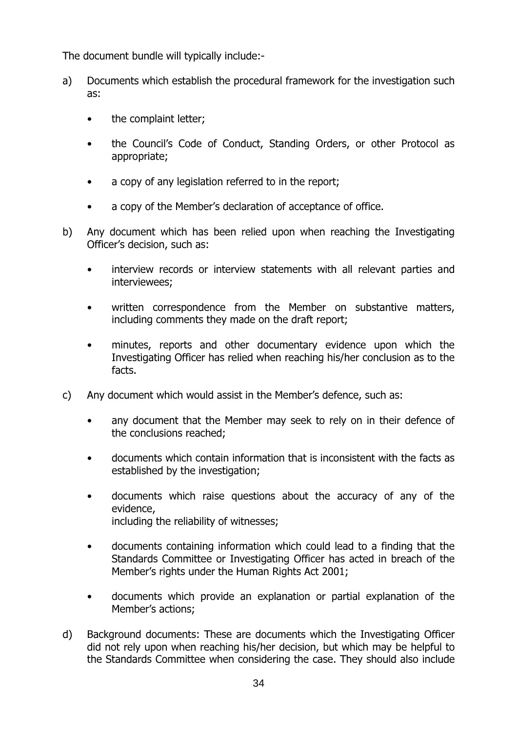The document bundle will typically include:-

a) Documents which establish the procedural framework for the investigation such as:

- the complaint letter;
- the Council's Code of Conduct, Standing Orders, or other Protocol as appropriate;
- a copy of any legislation referred to in the report;
- a copy of the Member's declaration of acceptance of office.

b) Any document which has been relied upon when reaching the Investigating Officer's decision, such as:

- interview records or interview statements with all relevant parties and interviewees;
- written correspondence from the Member on substantive matters, including comments they made on the draft report;
- minutes, reports and other documentary evidence upon which the Investigating Officer has relied when reaching his/her conclusion as to the facts.

c) Any document which would assist in the Member's defence, such as:

- any document that the Member may seek to rely on in their defence of the conclusions reached;
- documents which contain information that is inconsistent with the facts as established by the investigation;
- documents which raise questions about the accuracy of any of the evidence, including the reliability of witnesses;
- documents containing information which could lead to a finding that the Standards Committee or Investigating Officer has acted in breach of the Member's rights under the Human Rights Act 2001;
- documents which provide an explanation or partial explanation of the Member's actions;

d) Background documents: These are documents which the Investigating Officer did not rely upon when reaching his/her decision, but which may be helpful to the Standards Committee when considering the case. They should also include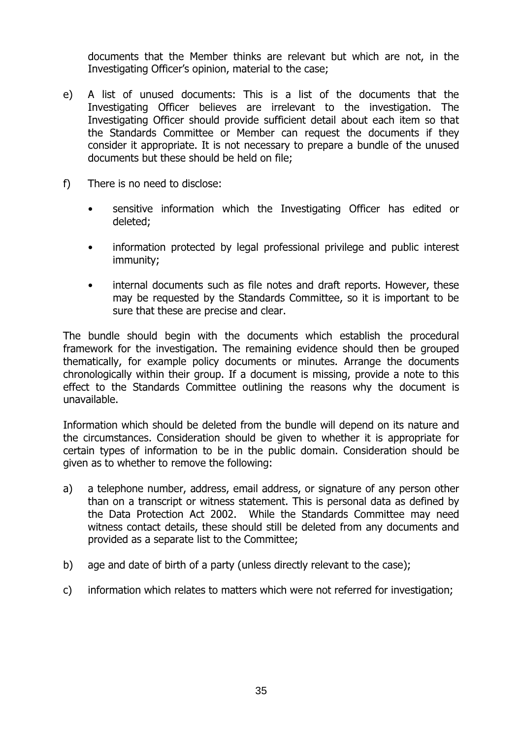documents that the Member thinks are relevant but which are not, in the Investigating Officer's opinion, material to the case;

e) A list of unused documents: This is a list of the documents that the Investigating Officer believes are irrelevant to the investigation. The Investigating Officer should provide sufficient detail about each item so that the Standards Committee or Member can request the documents if they consider it appropriate. It is not necessary to prepare a bundle of the unused documents but these should be held on file;

f) There is no need to disclose:

   - sensitive information which the Investigating Officer has edited or deleted;
   - information protected by legal professional privilege and public interest immunity;
   - internal documents such as file notes and draft reports. However, these may be requested by the Standards Committee, so it is important to be sure that these are precise and clear.

The bundle should begin with the documents which establish the procedural framework for the investigation. The remaining evidence should then be grouped thematically, for example policy documents or minutes. Arrange the documents chronologically within their group. If a document is missing, provide a note to this effect to the Standards Committee outlining the reasons why the document is unavailable.

Information which should be deleted from the bundle will depend on its nature and the circumstances. Consideration should be given to whether it is appropriate for certain types of information to be in the public domain. Consideration should be given as to whether to remove the following:

a) a telephone number, address, email address, or signature of any person other than on a transcript or witness statement. This is personal data as defined by the Data Protection Act 2002. While the Standards Committee may need witness contact details, these should still be deleted from any documents and provided as a separate list to the Committee;

b) age and date of birth of a party (unless directly relevant to the case);

c) information which relates to matters which were not referred for investigation;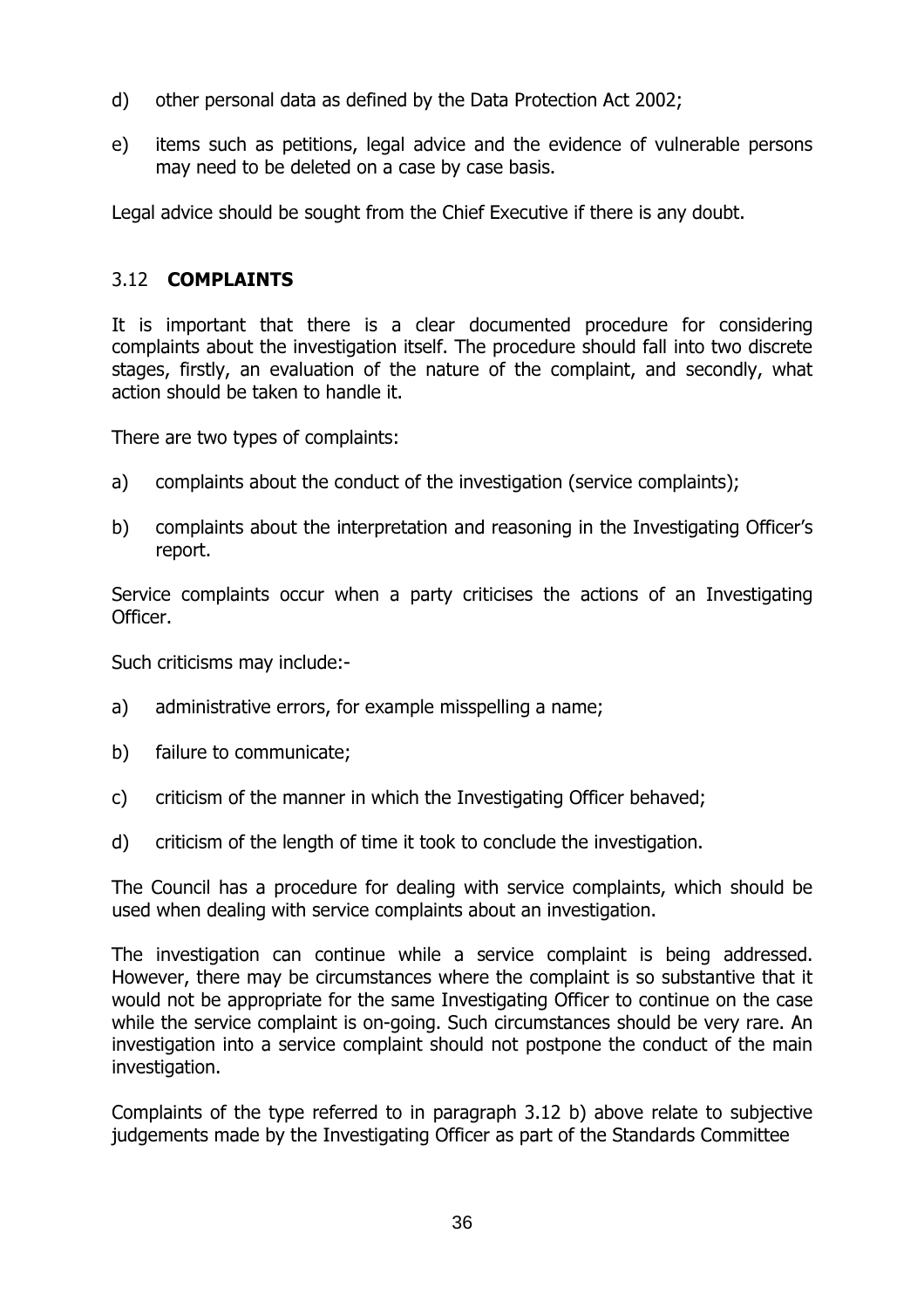d) other personal data as defined by the Data Protection Act 2002;

e) items such as petitions, legal advice and the evidence of vulnerable persons may need to be deleted on a case by case basis.

Legal advice should be sought from the Chief Executive if there is any doubt.

### 3.12 **COMPLAINTS**

It is important that there is a clear documented procedure for considering complaints about the investigation itself. The procedure should fall into two discrete stages, firstly, an evaluation of the nature of the complaint, and secondly, what action should be taken to handle it.

There are two types of complaints:

a) complaints about the conduct of the investigation (service complaints);

b) complaints about the interpretation and reasoning in the Investigating Officer's report.

Service complaints occur when a party criticises the actions of an Investigating Officer.

Such criticisms may include:-

a) administrative errors, for example misspelling a name;

b) failure to communicate;

c) criticism of the manner in which the Investigating Officer behaved;

d) criticism of the length of time it took to conclude the investigation.

The Council has a procedure for dealing with service complaints, which should be used when dealing with service complaints about an investigation.

The investigation can continue while a service complaint is being addressed. However, there may be circumstances where the complaint is so substantive that it would not be appropriate for the same Investigating Officer to continue on the case while the service complaint is on-going. Such circumstances should be very rare. An investigation into a service complaint should not postpone the conduct of the main investigation.

Complaints of the type referred to in paragraph 3.12 b) above relate to subjective judgements made by the Investigating Officer as part of the Standards Committee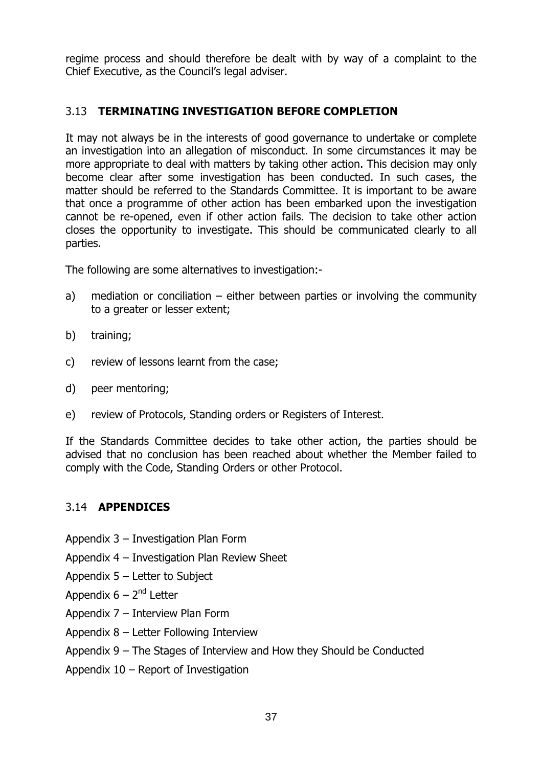regime process and should therefore be dealt with by way of a complaint to the Chief Executive, as the Council's legal adviser.

## 3.13 TERMINATING INVESTIGATION BEFORE COMPLETION

It may not always be in the interests of good governance to undertake or complete an investigation into an allegation of misconduct. In some circumstances it may be more appropriate to deal with matters by taking other action. This decision may only become clear after some investigation has been conducted. In such cases, the matter should be referred to the Standards Committee. It is important to be aware that once a programme of other action has been embarked upon the investigation cannot be re-opened, even if other action fails. The decision to take other action closes the opportunity to investigate. This should be communicated clearly to all parties.

The following are some alternatives to investigation:-

a) mediation or conciliation – either between parties or involving the community to a greater or lesser extent;

b) training;

c) review of lessons learnt from the case;

d) peer mentoring;

e) review of Protocols, Standing orders or Registers of Interest.

If the Standards Committee decides to take other action, the parties should be advised that no conclusion has been reached about whether the Member failed to comply with the Code, Standing Orders or other Protocol.

## 3.14 APPENDICES

Appendix 3 – Investigation Plan Form

Appendix 4 – Investigation Plan Review Sheet

Appendix 5 – Letter to Subject

Appendix 6 – 2nd Letter

Appendix 7 – Interview Plan Form

Appendix 8 – Letter Following Interview

Appendix 9 – The Stages of Interview and How they Should be Conducted

Appendix 10 – Report of Investigation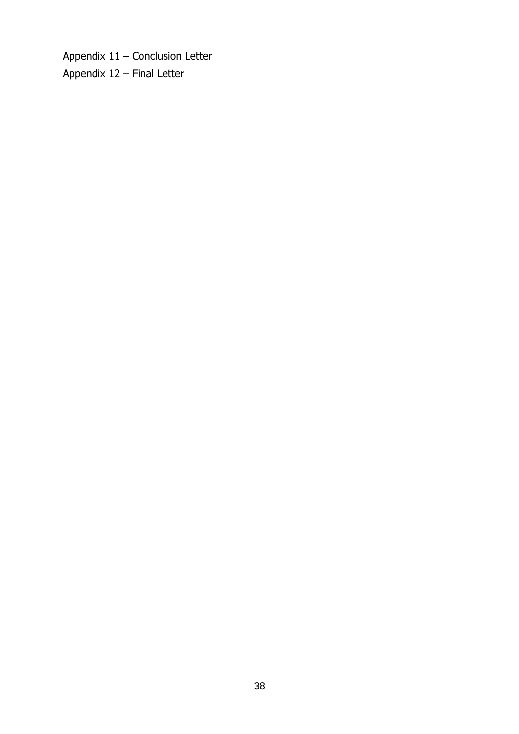Appendix 11 – Conclusion Letter

Appendix 12 – Final Letter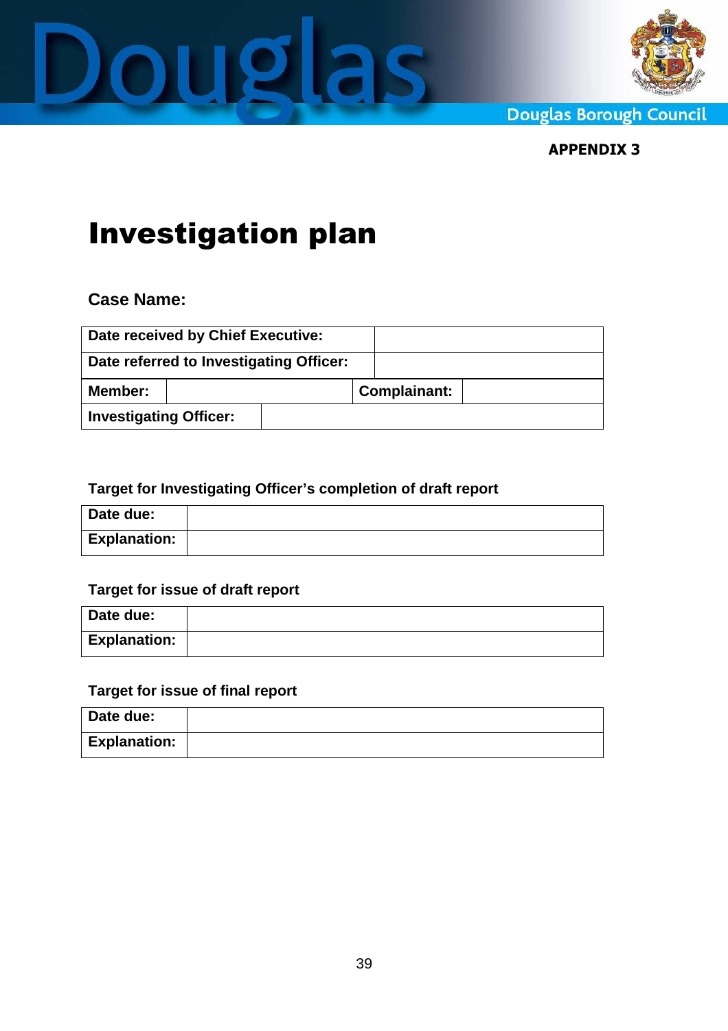**APPENDIX 3**

# Investigation plan

### Case Name:

| Date received by Chief Executive: | | | |
|---|---|---|---|
| Date referred to Investigating Officer: | | | |
| Member: | | Complainant: | |
| Investigating Officer: | | | |

### Target for Investigating Officer's completion of draft report

| Date due: | |
|---|---|
| Explanation: | |

### Target for issue of draft report

| Date due: | |
|---|---|
| Explanation: | |

### Target for issue of final report

| Date due: | |
|---|---|
| Explanation: | |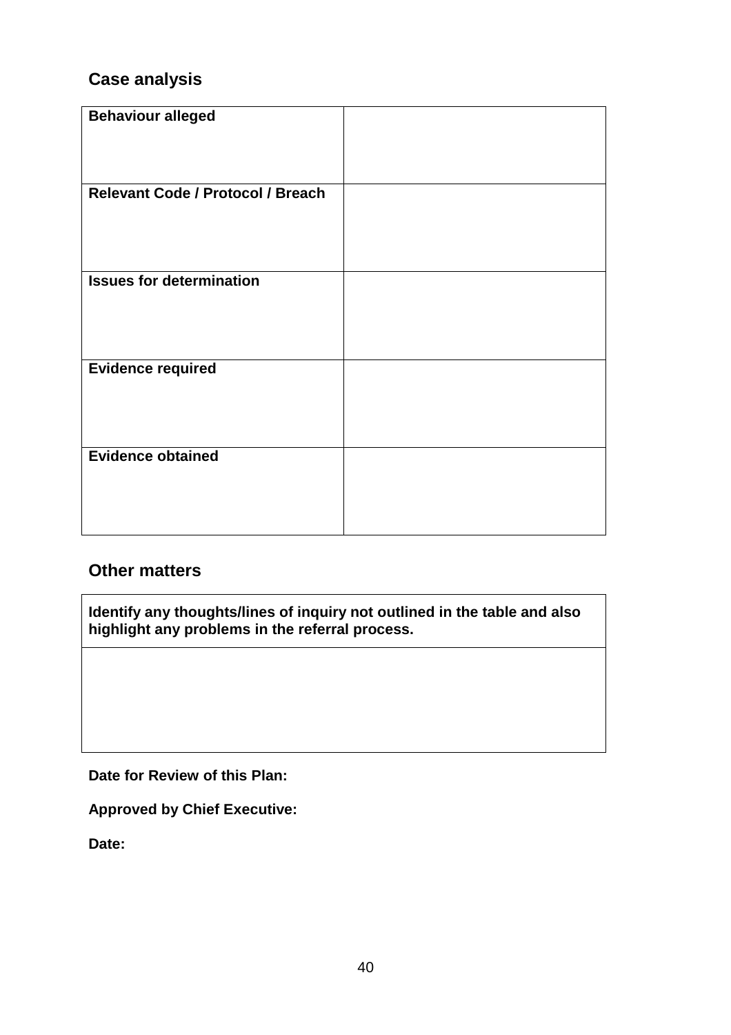## Case analysis

| **Behaviour alleged** | |
|---|---|
| **Relevant Code / Protocol / Breach** | |
| **Issues for determination** | |
| **Evidence required** | |
| **Evidence obtained** | |

## Other matters

| **Identify any thoughts/lines of inquiry not outlined in the table and also highlight any problems in the referral process.** |
|---|
| |

**Date for Review of this Plan:**

**Approved by Chief Executive:**

**Date:**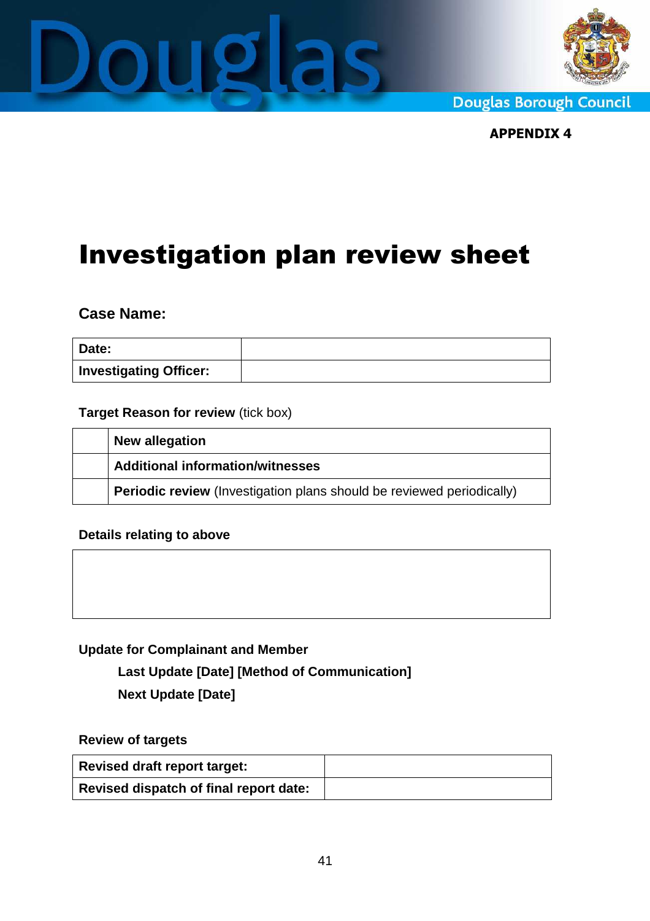**APPENDIX 4**

# Investigation plan review sheet

**Case Name:**

| **Date:** | |
|---|---|
| **Investigating Officer:** | |

**Target Reason for review** (tick box)

| | |
|---|---|
| | **New allegation** |
| | **Additional information/witnesses** |
| | **Periodic review** (Investigation plans should be reviewed periodically) |

**Details relating to above**

| |
|---|
| |

**Update for Complainant and Member**

**Last Update [Date] [Method of Communication]**

**Next Update [Date]**

**Review of targets**

| **Revised draft report target:** | |
|---|---|
| **Revised dispatch of final report date:** | |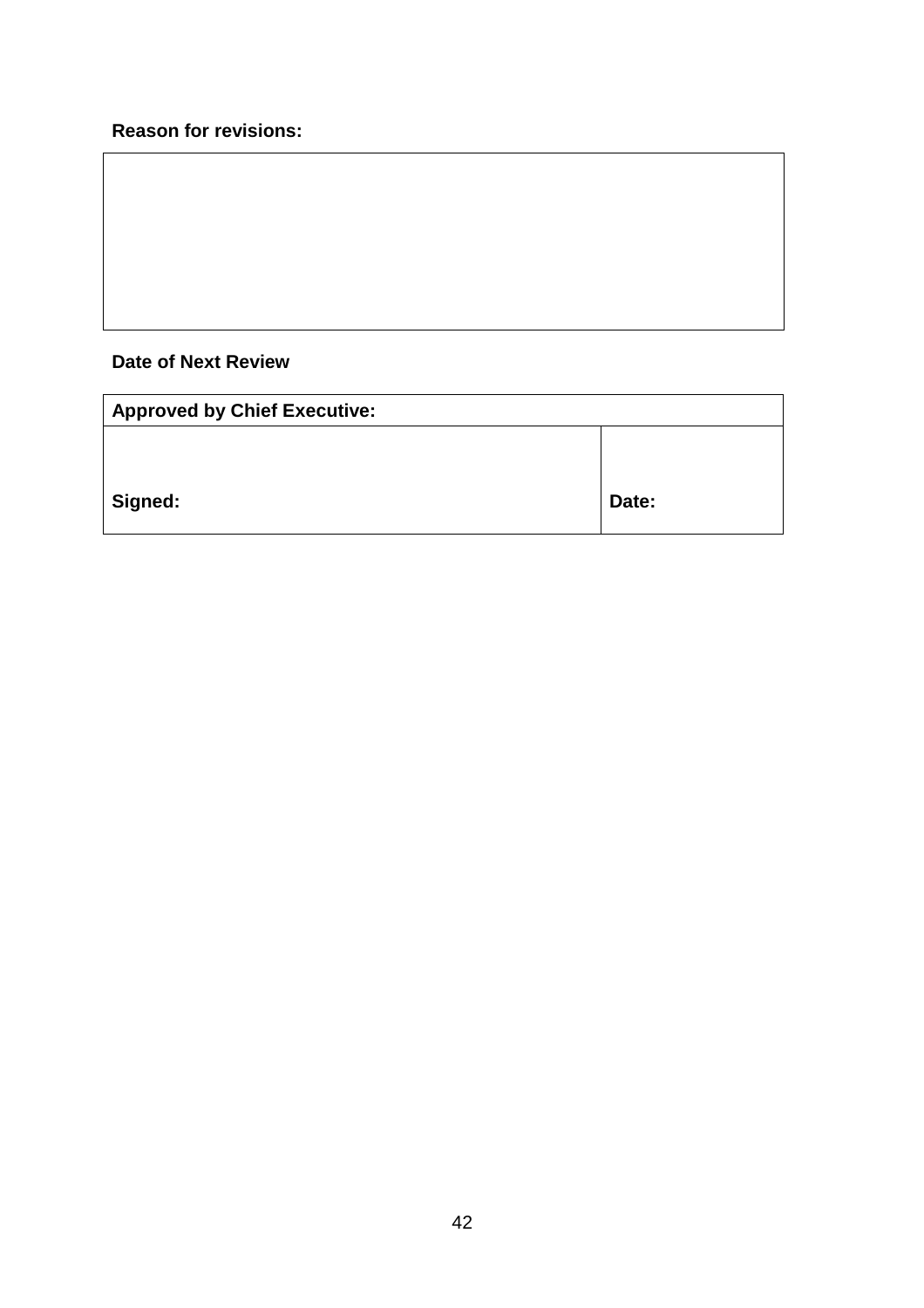**Reason for revisions:**

| |
|---|
| |

**Date of Next Review**

| Approved by Chief Executive: | |
|---|---|
| Signed: | Date: |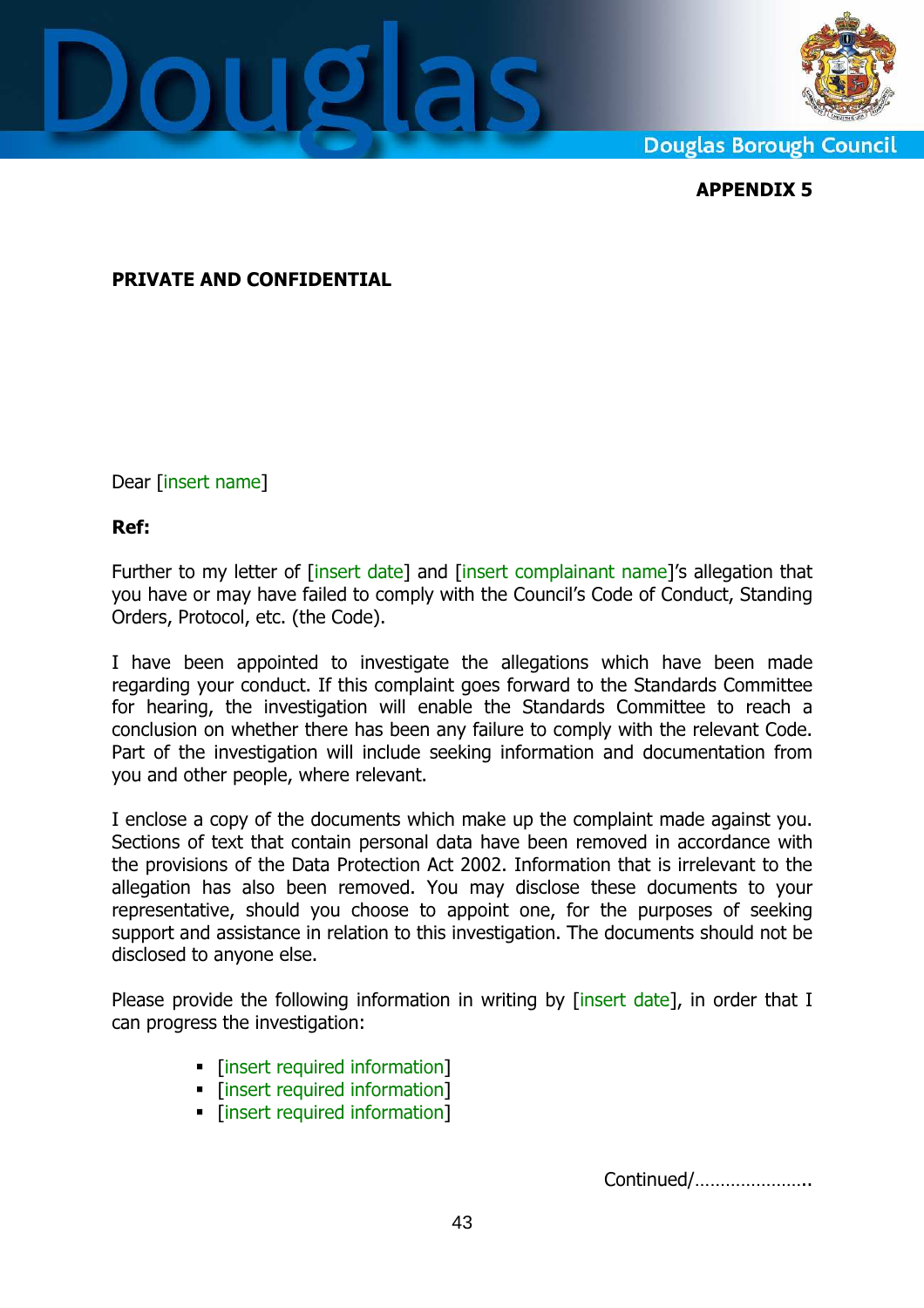**APPENDIX 5**

**PRIVATE AND CONFIDENTIAL**

Dear [insert name]

**Ref:**

Further to my letter of [insert date] and [insert complainant name]'s allegation that you have or may have failed to comply with the Council's Code of Conduct, Standing Orders, Protocol, etc. (the Code).

I have been appointed to investigate the allegations which have been made regarding your conduct. If this complaint goes forward to the Standards Committee for hearing, the investigation will enable the Standards Committee to reach a conclusion on whether there has been any failure to comply with the relevant Code. Part of the investigation will include seeking information and documentation from you and other people, where relevant.

I enclose a copy of the documents which make up the complaint made against you. Sections of text that contain personal data have been removed in accordance with the provisions of the Data Protection Act 2002. Information that is irrelevant to the allegation has also been removed. You may disclose these documents to your representative, should you choose to appoint one, for the purposes of seeking support and assistance in relation to this investigation. The documents should not be disclosed to anyone else.

Please provide the following information in writing by [insert date], in order that I can progress the investigation:

- [insert required information]
- [insert required information]
- [insert required information]

Continued/…………………..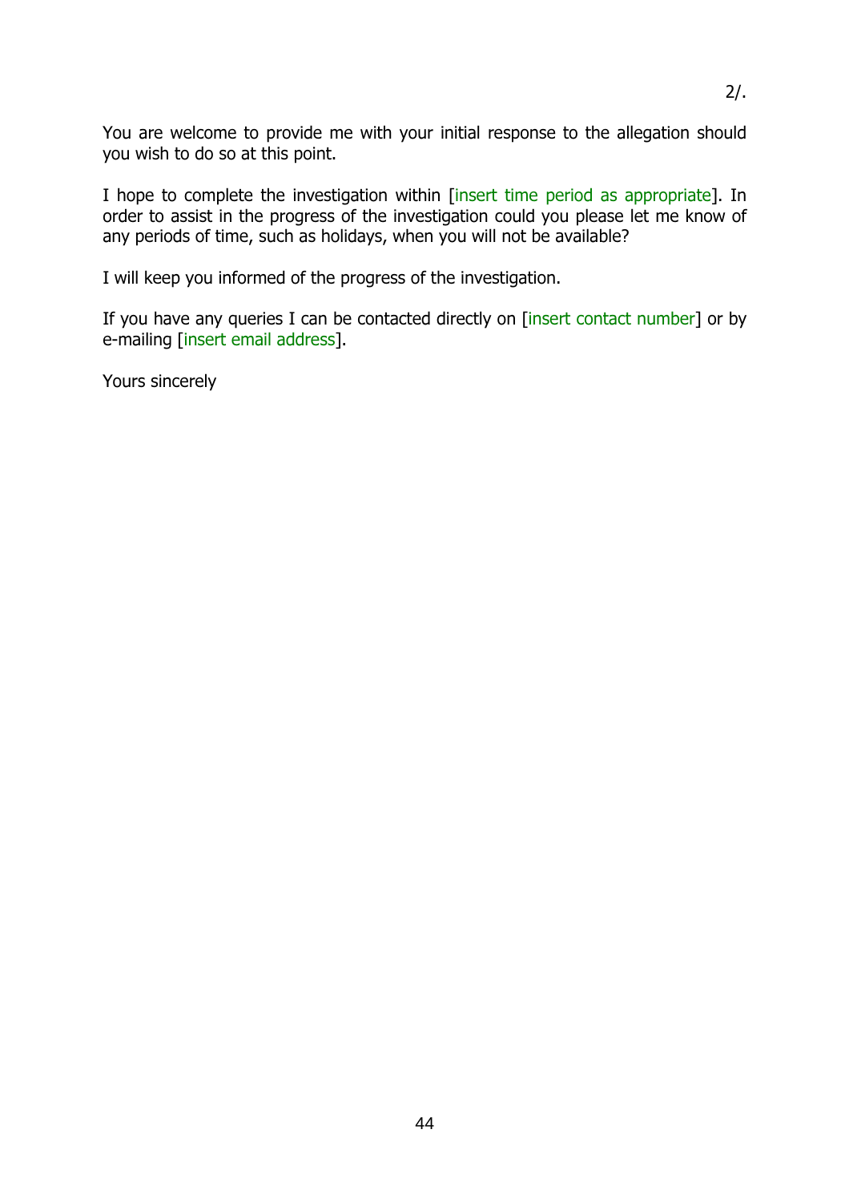2/.

You are welcome to provide me with your initial response to the allegation should you wish to do so at this point.

I hope to complete the investigation within [insert time period as appropriate]. In order to assist in the progress of the investigation could you please let me know of any periods of time, such as holidays, when you will not be available?

I will keep you informed of the progress of the investigation.

If you have any queries I can be contacted directly on [insert contact number] or by e-mailing [insert email address].

Yours sincerely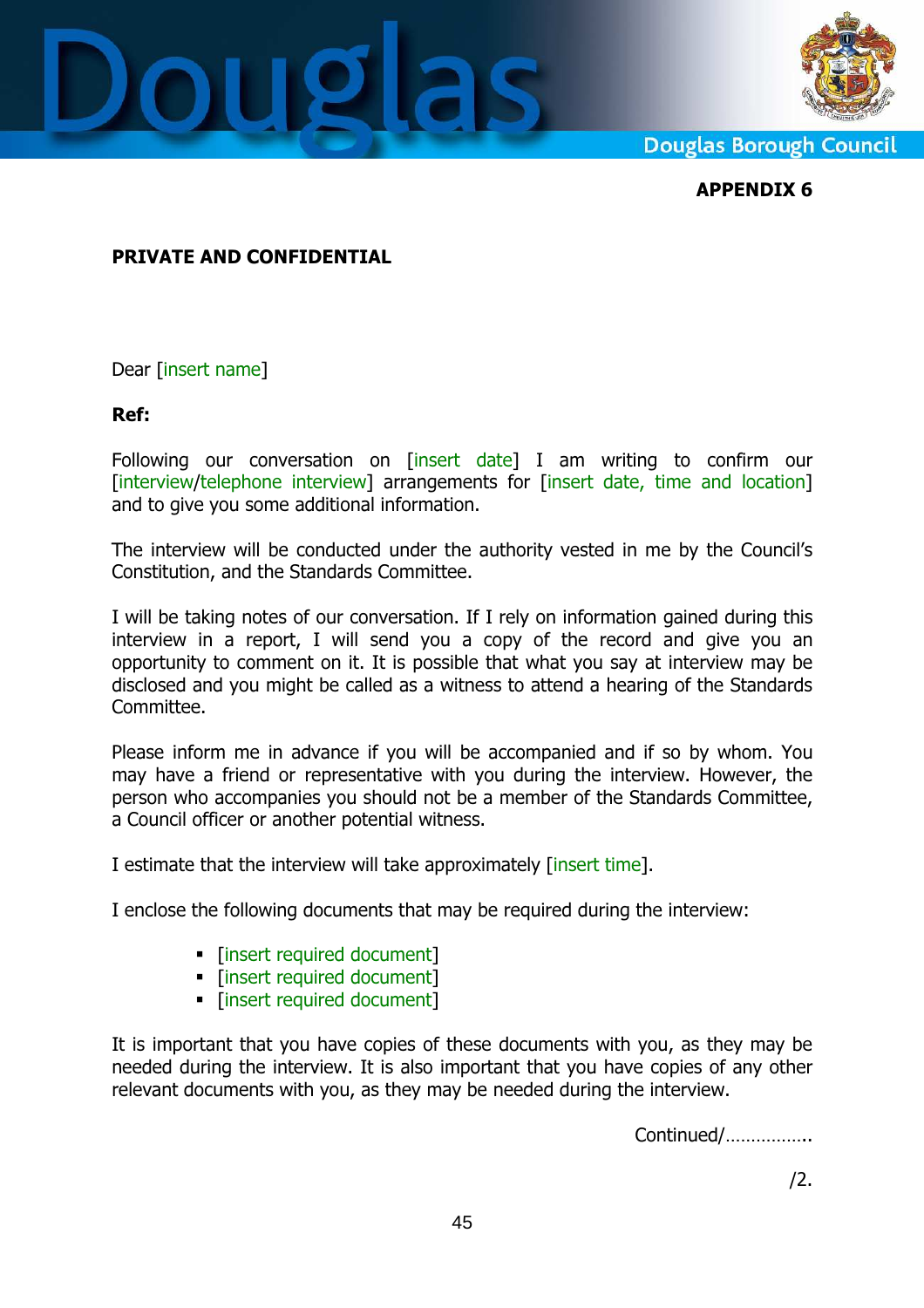**APPENDIX 6**

**PRIVATE AND CONFIDENTIAL**

Dear [insert name]

**Ref:**

Following our conversation on [insert date] I am writing to confirm our [interview/telephone interview] arrangements for [insert date, time and location] and to give you some additional information.

The interview will be conducted under the authority vested in me by the Council's Constitution, and the Standards Committee.

I will be taking notes of our conversation. If I rely on information gained during this interview in a report, I will send you a copy of the record and give you an opportunity to comment on it. It is possible that what you say at interview may be disclosed and you might be called as a witness to attend a hearing of the Standards Committee.

Please inform me in advance if you will be accompanied and if so by whom. You may have a friend or representative with you during the interview. However, the person who accompanies you should not be a member of the Standards Committee, a Council officer or another potential witness.

I estimate that the interview will take approximately [insert time].

I enclose the following documents that may be required during the interview:

- [insert required document]
- [insert required document]
- [insert required document]

It is important that you have copies of these documents with you, as they may be needed during the interview. It is also important that you have copies of any other relevant documents with you, as they may be needed during the interview.

Continued/……………..

/2.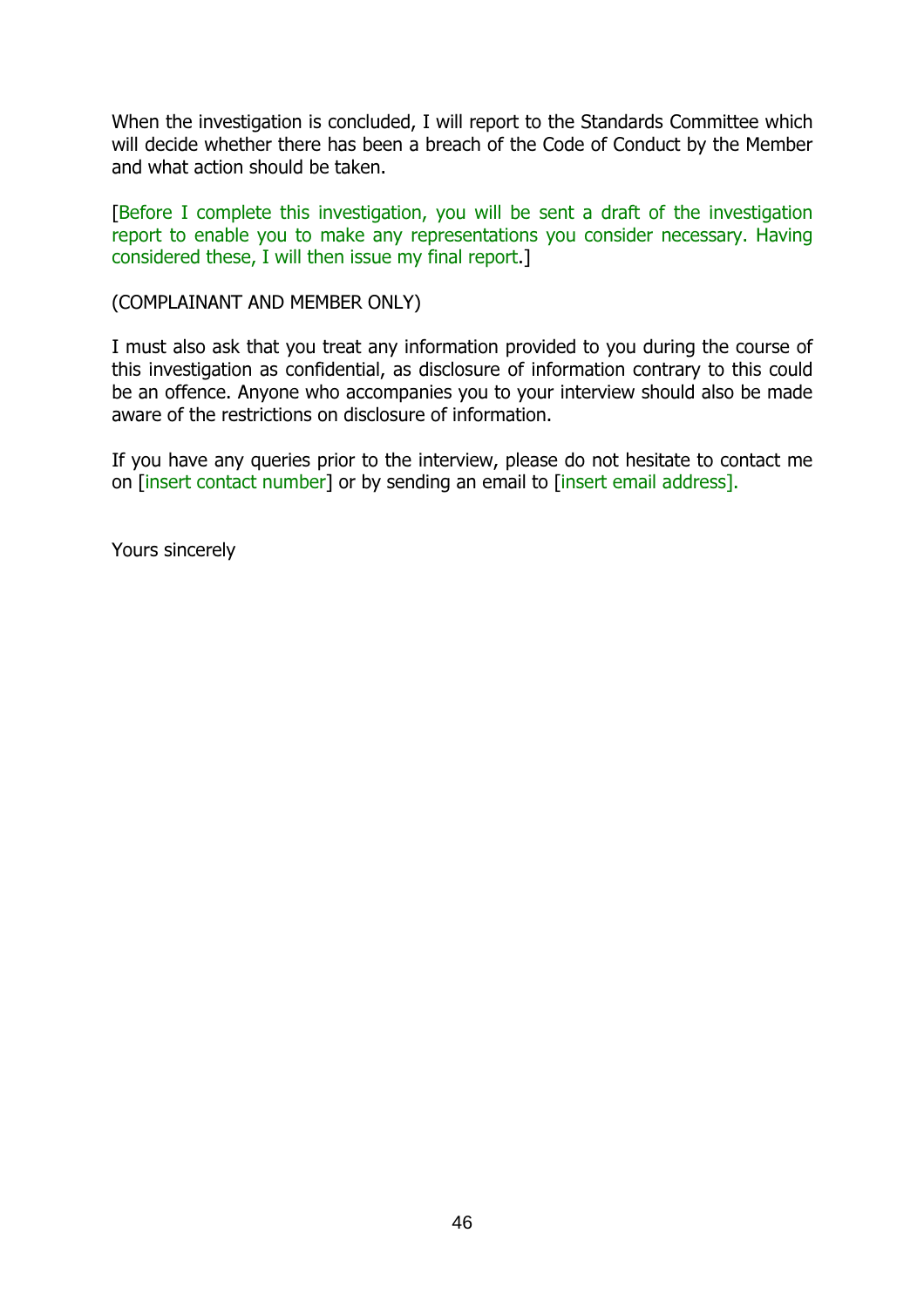When the investigation is concluded, I will report to the Standards Committee which will decide whether there has been a breach of the Code of Conduct by the Member and what action should be taken.

[Before I complete this investigation, you will be sent a draft of the investigation report to enable you to make any representations you consider necessary. Having considered these, I will then issue my final report.]

(COMPLAINANT AND MEMBER ONLY)

I must also ask that you treat any information provided to you during the course of this investigation as confidential, as disclosure of information contrary to this could be an offence. Anyone who accompanies you to your interview should also be made aware of the restrictions on disclosure of information.

If you have any queries prior to the interview, please do not hesitate to contact me on [insert contact number] or by sending an email to [insert email address].

Yours sincerely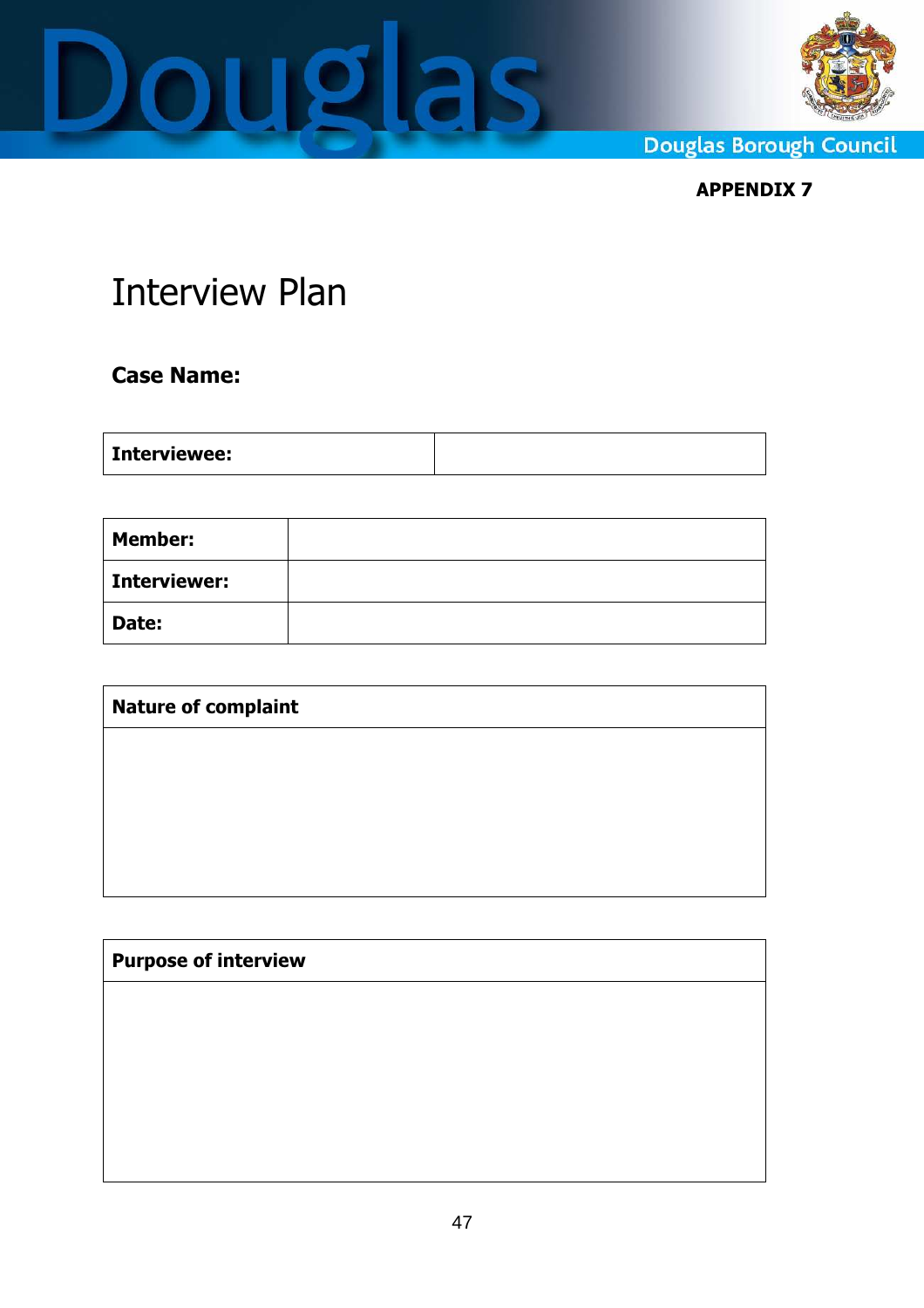**APPENDIX 7**

# Interview Plan

**Case Name:**

| **Interviewee:** | |
|---|---|

| **Member:** | |
|---|---|
| **Interviewer:** | |
| **Date:** | |

| **Nature of complaint** |
|---|
| |

| **Purpose of interview** |
|---|
| |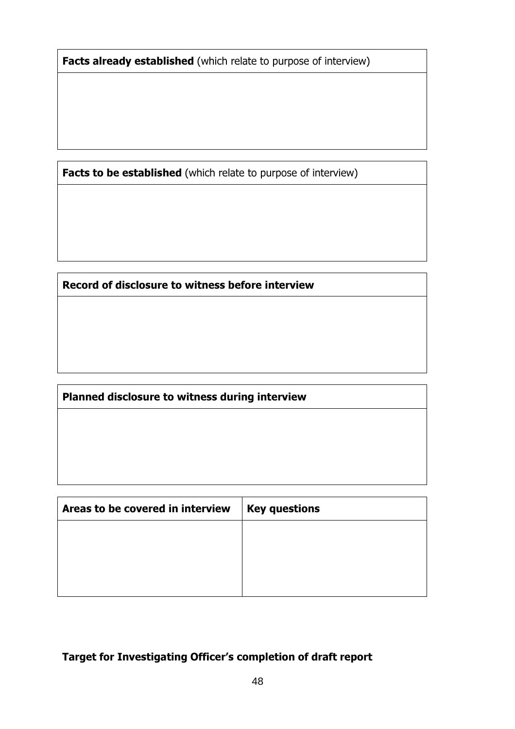| **Facts already established** (which relate to purpose of interview) |
| --- |
| |

| **Facts to be established** (which relate to purpose of interview) |
| --- |
| |

| **Record of disclosure to witness before interview** |
| --- |
| |

| **Planned disclosure to witness during interview** |
| --- |
| |

| **Areas to be covered in interview** | **Key questions** |
| --- | --- |
| | |

**Target for Investigating Officer's completion of draft report**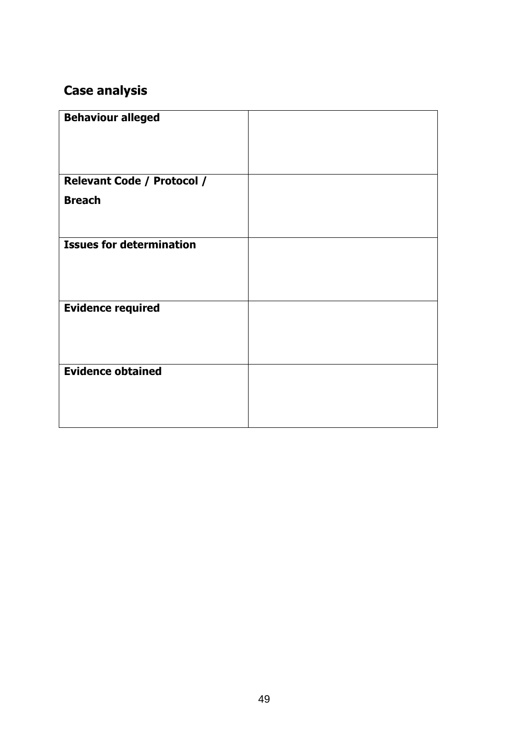## Case analysis

| **Behaviour alleged** | |
|---|---|
| **Relevant Code / Protocol / Breach** | |
| **Issues for determination** | |
| **Evidence required** | |
| **Evidence obtained** | |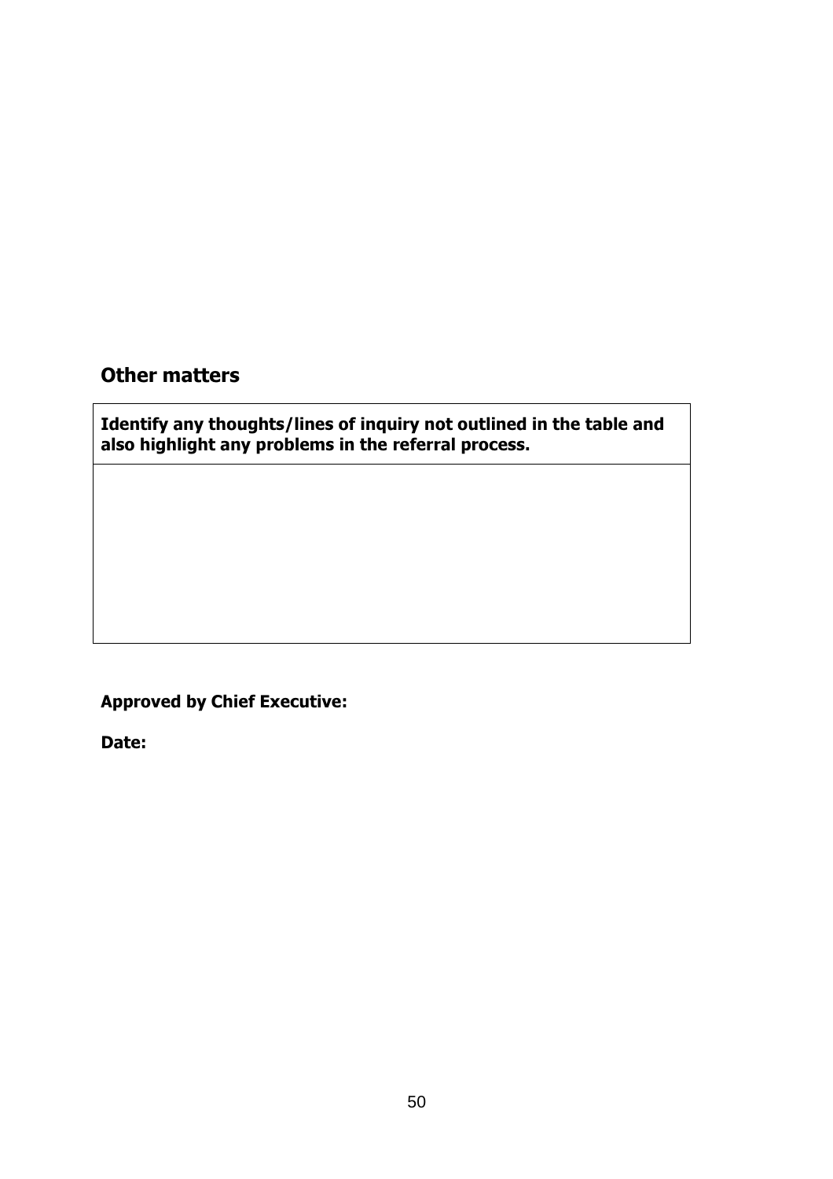## Other matters

| Identify any thoughts/lines of inquiry not outlined in the table and also highlight any problems in the referral process. |
|---|
| |

**Approved by Chief Executive:**

**Date:**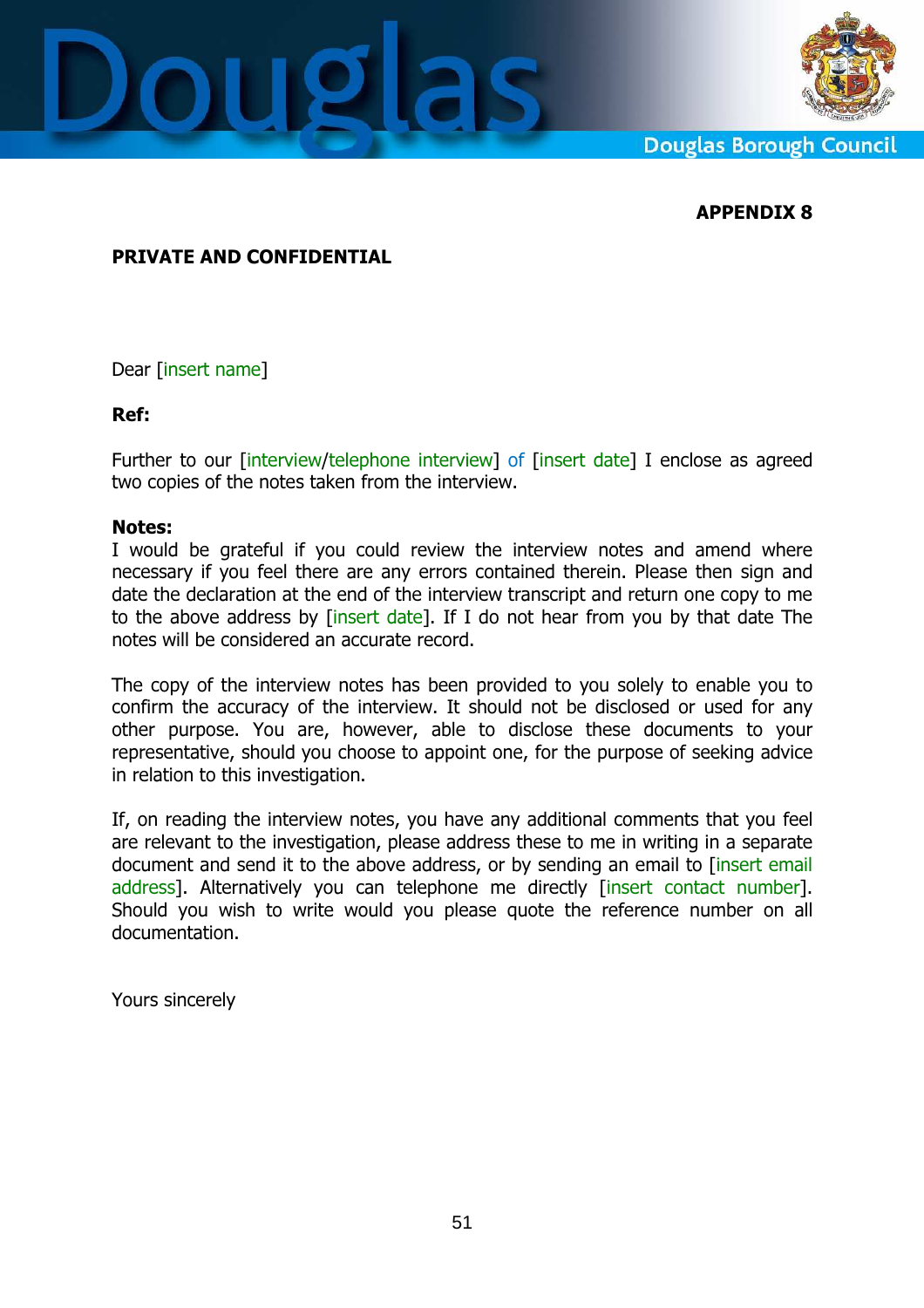**APPENDIX 8**

**PRIVATE AND CONFIDENTIAL**

Dear [insert name]

**Ref:**

Further to our [interview/telephone interview] of [insert date] I enclose as agreed two copies of the notes taken from the interview.

**Notes:**

I would be grateful if you could review the interview notes and amend where necessary if you feel there are any errors contained therein. Please then sign and date the declaration at the end of the interview transcript and return one copy to me to the above address by [insert date]. If I do not hear from you by that date The notes will be considered an accurate record.

The copy of the interview notes has been provided to you solely to enable you to confirm the accuracy of the interview. It should not be disclosed or used for any other purpose. You are, however, able to disclose these documents to your representative, should you choose to appoint one, for the purpose of seeking advice in relation to this investigation.

If, on reading the interview notes, you have any additional comments that you feel are relevant to the investigation, please address these to me in writing in a separate document and send it to the above address, or by sending an email to [insert email address]. Alternatively you can telephone me directly [insert contact number]. Should you wish to write would you please quote the reference number on all documentation.

Yours sincerely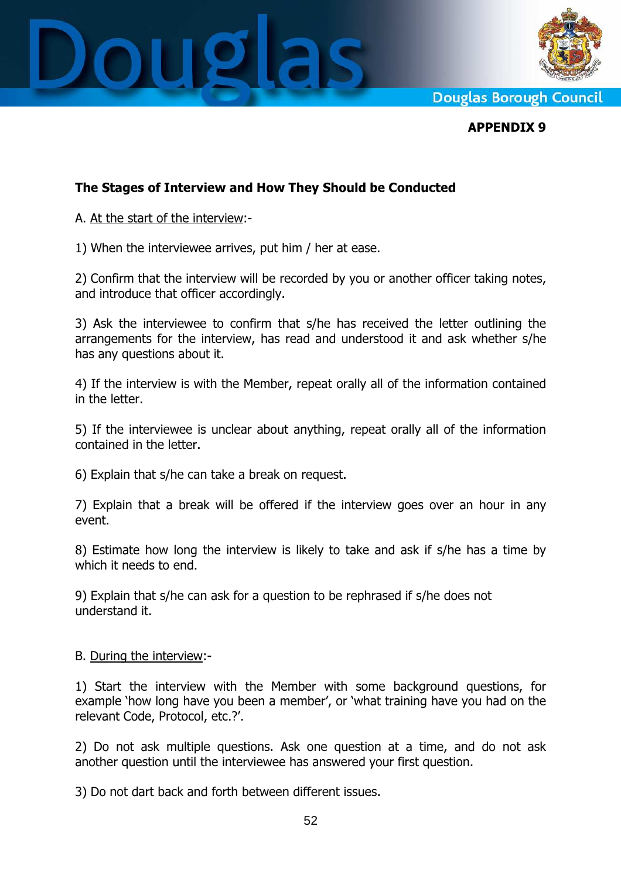**APPENDIX 9**

**The Stages of Interview and How They Should be Conducted**

A. At the start of the interview:-

1) When the interviewee arrives, put him / her at ease.

2) Confirm that the interview will be recorded by you or another officer taking notes, and introduce that officer accordingly.

3) Ask the interviewee to confirm that s/he has received the letter outlining the arrangements for the interview, has read and understood it and ask whether s/he has any questions about it.

4) If the interview is with the Member, repeat orally all of the information contained in the letter.

5) If the interviewee is unclear about anything, repeat orally all of the information contained in the letter.

6) Explain that s/he can take a break on request.

7) Explain that a break will be offered if the interview goes over an hour in any event.

8) Estimate how long the interview is likely to take and ask if s/he has a time by which it needs to end.

9) Explain that s/he can ask for a question to be rephrased if s/he does not understand it.

B. During the interview:-

1) Start the interview with the Member with some background questions, for example 'how long have you been a member', or 'what training have you had on the relevant Code, Protocol, etc.?'.

2) Do not ask multiple questions. Ask one question at a time, and do not ask another question until the interviewee has answered your first question.

3) Do not dart back and forth between different issues.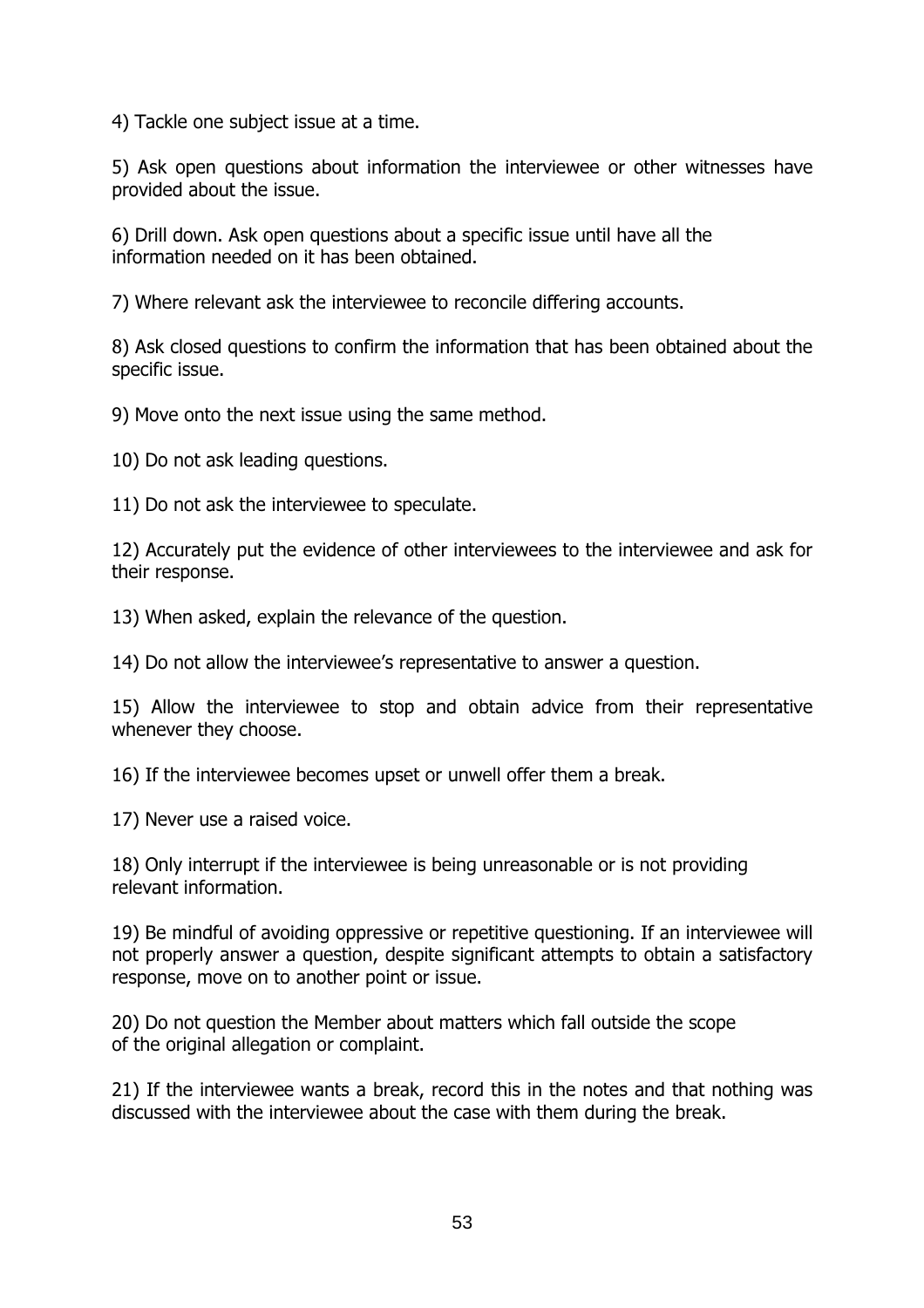4) Tackle one subject issue at a time.

5) Ask open questions about information the interviewee or other witnesses have provided about the issue.

6) Drill down. Ask open questions about a specific issue until have all the information needed on it has been obtained.

7) Where relevant ask the interviewee to reconcile differing accounts.

8) Ask closed questions to confirm the information that has been obtained about the specific issue.

9) Move onto the next issue using the same method.

10) Do not ask leading questions.

11) Do not ask the interviewee to speculate.

12) Accurately put the evidence of other interviewees to the interviewee and ask for their response.

13) When asked, explain the relevance of the question.

14) Do not allow the interviewee's representative to answer a question.

15) Allow the interviewee to stop and obtain advice from their representative whenever they choose.

16) If the interviewee becomes upset or unwell offer them a break.

17) Never use a raised voice.

18) Only interrupt if the interviewee is being unreasonable or is not providing relevant information.

19) Be mindful of avoiding oppressive or repetitive questioning. If an interviewee will not properly answer a question, despite significant attempts to obtain a satisfactory response, move on to another point or issue.

20) Do not question the Member about matters which fall outside the scope of the original allegation or complaint.

21) If the interviewee wants a break, record this in the notes and that nothing was discussed with the interviewee about the case with them during the break.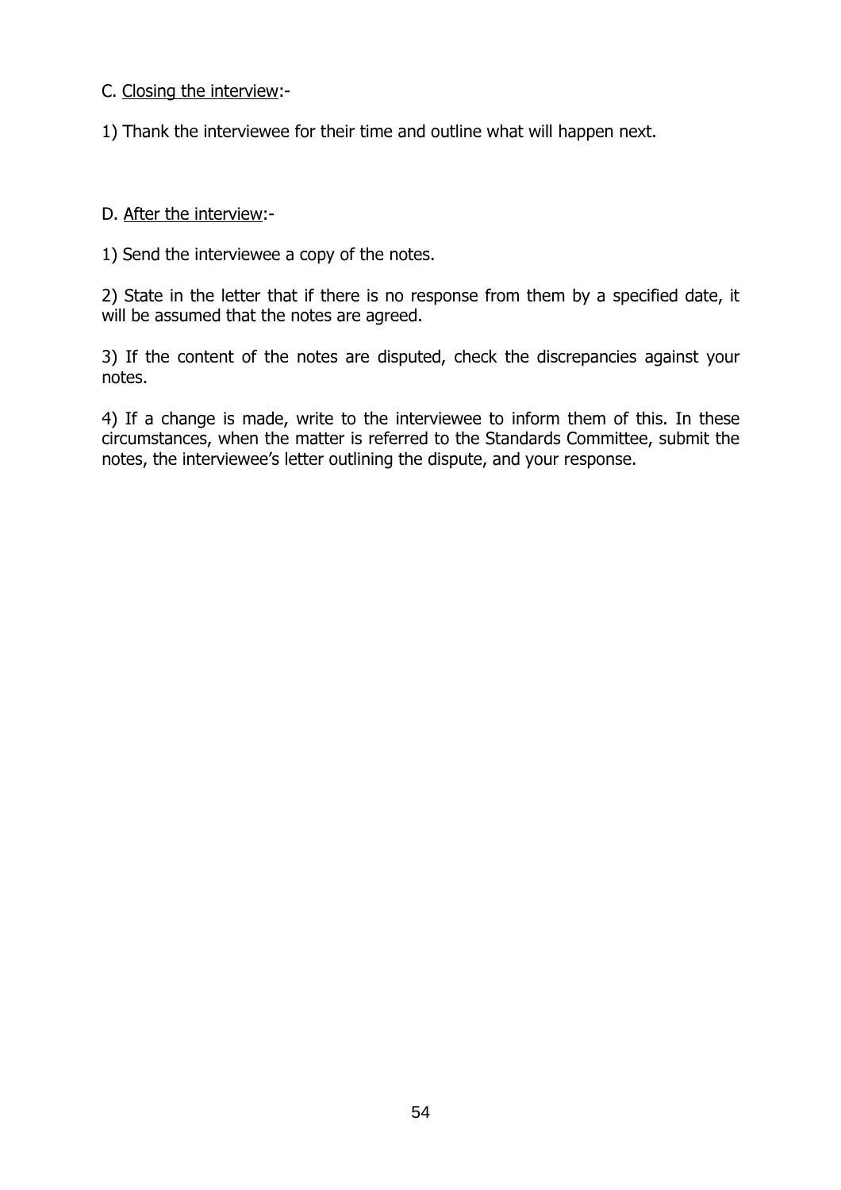C. <u>Closing the interview</u>:-

1) Thank the interviewee for their time and outline what will happen next.

D. <u>After the interview</u>:-

1) Send the interviewee a copy of the notes.

2) State in the letter that if there is no response from them by a specified date, it will be assumed that the notes are agreed.

3) If the content of the notes are disputed, check the discrepancies against your notes.

4) If a change is made, write to the interviewee to inform them of this. In these circumstances, when the matter is referred to the Standards Committee, submit the notes, the interviewee's letter outlining the dispute, and your response.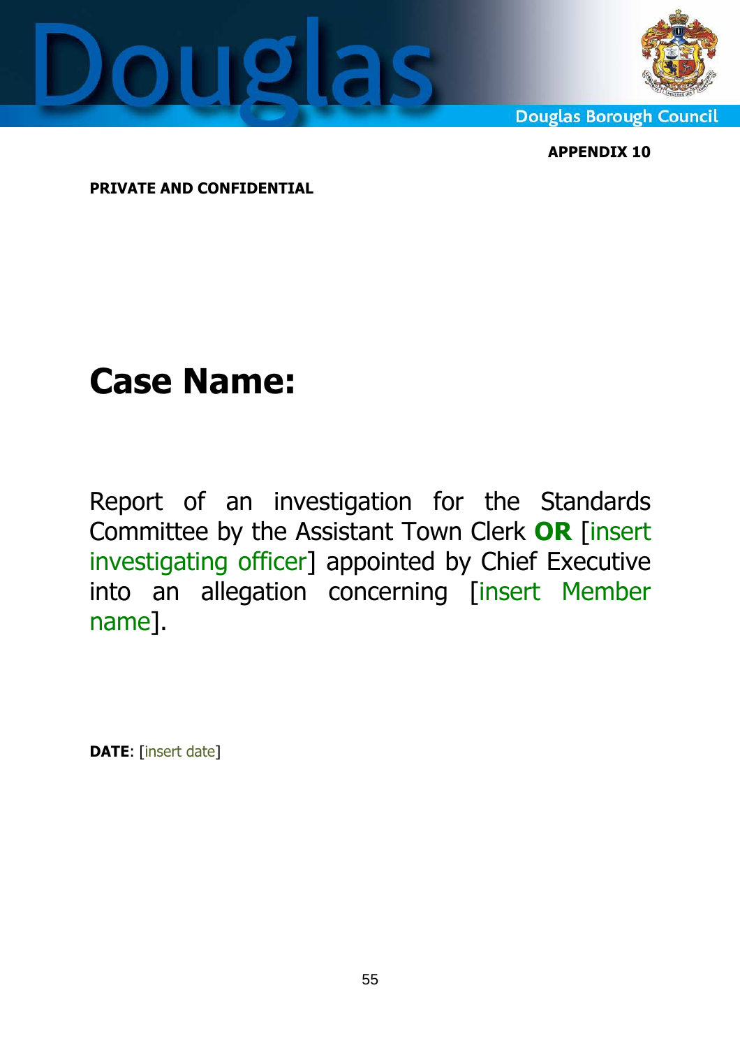**APPENDIX 10**

**PRIVATE AND CONFIDENTIAL**

# Case Name:

Report of an investigation for the Standards Committee by the Assistant Town Clerk **OR** [insert investigating officer] appointed by Chief Executive into an allegation concerning [insert Member name].

**DATE**: [insert date]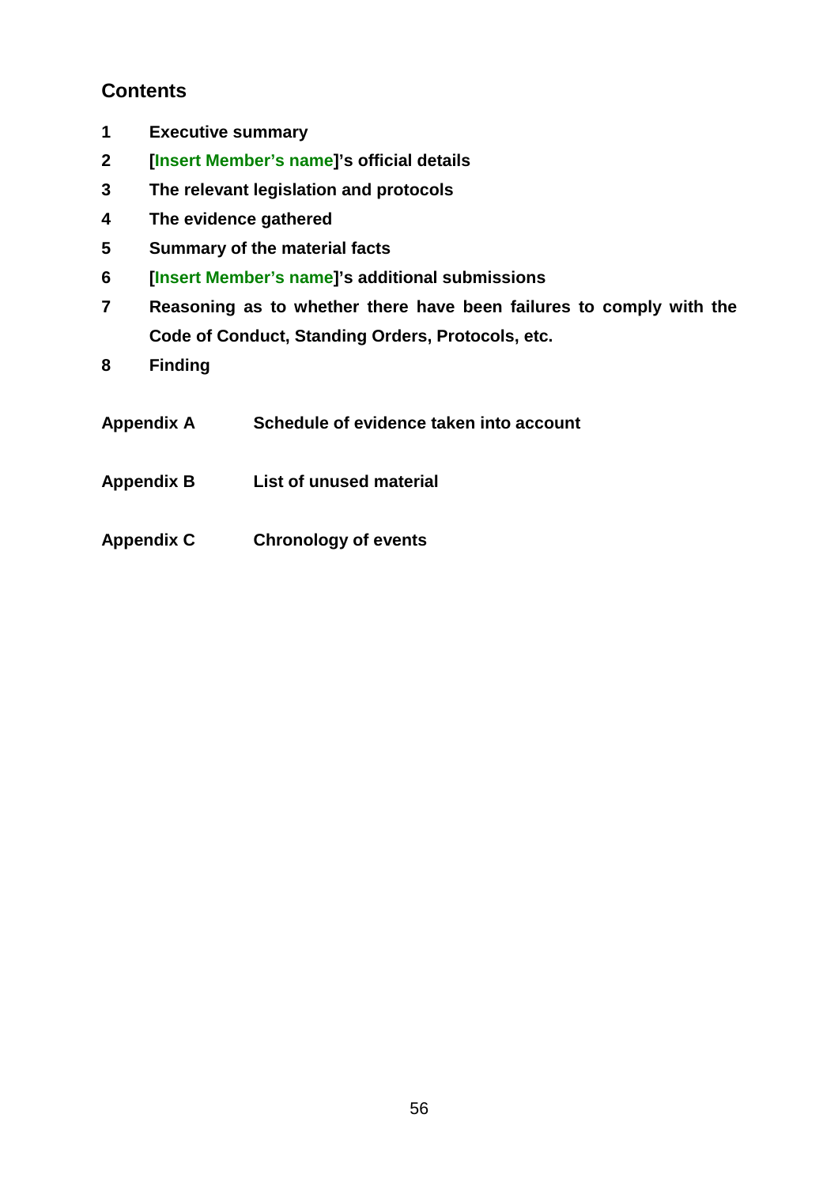## Contents

1 **Executive summary**

2 **[Insert Member's name]'s official details**

3 **The relevant legislation and protocols**

4 **The evidence gathered**

5 **Summary of the material facts**

6 **[Insert Member's name]'s additional submissions**

7 **Reasoning as to whether there have been failures to comply with the Code of Conduct, Standing Orders, Protocols, etc.**

8 **Finding**

**Appendix A** **Schedule of evidence taken into account**

**Appendix B** **List of unused material**

**Appendix C** **Chronology of events**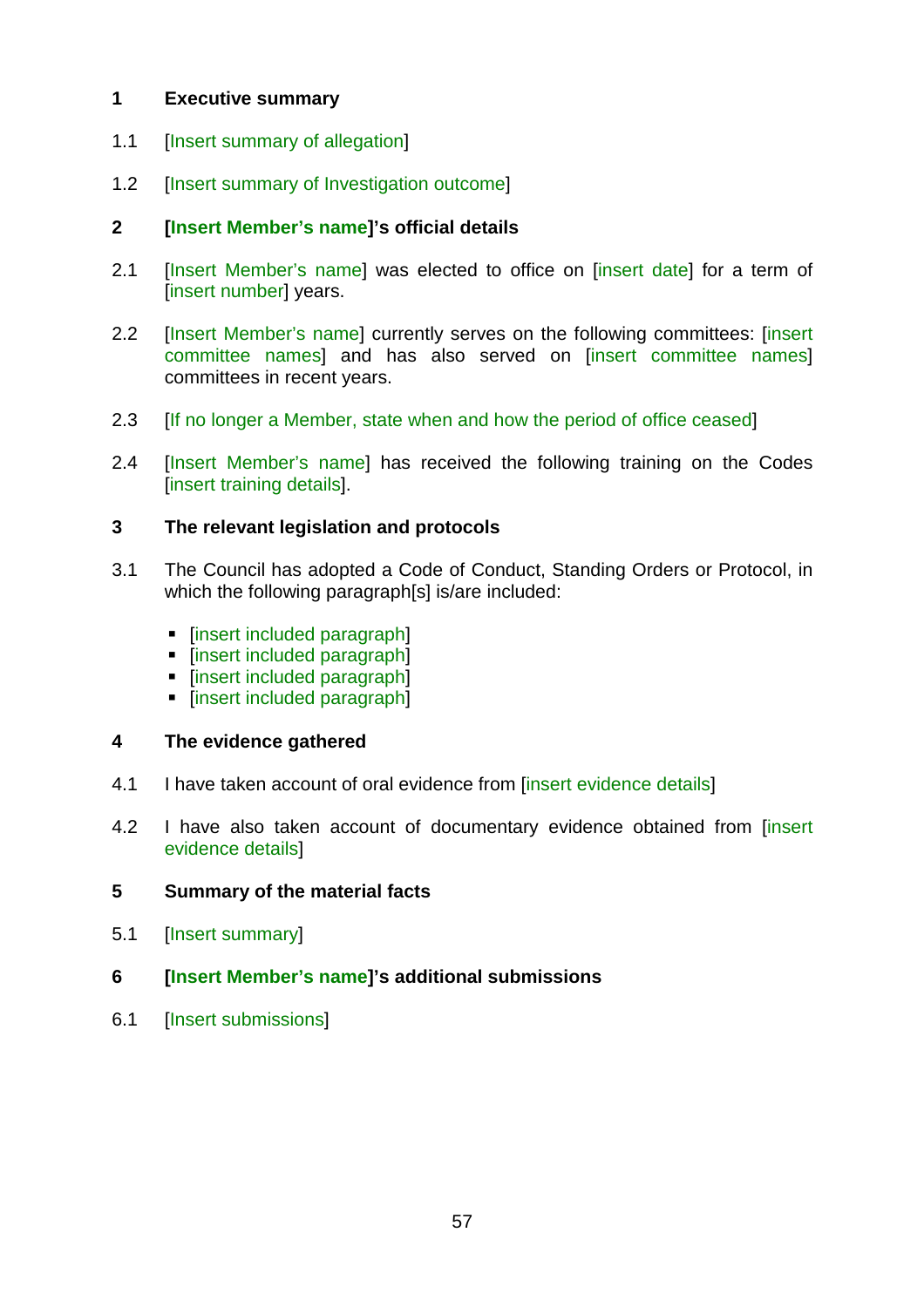## 1 Executive summary

1.1 [Insert summary of allegation]

1.2 [Insert summary of Investigation outcome]

## 2 [Insert Member's name]'s official details

2.1 [Insert Member's name] was elected to office on [insert date] for a term of [insert number] years.

2.2 [Insert Member's name] currently serves on the following committees: [insert committee names] and has also served on [insert committee names] committees in recent years.

2.3 [If no longer a Member, state when and how the period of office ceased]

2.4 [Insert Member's name] has received the following training on the Codes [insert training details].

## 3 The relevant legislation and protocols

3.1 The Council has adopted a Code of Conduct, Standing Orders or Protocol, in which the following paragraph[s] is/are included:

- [insert included paragraph]
- [insert included paragraph]
- [insert included paragraph]
- [insert included paragraph]

## 4 The evidence gathered

4.1 I have taken account of oral evidence from [insert evidence details]

4.2 I have also taken account of documentary evidence obtained from [insert evidence details]

## 5 Summary of the material facts

5.1 [Insert summary]

## 6 [Insert Member's name]'s additional submissions

6.1 [Insert submissions]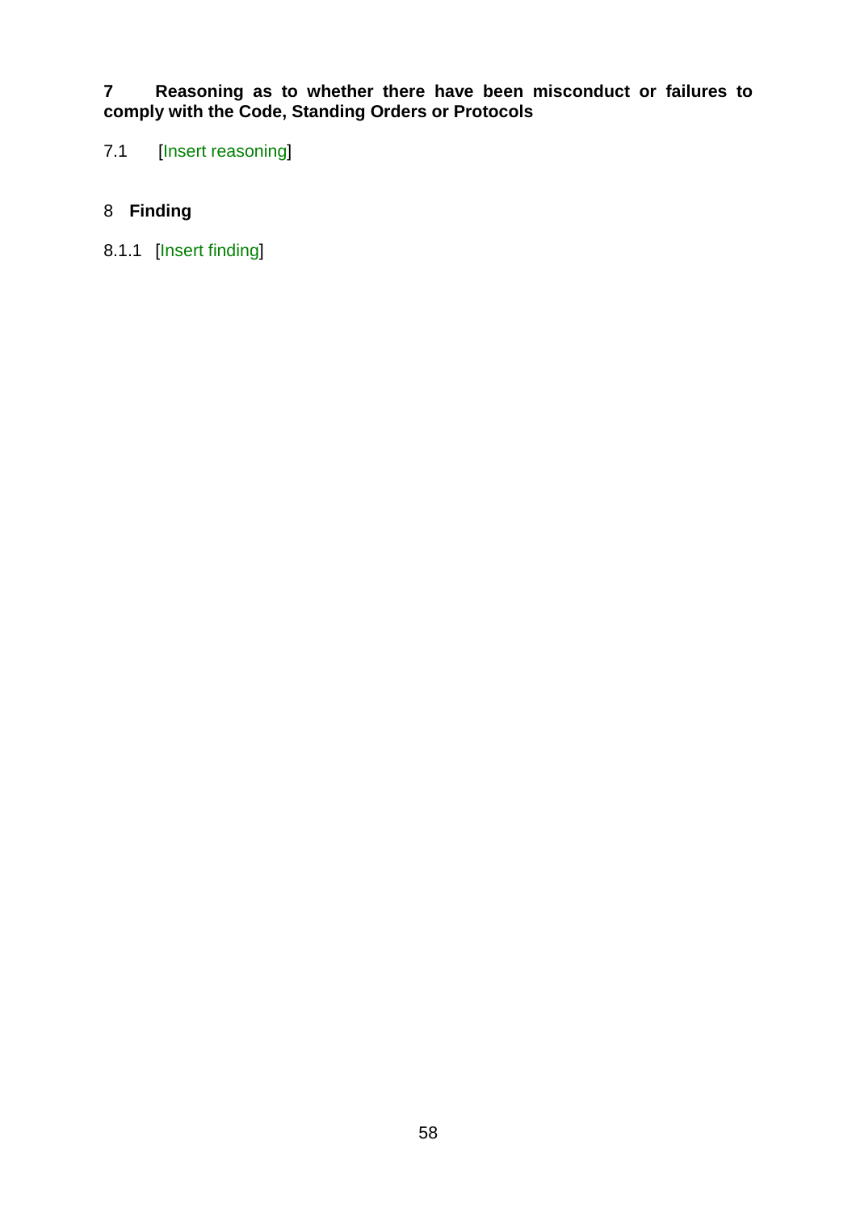## 7 Reasoning as to whether there have been misconduct or failures to comply with the Code, Standing Orders or Protocols

7.1 [Insert reasoning]

## 8 Finding

8.1.1 [Insert finding]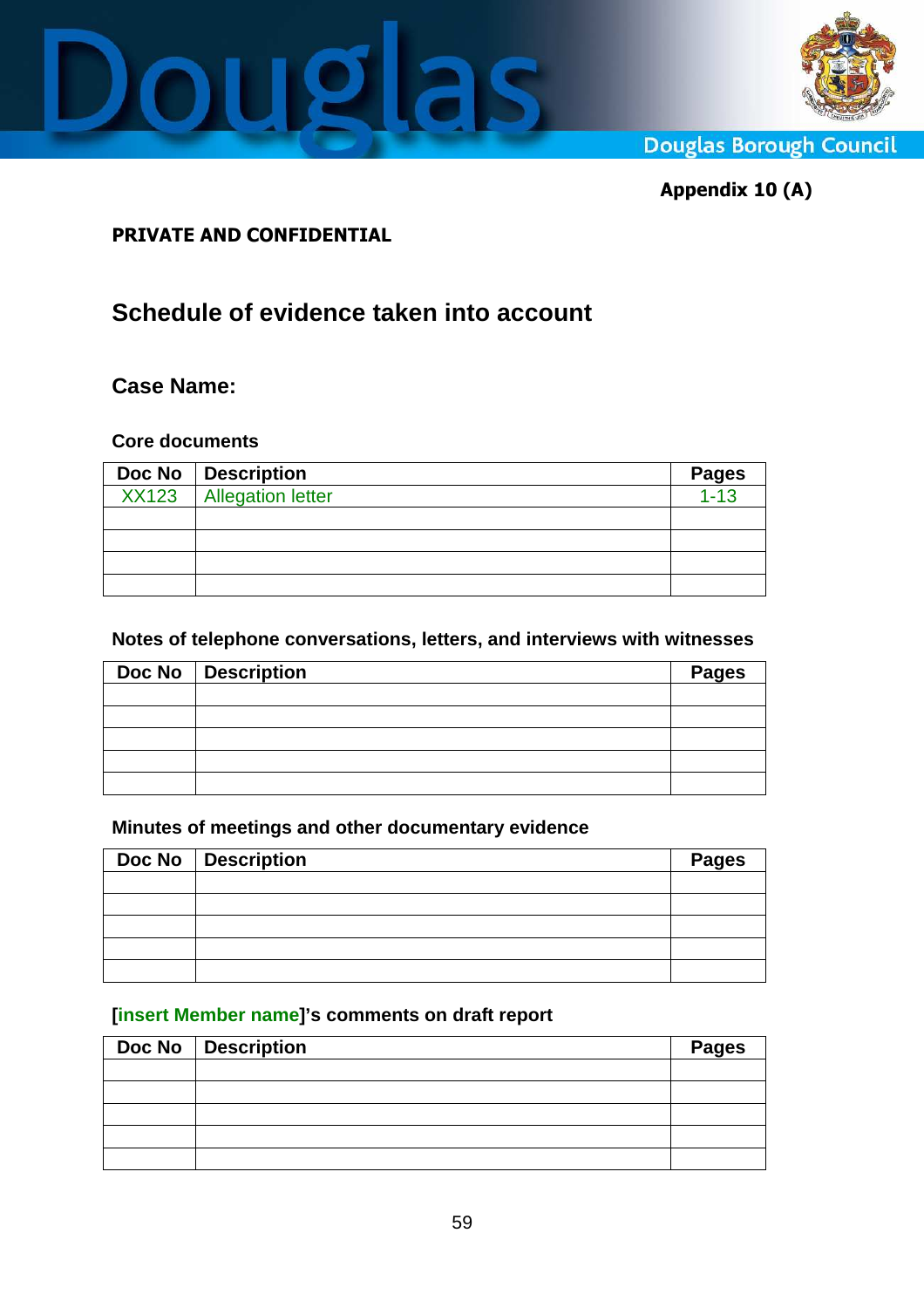Douglas Borough Council

**Appendix 10 (A)**

**PRIVATE AND CONFIDENTIAL**

## Schedule of evidence taken into account

### Case Name:

**Core documents**

| Doc No | Description | Pages |
|---|---|---|
| XX123 | Allegation letter | 1-13 |
| | | |
| | | |
| | | |
| | | |

**Notes of telephone conversations, letters, and interviews with witnesses**

| Doc No | Description | Pages |
|---|---|---|
| | | |
| | | |
| | | |
| | | |
| | | |

**Minutes of meetings and other documentary evidence**

| Doc No | Description | Pages |
|---|---|---|
| | | |
| | | |
| | | |
| | | |
| | | |

**[insert Member name]'s comments on draft report**

| Doc No | Description | Pages |
|---|---|---|
| | | |
| | | |
| | | |
| | | |
| | | |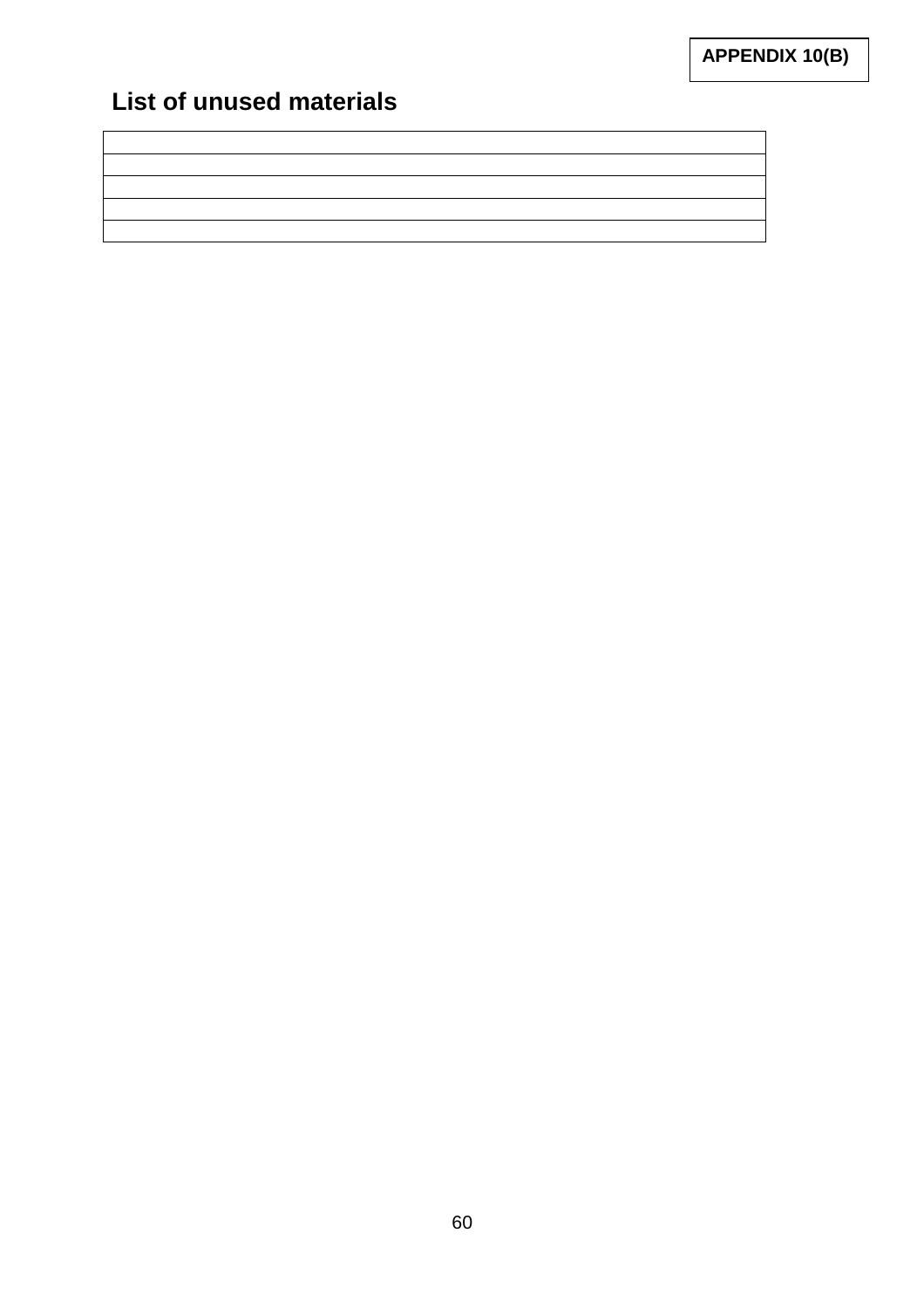**APPENDIX 10(B)**

## List of unused materials

|  |
|---|
|  |
|  |
|  |
|  |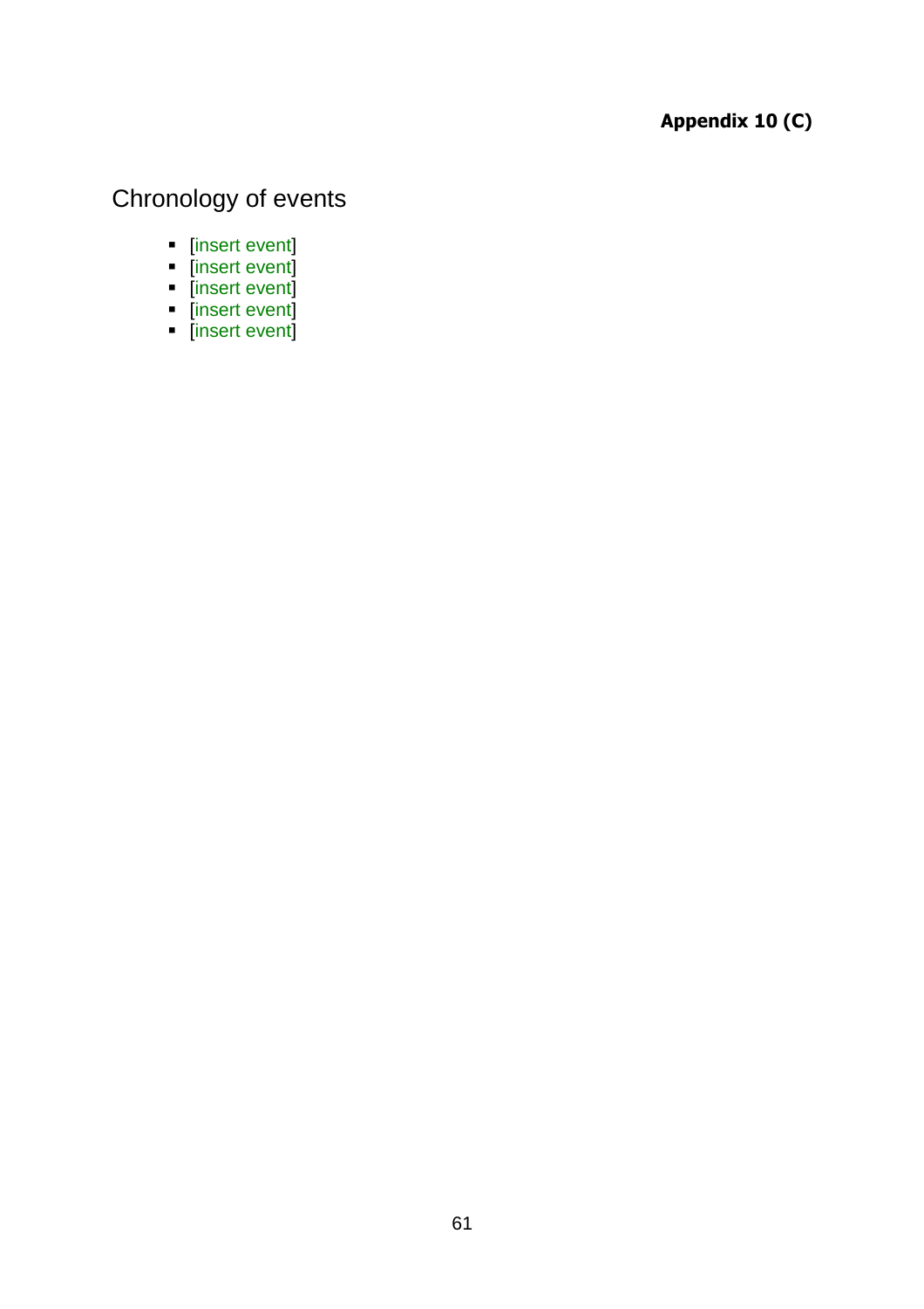**Appendix 10 (C)**

# Chronology of events

- [insert event]
- [insert event]
- [insert event]
- [insert event]
- [insert event]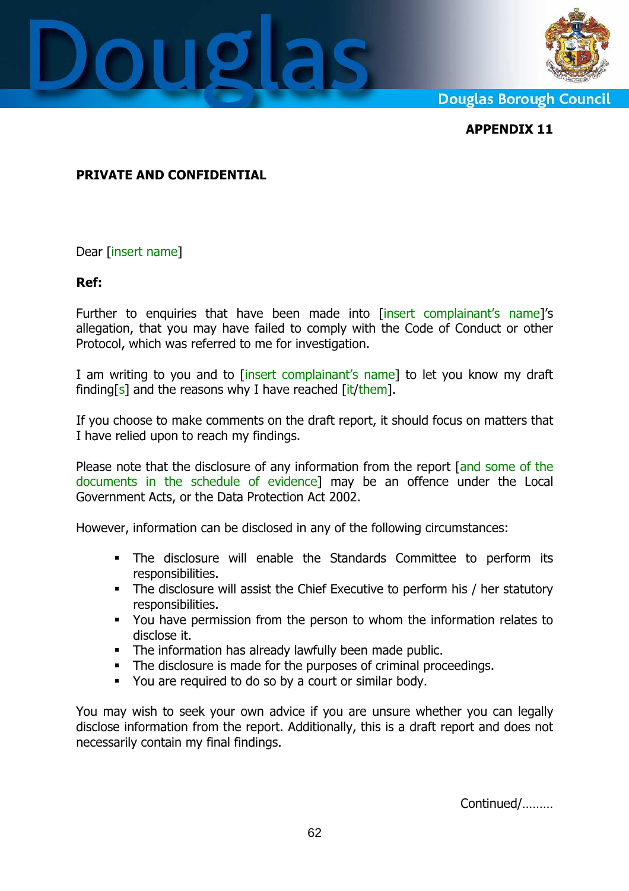**APPENDIX 11**

**PRIVATE AND CONFIDENTIAL**

Dear [insert name]

**Ref:**

Further to enquiries that have been made into [insert complainant's name]'s allegation, that you may have failed to comply with the Code of Conduct or other Protocol, which was referred to me for investigation.

I am writing to you and to [insert complainant's name] to let you know my draft finding[s] and the reasons why I have reached [it/them].

If you choose to make comments on the draft report, it should focus on matters that I have relied upon to reach my findings.

Please note that the disclosure of any information from the report [and some of the documents in the schedule of evidence] may be an offence under the Local Government Acts, or the Data Protection Act 2002.

However, information can be disclosed in any of the following circumstances:

- The disclosure will enable the Standards Committee to perform its responsibilities.
- The disclosure will assist the Chief Executive to perform his / her statutory responsibilities.
- You have permission from the person to whom the information relates to disclose it.
- The information has already lawfully been made public.
- The disclosure is made for the purposes of criminal proceedings.
- You are required to do so by a court or similar body.

You may wish to seek your own advice if you are unsure whether you can legally disclose information from the report. Additionally, this is a draft report and does not necessarily contain my final findings.

Continued/………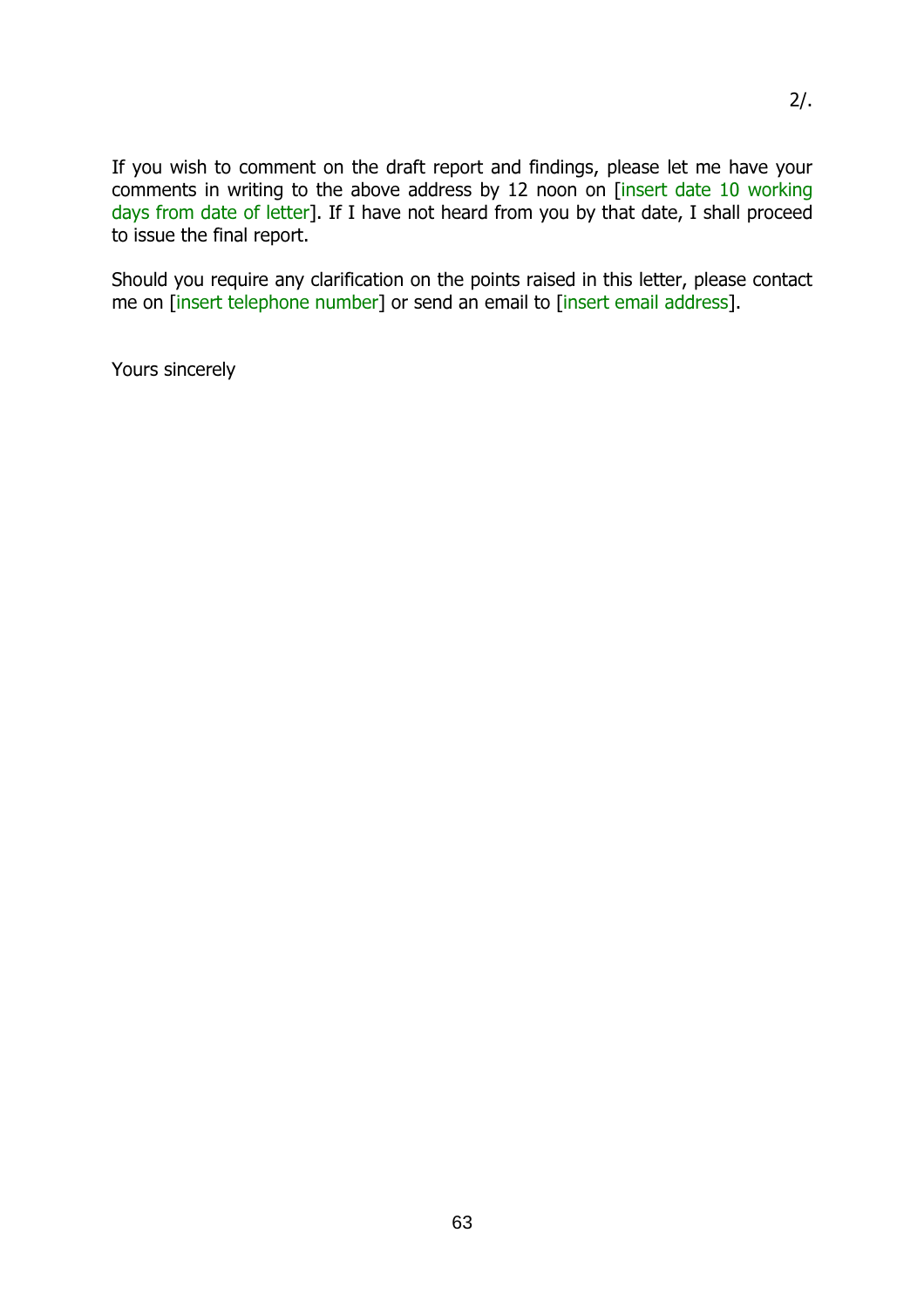2/.

If you wish to comment on the draft report and findings, please let me have your comments in writing to the above address by 12 noon on [insert date 10 working days from date of letter]. If I have not heard from you by that date, I shall proceed to issue the final report.

Should you require any clarification on the points raised in this letter, please contact me on [insert telephone number] or send an email to [insert email address].

Yours sincerely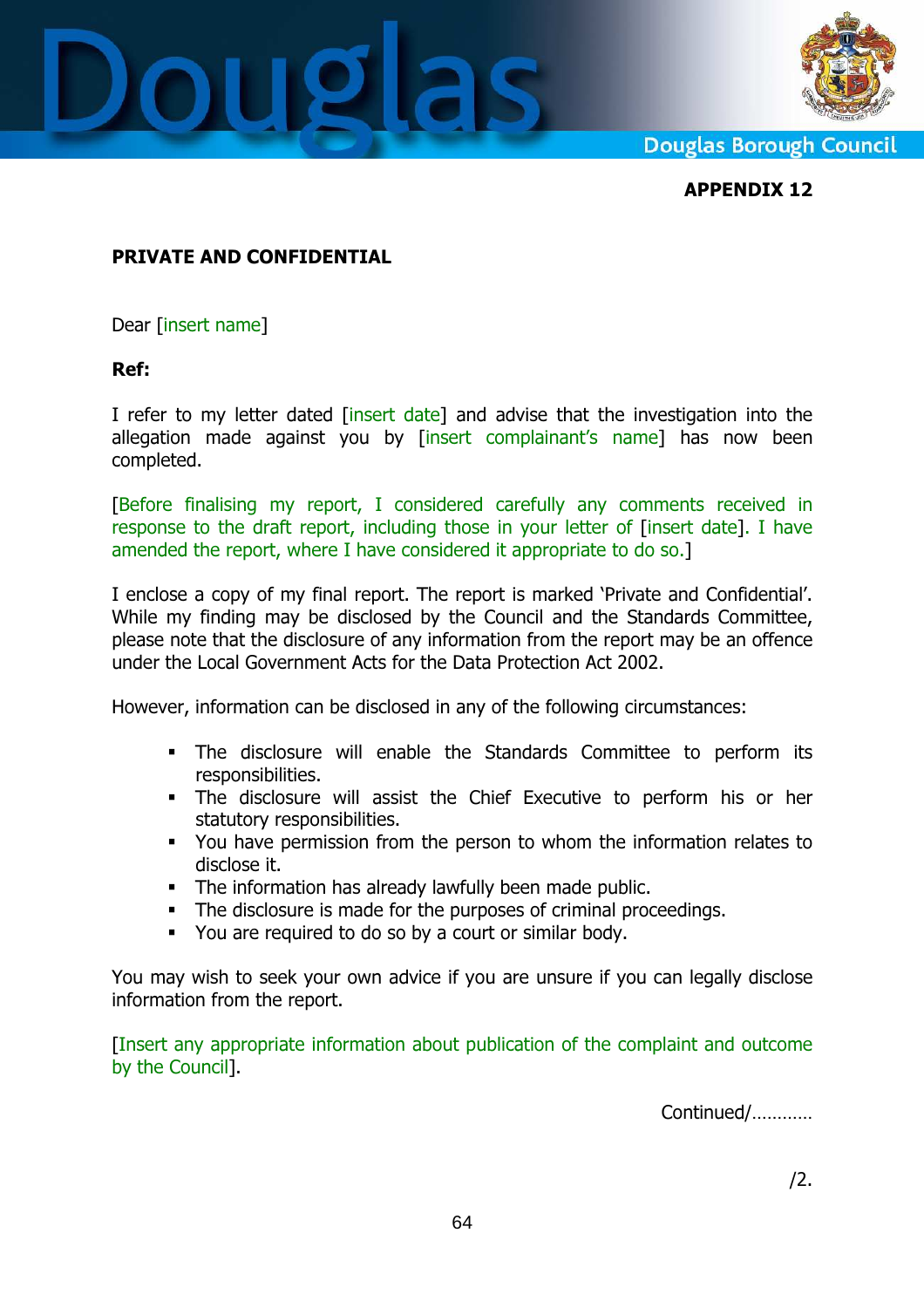**APPENDIX 12**

**PRIVATE AND CONFIDENTIAL**

Dear [insert name]

**Ref:**

I refer to my letter dated [insert date] and advise that the investigation into the allegation made against you by [insert complainant's name] has now been completed.

[Before finalising my report, I considered carefully any comments received in response to the draft report, including those in your letter of [insert date]. I have amended the report, where I have considered it appropriate to do so.]

I enclose a copy of my final report. The report is marked 'Private and Confidential'. While my finding may be disclosed by the Council and the Standards Committee, please note that the disclosure of any information from the report may be an offence under the Local Government Acts for the Data Protection Act 2002.

However, information can be disclosed in any of the following circumstances:

- The disclosure will enable the Standards Committee to perform its responsibilities.
- The disclosure will assist the Chief Executive to perform his or her statutory responsibilities.
- You have permission from the person to whom the information relates to disclose it.
- The information has already lawfully been made public.
- The disclosure is made for the purposes of criminal proceedings.
- You are required to do so by a court or similar body.

You may wish to seek your own advice if you are unsure if you can legally disclose information from the report.

[Insert any appropriate information about publication of the complaint and outcome by the Council].

Continued/…………

/2.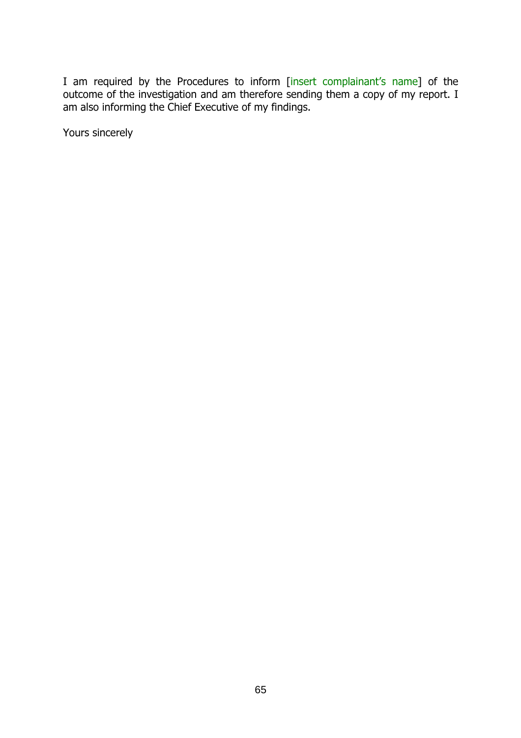I am required by the Procedures to inform [insert complainant's name] of the outcome of the investigation and am therefore sending them a copy of my report. I am also informing the Chief Executive of my findings.

Yours sincerely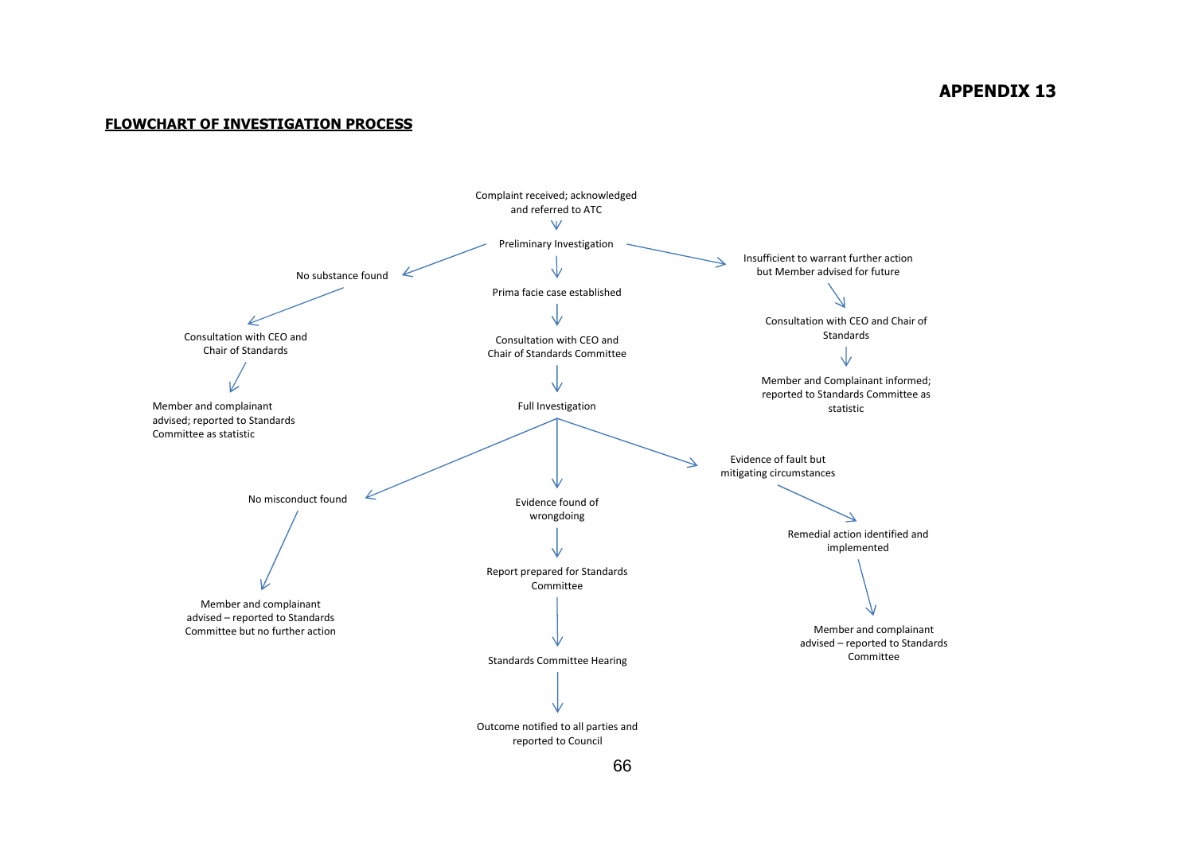# APPENDIX 13

**FLOWCHART OF INVESTIGATION PROCESS**

Complaint received; acknowledged and referred to ATC

↓

Preliminary Investigation

- **No substance found**
  - ↓ Consultation with CEO and Chair of Standards
  - ↓ Member and complainant advised; reported to Standards Committee as statistic
- **Prima facie case established**
  - ↓ Consultation with CEO and Chair of Standards Committee
  - ↓ Full Investigation
    - **No misconduct found**
      - ↓ Member and complainant advised – reported to Standards Committee but no further action
    - **Evidence found of wrongdoing**
      - ↓ Report prepared for Standards Committee
      - ↓ Standards Committee Hearing
      - ↓ Outcome notified to all parties and reported to Council
    - **Evidence of fault but mitigating circumstances**
      - ↓ Remedial action identified and implemented
      - ↓ Member and complainant advised – reported to Standards Committee
- **Insufficient to warrant further action but Member advised for future**
  - ↓ Consultation with CEO and Chair of Standards
  - ↓ Member and Complainant informed; reported to Standards Committee as statistic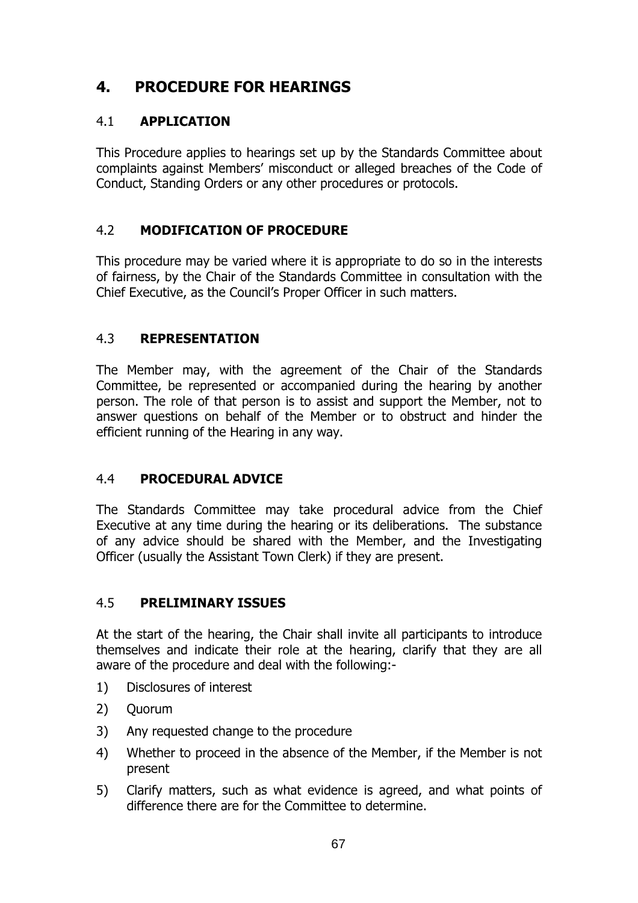# 4. PROCEDURE FOR HEARINGS

## 4.1 APPLICATION

This Procedure applies to hearings set up by the Standards Committee about complaints against Members' misconduct or alleged breaches of the Code of Conduct, Standing Orders or any other procedures or protocols.

## 4.2 MODIFICATION OF PROCEDURE

This procedure may be varied where it is appropriate to do so in the interests of fairness, by the Chair of the Standards Committee in consultation with the Chief Executive, as the Council's Proper Officer in such matters.

## 4.3 REPRESENTATION

The Member may, with the agreement of the Chair of the Standards Committee, be represented or accompanied during the hearing by another person. The role of that person is to assist and support the Member, not to answer questions on behalf of the Member or to obstruct and hinder the efficient running of the Hearing in any way.

## 4.4 PROCEDURAL ADVICE

The Standards Committee may take procedural advice from the Chief Executive at any time during the hearing or its deliberations. The substance of any advice should be shared with the Member, and the Investigating Officer (usually the Assistant Town Clerk) if they are present.

## 4.5 PRELIMINARY ISSUES

At the start of the hearing, the Chair shall invite all participants to introduce themselves and indicate their role at the hearing, clarify that they are all aware of the procedure and deal with the following:-

1) Disclosures of interest
2) Quorum
3) Any requested change to the procedure
4) Whether to proceed in the absence of the Member, if the Member is not present
5) Clarify matters, such as what evidence is agreed, and what points of difference there are for the Committee to determine.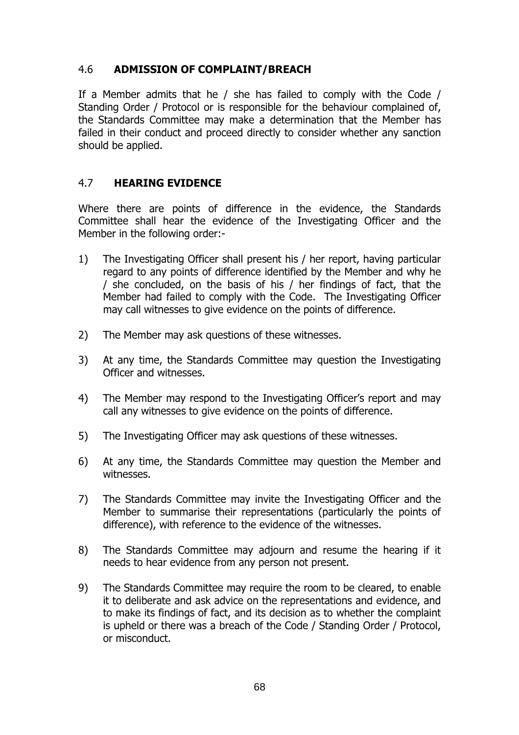## 4.6 **ADMISSION OF COMPLAINT/BREACH**

If a Member admits that he / she has failed to comply with the Code / Standing Order / Protocol or is responsible for the behaviour complained of, the Standards Committee may make a determination that the Member has failed in their conduct and proceed directly to consider whether any sanction should be applied.

## 4.7 **HEARING EVIDENCE**

Where there are points of difference in the evidence, the Standards Committee shall hear the evidence of the Investigating Officer and the Member in the following order:-

1) The Investigating Officer shall present his / her report, having particular regard to any points of difference identified by the Member and why he / she concluded, on the basis of his / her findings of fact, that the Member had failed to comply with the Code. The Investigating Officer may call witnesses to give evidence on the points of difference.

2) The Member may ask questions of these witnesses.

3) At any time, the Standards Committee may question the Investigating Officer and witnesses.

4) The Member may respond to the Investigating Officer's report and may call any witnesses to give evidence on the points of difference.

5) The Investigating Officer may ask questions of these witnesses.

6) At any time, the Standards Committee may question the Member and witnesses.

7) The Standards Committee may invite the Investigating Officer and the Member to summarise their representations (particularly the points of difference), with reference to the evidence of the witnesses.

8) The Standards Committee may adjourn and resume the hearing if it needs to hear evidence from any person not present.

9) The Standards Committee may require the room to be cleared, to enable it to deliberate and ask advice on the representations and evidence, and to make its findings of fact, and its decision as to whether the complaint is upheld or there was a breach of the Code / Standing Order / Protocol, or misconduct.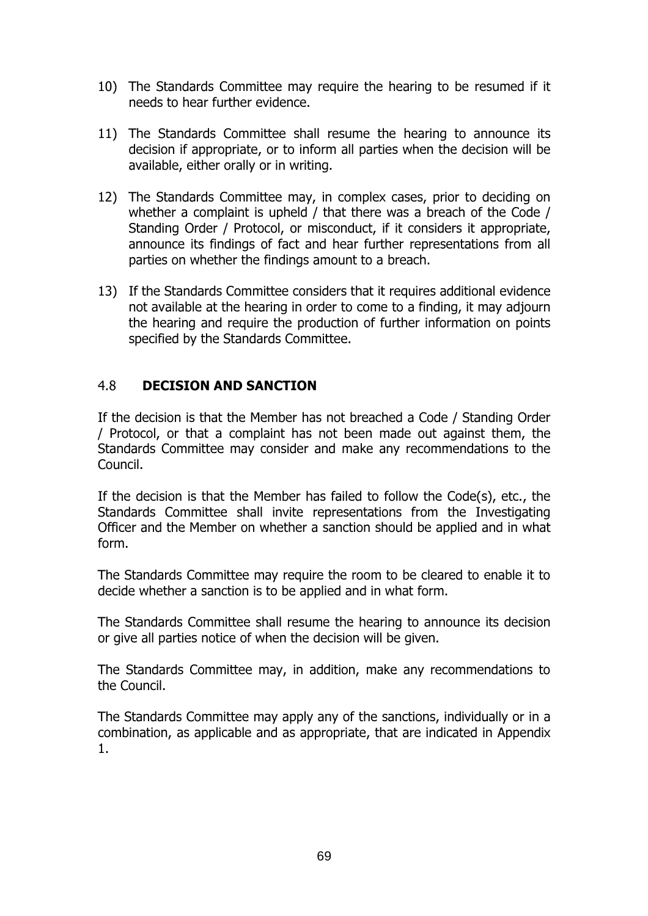10) The Standards Committee may require the hearing to be resumed if it needs to hear further evidence.

11) The Standards Committee shall resume the hearing to announce its decision if appropriate, or to inform all parties when the decision will be available, either orally or in writing.

12) The Standards Committee may, in complex cases, prior to deciding on whether a complaint is upheld / that there was a breach of the Code / Standing Order / Protocol, or misconduct, if it considers it appropriate, announce its findings of fact and hear further representations from all parties on whether the findings amount to a breach.

13) If the Standards Committee considers that it requires additional evidence not available at the hearing in order to come to a finding, it may adjourn the hearing and require the production of further information on points specified by the Standards Committee.

## 4.8 DECISION AND SANCTION

If the decision is that the Member has not breached a Code / Standing Order / Protocol, or that a complaint has not been made out against them, the Standards Committee may consider and make any recommendations to the Council.

If the decision is that the Member has failed to follow the Code(s), etc., the Standards Committee shall invite representations from the Investigating Officer and the Member on whether a sanction should be applied and in what form.

The Standards Committee may require the room to be cleared to enable it to decide whether a sanction is to be applied and in what form.

The Standards Committee shall resume the hearing to announce its decision or give all parties notice of when the decision will be given.

The Standards Committee may, in addition, make any recommendations to the Council.

The Standards Committee may apply any of the sanctions, individually or in a combination, as applicable and as appropriate, that are indicated in Appendix 1.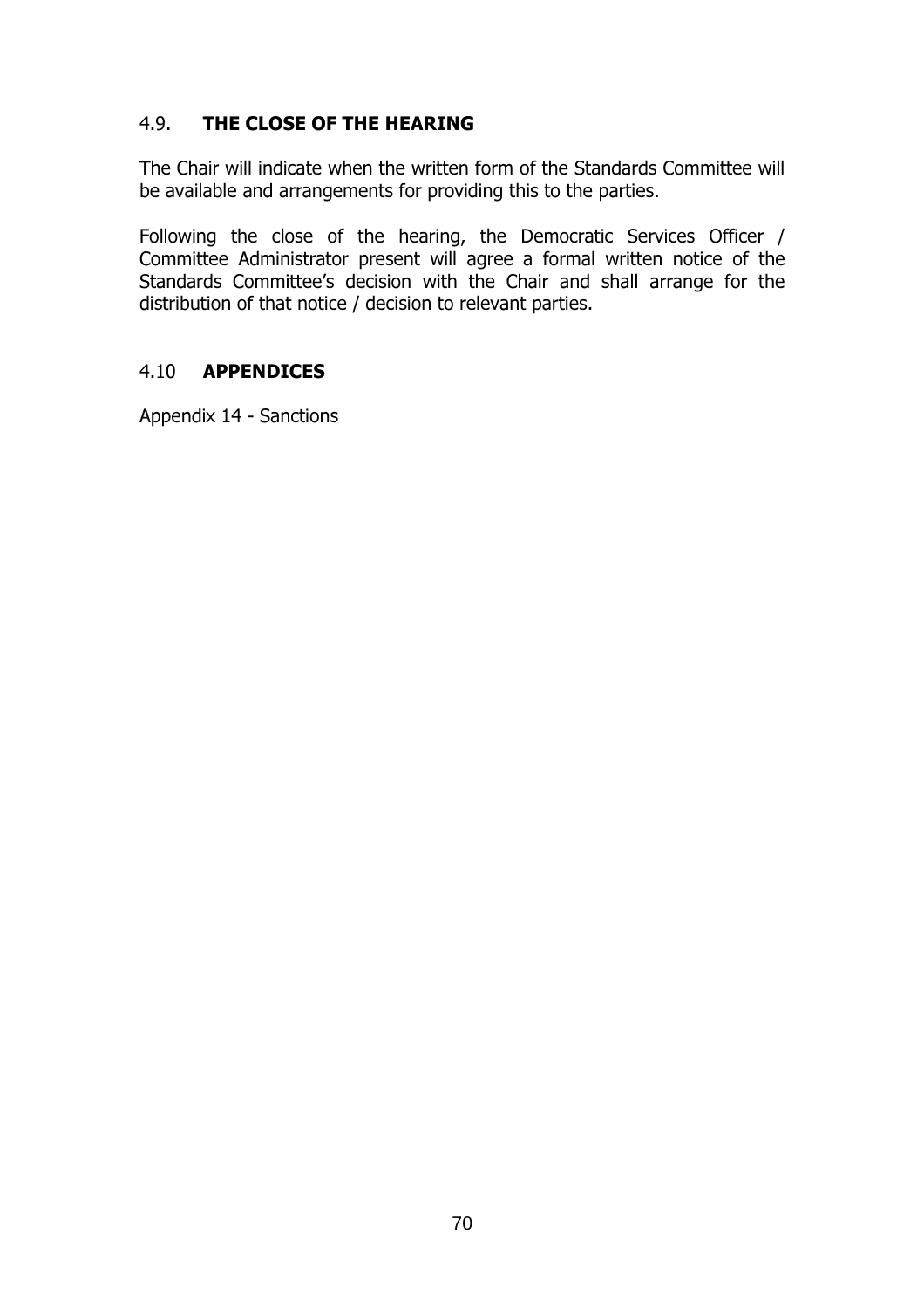## 4.9. THE CLOSE OF THE HEARING

The Chair will indicate when the written form of the Standards Committee will be available and arrangements for providing this to the parties.

Following the close of the hearing, the Democratic Services Officer / Committee Administrator present will agree a formal written notice of the Standards Committee's decision with the Chair and shall arrange for the distribution of that notice / decision to relevant parties.

## 4.10 APPENDICES

Appendix 14 - Sanctions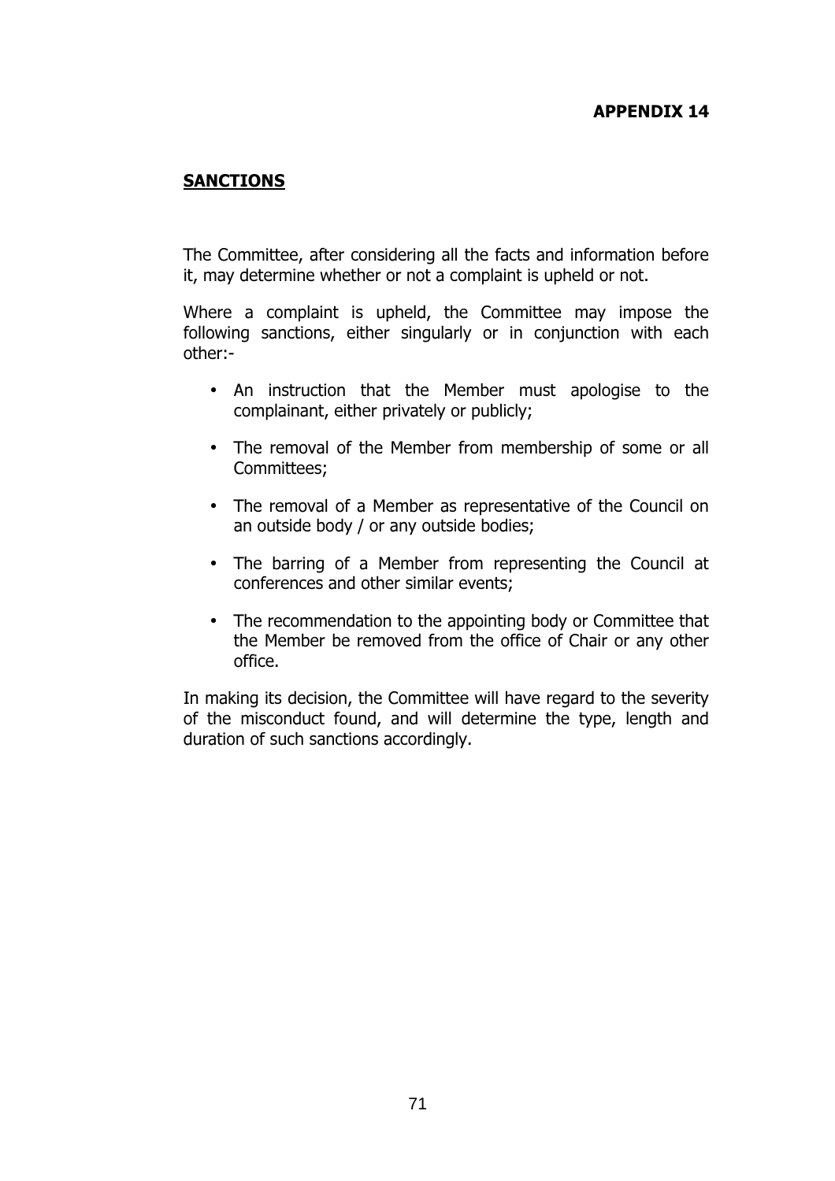**APPENDIX 14**

## SANCTIONS

The Committee, after considering all the facts and information before it, may determine whether or not a complaint is upheld or not.

Where a complaint is upheld, the Committee may impose the following sanctions, either singularly or in conjunction with each other:-

- An instruction that the Member must apologise to the complainant, either privately or publicly;
- The removal of the Member from membership of some or all Committees;
- The removal of a Member as representative of the Council on an outside body / or any outside bodies;
- The barring of a Member from representing the Council at conferences and other similar events;
- The recommendation to the appointing body or Committee that the Member be removed from the office of Chair or any other office.

In making its decision, the Committee will have regard to the severity of the misconduct found, and will determine the type, length and duration of such sanctions accordingly.